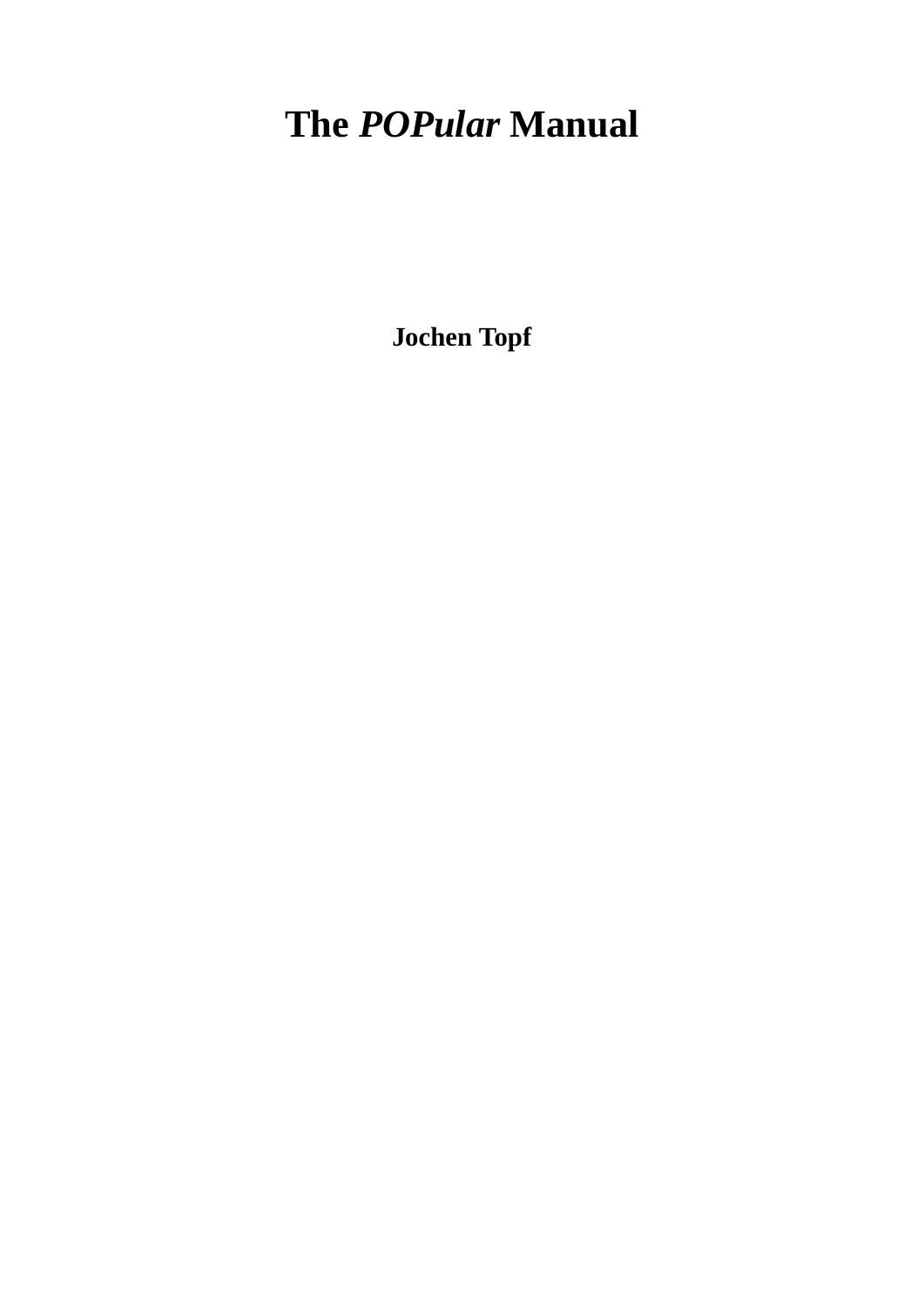# The *POPular* Manual

**Jochen Topf**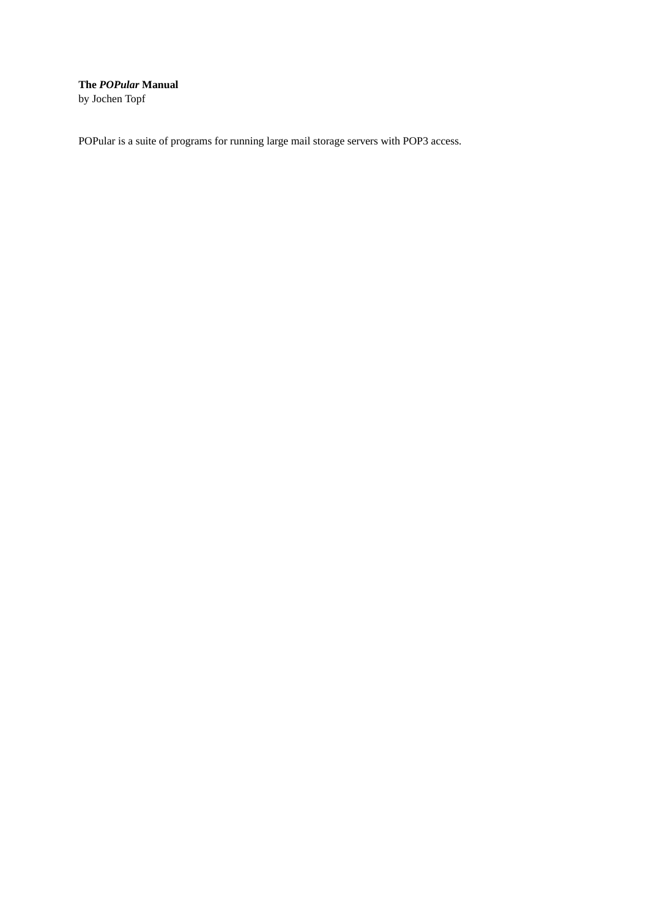**The *POPular* Manual**
by Jochen Topf

POPular is a suite of programs for running large mail storage servers with POP3 access.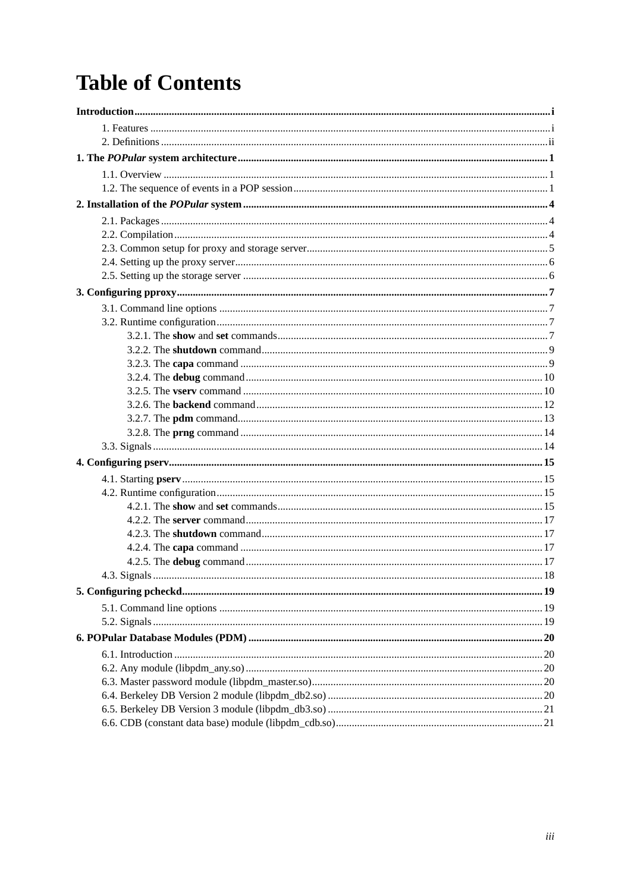# Table of Contents

**Introduction** ........ i

- 1. Features ........ i
- 2. Definitions ........ ii

**1. The *POPular* system architecture** ........ 1

- 1.1. Overview ........ 1
- 1.2. The sequence of events in a POP session ........ 1

**2. Installation of the *POPular* system** ........ 4

- 2.1. Packages ........ 4
- 2.2. Compilation ........ 4
- 2.3. Common setup for proxy and storage server ........ 5
- 2.4. Setting up the proxy server ........ 6
- 2.5. Setting up the storage server ........ 6

**3. Configuring pproxy** ........ 7

- 3.1. Command line options ........ 7
- 3.2. Runtime configuration ........ 7
  - 3.2.1. The **show** and **set** commands ........ 7
  - 3.2.2. The **shutdown** command ........ 9
  - 3.2.3. The **capa** command ........ 9
  - 3.2.4. The **debug** command ........ 10
  - 3.2.5. The **vserv** command ........ 10
  - 3.2.6. The **backend** command ........ 12
  - 3.2.7. The **pdm** command ........ 13
  - 3.2.8. The **prng** command ........ 14
- 3.3. Signals ........ 14

**4. Configuring pserv** ........ 15

- 4.1. Starting **pserv** ........ 15
- 4.2. Runtime configuration ........ 15
  - 4.2.1. The **show** and **set** commands ........ 15
  - 4.2.2. The **server** command ........ 17
  - 4.2.3. The **shutdown** command ........ 17
  - 4.2.4. The **capa** command ........ 17
  - 4.2.5. The **debug** command ........ 17
- 4.3. Signals ........ 18

**5. Configuring pcheckd** ........ 19

- 5.1. Command line options ........ 19
- 5.2. Signals ........ 19

**6. POPular Database Modules (PDM)** ........ 20

- 6.1. Introduction ........ 20
- 6.2. Any module (libpdm_any.so) ........ 20
- 6.3. Master password module (libpdm_master.so) ........ 20
- 6.4. Berkeley DB Version 2 module (libpdm_db2.so) ........ 20
- 6.5. Berkeley DB Version 3 module (libpdm_db3.so) ........ 21
- 6.6. CDB (constant data base) module (libpdm_cdb.so) ........ 21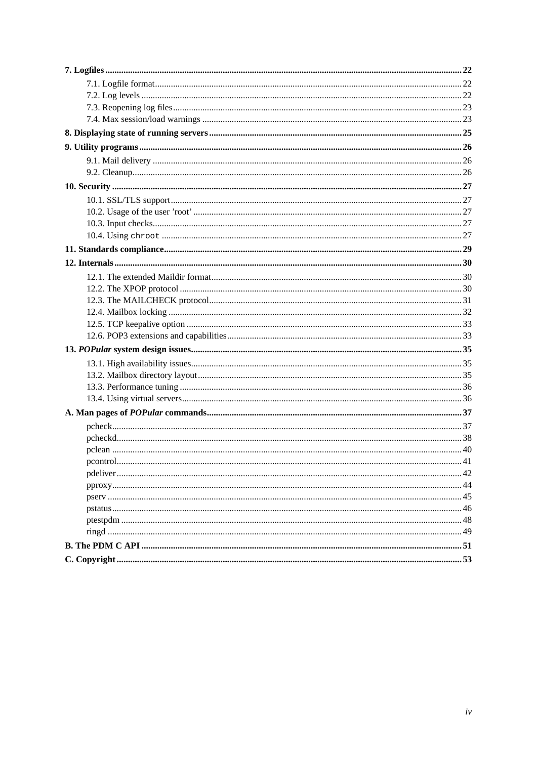**7. Logfiles** ........ 22

- 7.1. Logfile format ........ 22
- 7.2. Log levels ........ 22
- 7.3. Reopening log files ........ 23
- 7.4. Max session/load warnings ........ 23

**8. Displaying state of running servers** ........ 25

**9. Utility programs** ........ 26

- 9.1. Mail delivery ........ 26
- 9.2. Cleanup ........ 26

**10. Security** ........ 27

- 10.1. SSL/TLS support ........ 27
- 10.2. Usage of the user ’root’ ........ 27
- 10.3. Input checks ........ 27
- 10.4. Using `chroot` ........ 27

**11. Standards compliance** ........ 29

**12. Internals** ........ 30

- 12.1. The extended Maildir format ........ 30
- 12.2. The XPOP protocol ........ 30
- 12.3. The MAILCHECK protocol ........ 31
- 12.4. Mailbox locking ........ 32
- 12.5. TCP keepalive option ........ 33
- 12.6. POP3 extensions and capabilities ........ 33

**13. *POPular* system design issues** ........ 35

- 13.1. High availability issues ........ 35
- 13.2. Mailbox directory layout ........ 35
- 13.3. Performance tuning ........ 36
- 13.4. Using virtual servers ........ 36

**A. Man pages of *POPular* commands** ........ 37

- pcheck ........ 37
- pcheckd ........ 38
- pclean ........ 40
- pcontrol ........ 41
- pdeliver ........ 42
- pproxy ........ 44
- pserv ........ 45
- pstatus ........ 46
- ptestpdm ........ 48
- ringd ........ 49

**B. The PDM C API** ........ 51

**C. Copyright** ........ 53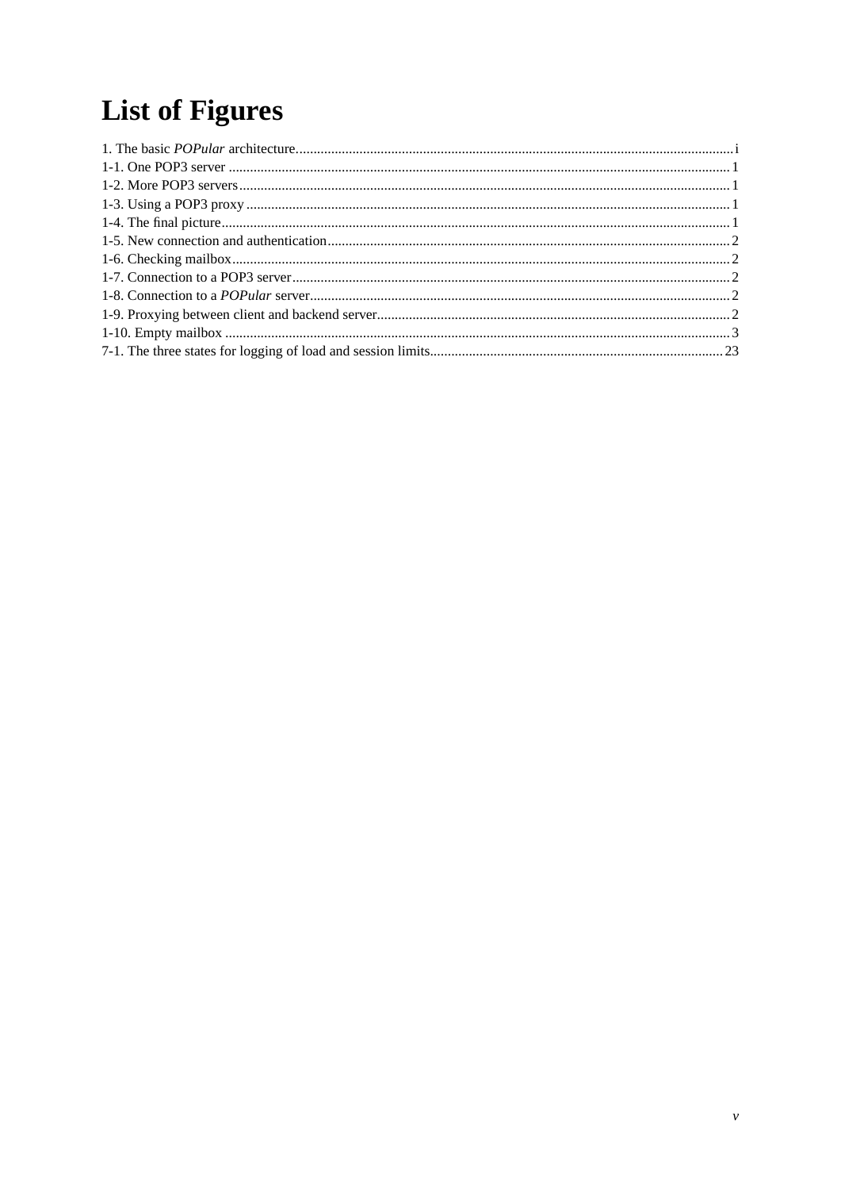# List of Figures

1. The basic *POPular* architecture....i
1-1. One POP3 server....1
1-2. More POP3 servers....1
1-3. Using a POP3 proxy....1
1-4. The final picture....1
1-5. New connection and authentication....2
1-6. Checking mailbox....2
1-7. Connection to a POP3 server....2
1-8. Connection to a *POPular* server....2
1-9. Proxying between client and backend server....2
1-10. Empty mailbox....3
7-1. The three states for logging of load and session limits....23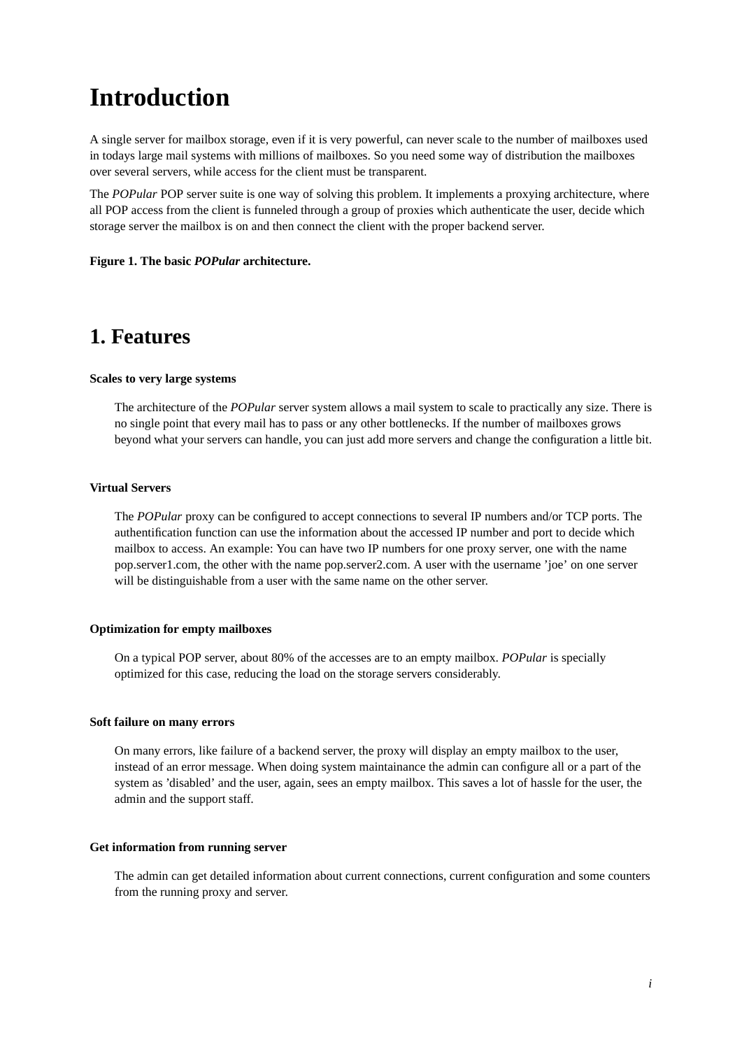# Introduction

A single server for mailbox storage, even if it is very powerful, can never scale to the number of mailboxes used in todays large mail systems with millions of mailboxes. So you need some way of distribution the mailboxes over several servers, while access for the client must be transparent.

The *POPular* POP server suite is one way of solving this problem. It implements a proxying architecture, where all POP access from the client is funneled through a group of proxies which authenticate the user, decide which storage server the mailbox is on and then connect the client with the proper backend server.

**Figure 1. The basic *POPular* architecture.**

## 1. Features

**Scales to very large systems**

The architecture of the *POPular* server system allows a mail system to scale to practically any size. There is no single point that every mail has to pass or any other bottlenecks. If the number of mailboxes grows beyond what your servers can handle, you can just add more servers and change the configuration a little bit.

**Virtual Servers**

The *POPular* proxy can be configured to accept connections to several IP numbers and/or TCP ports. The authentification function can use the information about the accessed IP number and port to decide which mailbox to access. An example: You can have two IP numbers for one proxy server, one with the name pop.server1.com, the other with the name pop.server2.com. A user with the username 'joe' on one server will be distinguishable from a user with the same name on the other server.

**Optimization for empty mailboxes**

On a typical POP server, about 80% of the accesses are to an empty mailbox. *POPular* is specially optimized for this case, reducing the load on the storage servers considerably.

**Soft failure on many errors**

On many errors, like failure of a backend server, the proxy will display an empty mailbox to the user, instead of an error message. When doing system maintainance the admin can configure all or a part of the system as 'disabled' and the user, again, sees an empty mailbox. This saves a lot of hassle for the user, the admin and the support staff.

**Get information from running server**

The admin can get detailed information about current connections, current configuration and some counters from the running proxy and server.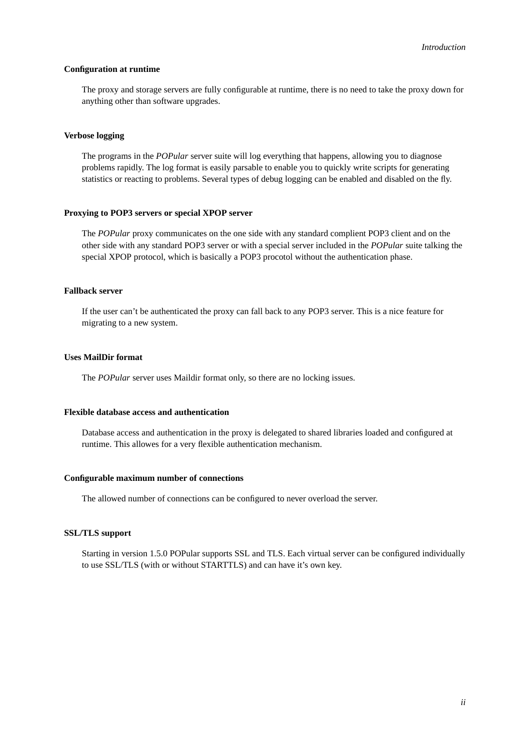#### Configuration at runtime

The proxy and storage servers are fully configurable at runtime, there is no need to take the proxy down for anything other than software upgrades.

#### Verbose logging

The programs in the *POPular* server suite will log everything that happens, allowing you to diagnose problems rapidly. The log format is easily parsable to enable you to quickly write scripts for generating statistics or reacting to problems. Several types of debug logging can be enabled and disabled on the fly.

#### Proxying to POP3 servers or special XPOP server

The *POPular* proxy communicates on the one side with any standard complient POP3 client and on the other side with any standard POP3 server or with a special server included in the *POPular* suite talking the special XPOP protocol, which is basically a POP3 procotol without the authentication phase.

#### Fallback server

If the user can't be authenticated the proxy can fall back to any POP3 server. This is a nice feature for migrating to a new system.

#### Uses MailDir format

The *POPular* server uses Maildir format only, so there are no locking issues.

#### Flexible database access and authentication

Database access and authentication in the proxy is delegated to shared libraries loaded and configured at runtime. This allowes for a very flexible authentication mechanism.

#### Configurable maximum number of connections

The allowed number of connections can be configured to never overload the server.

#### SSL/TLS support

Starting in version 1.5.0 POPular supports SSL and TLS. Each virtual server can be configured individually to use SSL/TLS (with or without STARTTLS) and can have it's own key.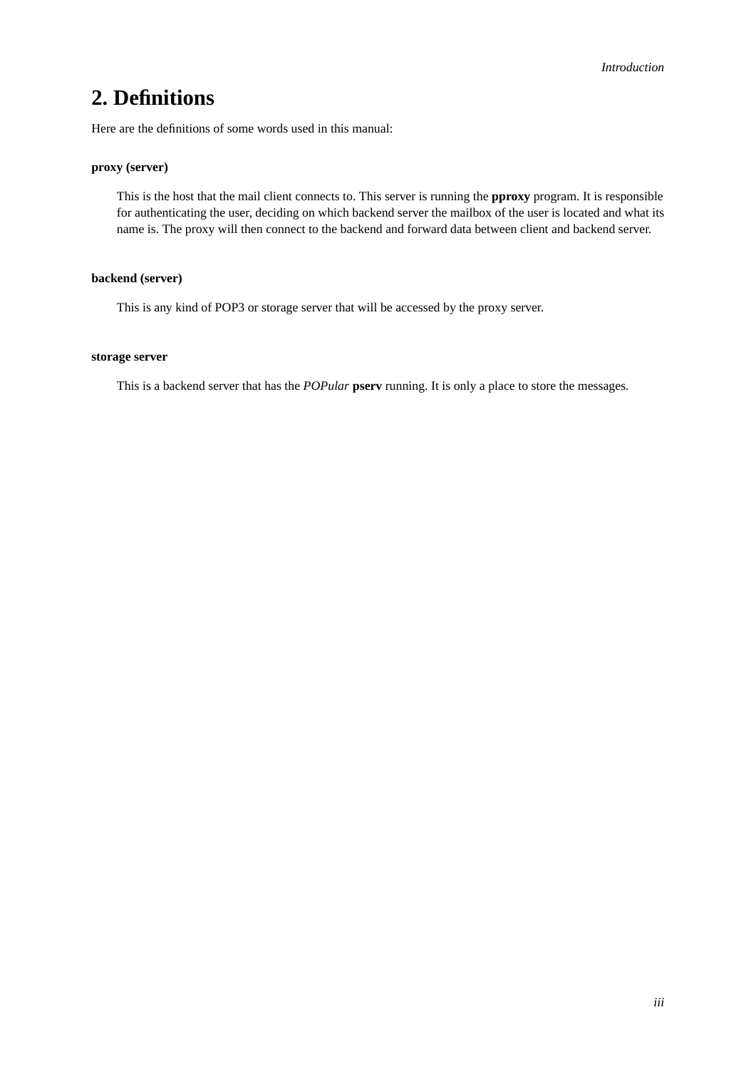## 2. Definitions

Here are the definitions of some words used in this manual:

**proxy (server)**

This is the host that the mail client connects to. This server is running the **pproxy** program. It is responsible for authenticating the user, deciding on which backend server the mailbox of the user is located and what its name is. The proxy will then connect to the backend and forward data between client and backend server.

**backend (server)**

This is any kind of POP3 or storage server that will be accessed by the proxy server.

**storage server**

This is a backend server that has the *POPular* **pserv** running. It is only a place to store the messages.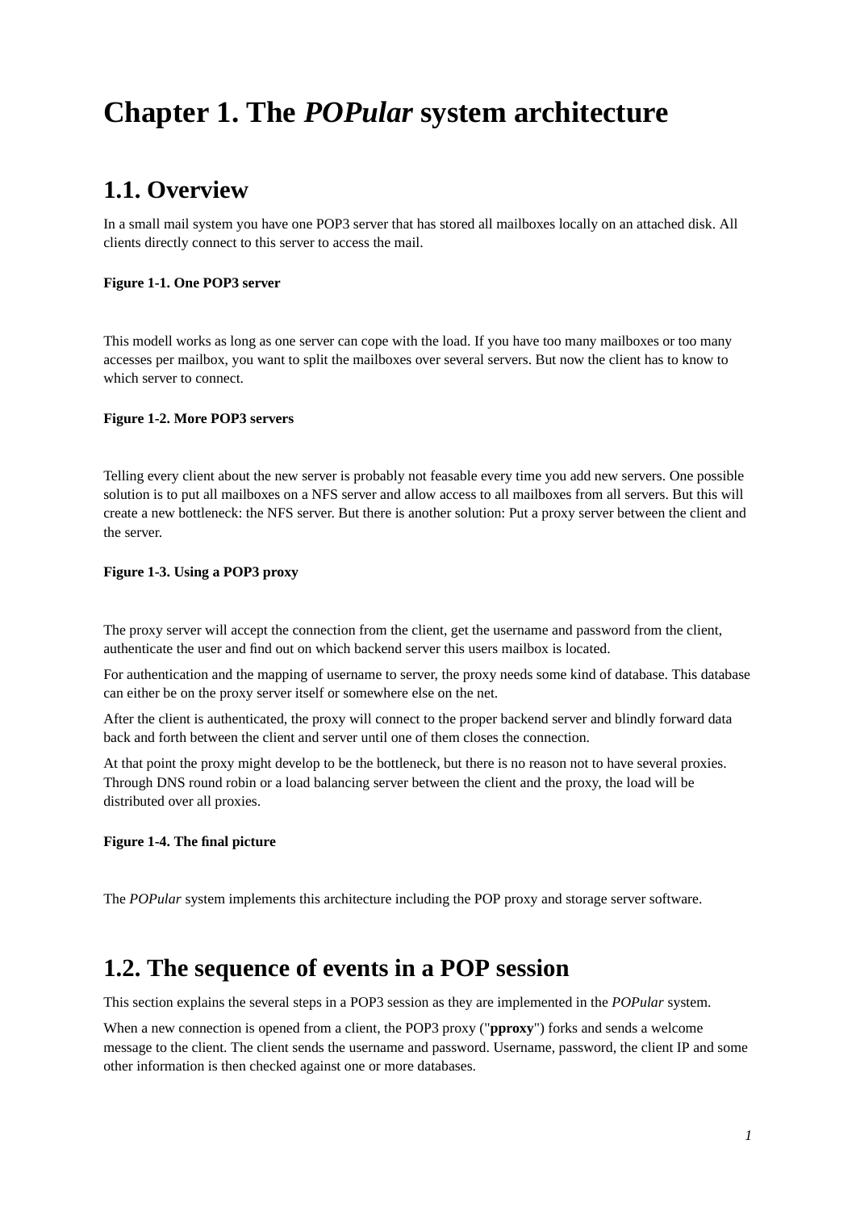# Chapter 1. The *POPular* system architecture

## 1.1. Overview

In a small mail system you have one POP3 server that has stored all mailboxes locally on an attached disk. All clients directly connect to this server to access the mail.

**Figure 1-1. One POP3 server**

This modell works as long as one server can cope with the load. If you have too many mailboxes or too many accesses per mailbox, you want to split the mailboxes over several servers. But now the client has to know to which server to connect.

**Figure 1-2. More POP3 servers**

Telling every client about the new server is probably not feasable every time you add new servers. One possible solution is to put all mailboxes on a NFS server and allow access to all mailboxes from all servers. But this will create a new bottleneck: the NFS server. But there is another solution: Put a proxy server between the client and the server.

**Figure 1-3. Using a POP3 proxy**

The proxy server will accept the connection from the client, get the username and password from the client, authenticate the user and find out on which backend server this users mailbox is located.

For authentication and the mapping of username to server, the proxy needs some kind of database. This database can either be on the proxy server itself or somewhere else on the net.

After the client is authenticated, the proxy will connect to the proper backend server and blindly forward data back and forth between the client and server until one of them closes the connection.

At that point the proxy might develop to be the bottleneck, but there is no reason not to have several proxies. Through DNS round robin or a load balancing server between the client and the proxy, the load will be distributed over all proxies.

**Figure 1-4. The final picture**

The *POPular* system implements this architecture including the POP proxy and storage server software.

## 1.2. The sequence of events in a POP session

This section explains the several steps in a POP3 session as they are implemented in the *POPular* system.

When a new connection is opened from a client, the POP3 proxy ("**pproxy**") forks and sends a welcome message to the client. The client sends the username and password. Username, password, the client IP and some other information is then checked against one or more databases.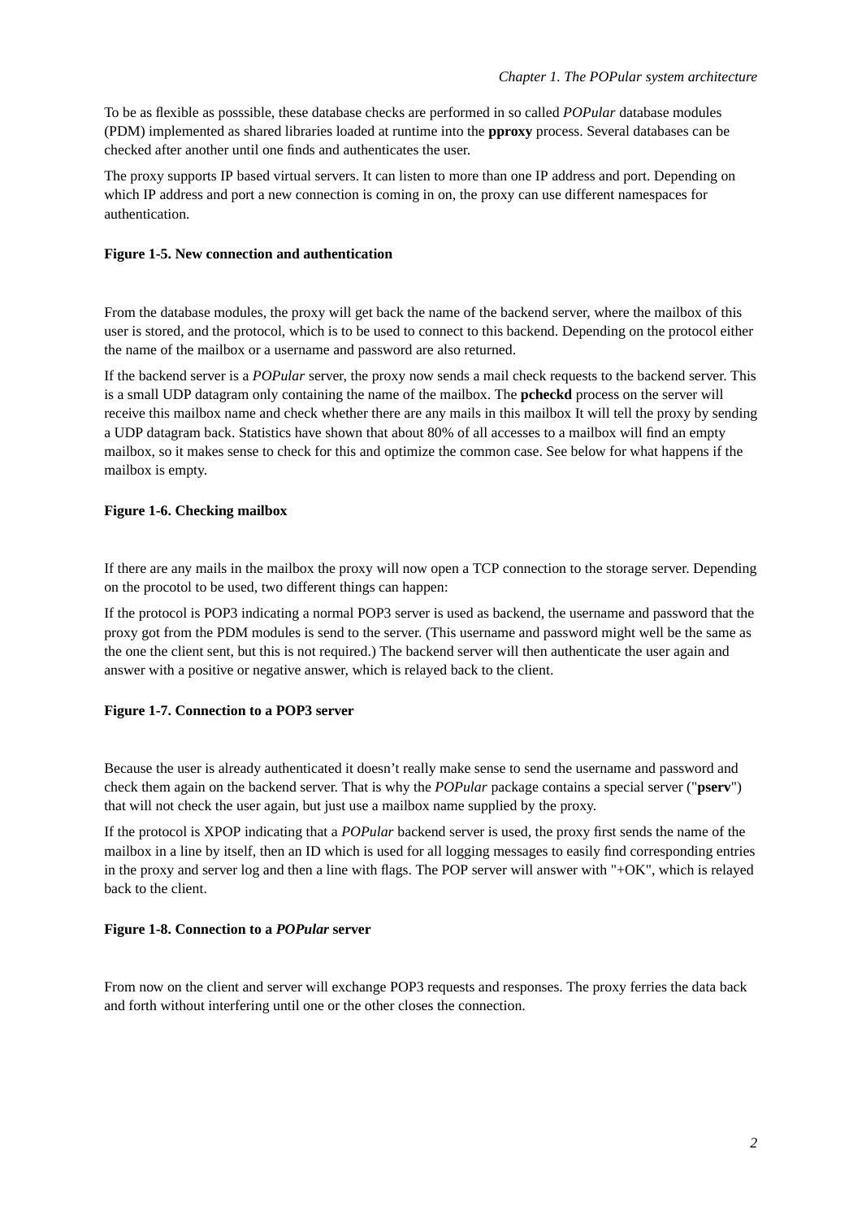To be as flexible as posssible, these database checks are performed in so called *POPular* database modules (PDM) implemented as shared libraries loaded at runtime into the **pproxy** process. Several databases can be checked after another until one finds and authenticates the user.

The proxy supports IP based virtual servers. It can listen to more than one IP address and port. Depending on which IP address and port a new connection is coming in on, the proxy can use different namespaces for authentication.

**Figure 1-5. New connection and authentication**

From the database modules, the proxy will get back the name of the backend server, where the mailbox of this user is stored, and the protocol, which is to be used to connect to this backend. Depending on the protocol either the name of the mailbox or a username and password are also returned.

If the backend server is a *POPular* server, the proxy now sends a mail check requests to the backend server. This is a small UDP datagram only containing the name of the mailbox. The **pcheckd** process on the server will receive this mailbox name and check whether there are any mails in this mailbox It will tell the proxy by sending a UDP datagram back. Statistics have shown that about 80% of all accesses to a mailbox will find an empty mailbox, so it makes sense to check for this and optimize the common case. See below for what happens if the mailbox is empty.

**Figure 1-6. Checking mailbox**

If there are any mails in the mailbox the proxy will now open a TCP connection to the storage server. Depending on the procotol to be used, two different things can happen:

If the protocol is POP3 indicating a normal POP3 server is used as backend, the username and password that the proxy got from the PDM modules is send to the server. (This username and password might well be the same as the one the client sent, but this is not required.) The backend server will then authenticate the user again and answer with a positive or negative answer, which is relayed back to the client.

**Figure 1-7. Connection to a POP3 server**

Because the user is already authenticated it doesn't really make sense to send the username and password and check them again on the backend server. That is why the *POPular* package contains a special server ("**pserv**") that will not check the user again, but just use a mailbox name supplied by the proxy.

If the protocol is XPOP indicating that a *POPular* backend server is used, the proxy first sends the name of the mailbox in a line by itself, then an ID which is used for all logging messages to easily find corresponding entries in the proxy and server log and then a line with flags. The POP server will answer with "+OK", which is relayed back to the client.

**Figure 1-8. Connection to a *POPular* server**

From now on the client and server will exchange POP3 requests and responses. The proxy ferries the data back and forth without interfering until one or the other closes the connection.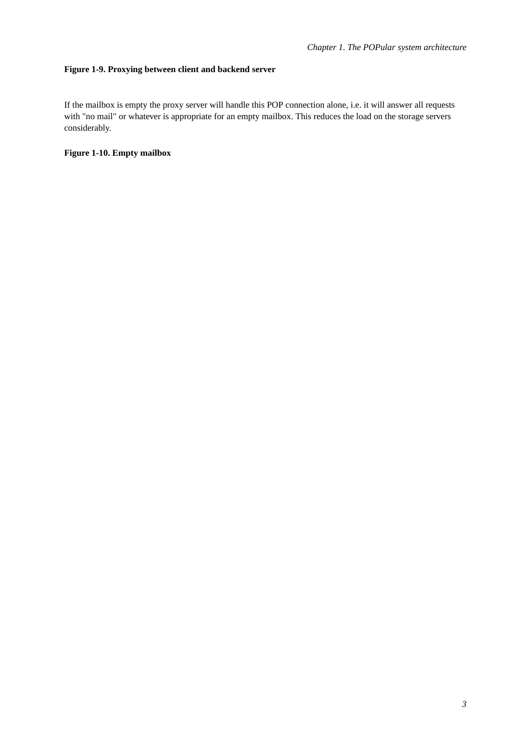**Figure 1-9. Proxying between client and backend server**

If the mailbox is empty the proxy server will handle this POP connection alone, i.e. it will answer all requests with "no mail" or whatever is appropriate for an empty mailbox. This reduces the load on the storage servers considerably.

**Figure 1-10. Empty mailbox**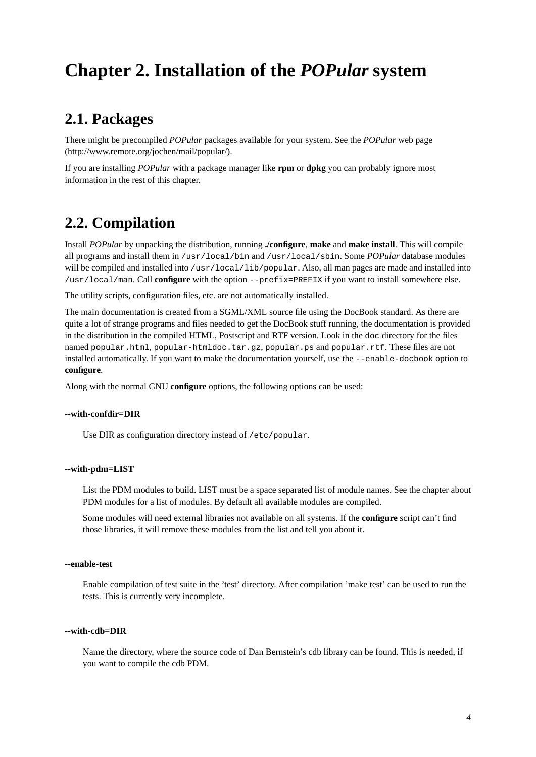# Chapter 2. Installation of the *POPular* system

## 2.1. Packages

There might be precompiled *POPular* packages available for your system. See the *POPular* web page (http://www.remote.org/jochen/mail/popular/).

If you are installing *POPular* with a package manager like **rpm** or **dpkg** you can probably ignore most information in the rest of this chapter.

## 2.2. Compilation

Install *POPular* by unpacking the distribution, running **./configure**, **make** and **make install**. This will compile all programs and install them in `/usr/local/bin` and `/usr/local/sbin`. Some *POPular* database modules will be compiled and installed into `/usr/local/lib/popular`. Also, all man pages are made and installed into `/usr/local/man`. Call **configure** with the option `--prefix=PREFIX` if you want to install somewhere else.

The utility scripts, configuration files, etc. are not automatically installed.

The main documentation is created from a SGML/XML source file using the DocBook standard. As there are quite a lot of strange programs and files needed to get the DocBook stuff running, the documentation is provided in the distribution in the compiled HTML, Postscript and RTF version. Look in the `doc` directory for the files named `popular.html`, `popular-htmldoc.tar.gz`, `popular.ps` and `popular.rtf`. These files are not installed automatically. If you want to make the documentation yourself, use the `--enable-docbook` option to **configure**.

Along with the normal GNU **configure** options, the following options can be used:

**--with-confdir=DIR**

Use DIR as configuration directory instead of `/etc/popular`.

**--with-pdm=LIST**

List the PDM modules to build. LIST must be a space separated list of module names. See the chapter about PDM modules for a list of modules. By default all available modules are compiled.

Some modules will need external libraries not available on all systems. If the **configure** script can't find those libraries, it will remove these modules from the list and tell you about it.

**--enable-test**

Enable compilation of test suite in the 'test' directory. After compilation 'make test' can be used to run the tests. This is currently very incomplete.

**--with-cdb=DIR**

Name the directory, where the source code of Dan Bernstein's cdb library can be found. This is needed, if you want to compile the cdb PDM.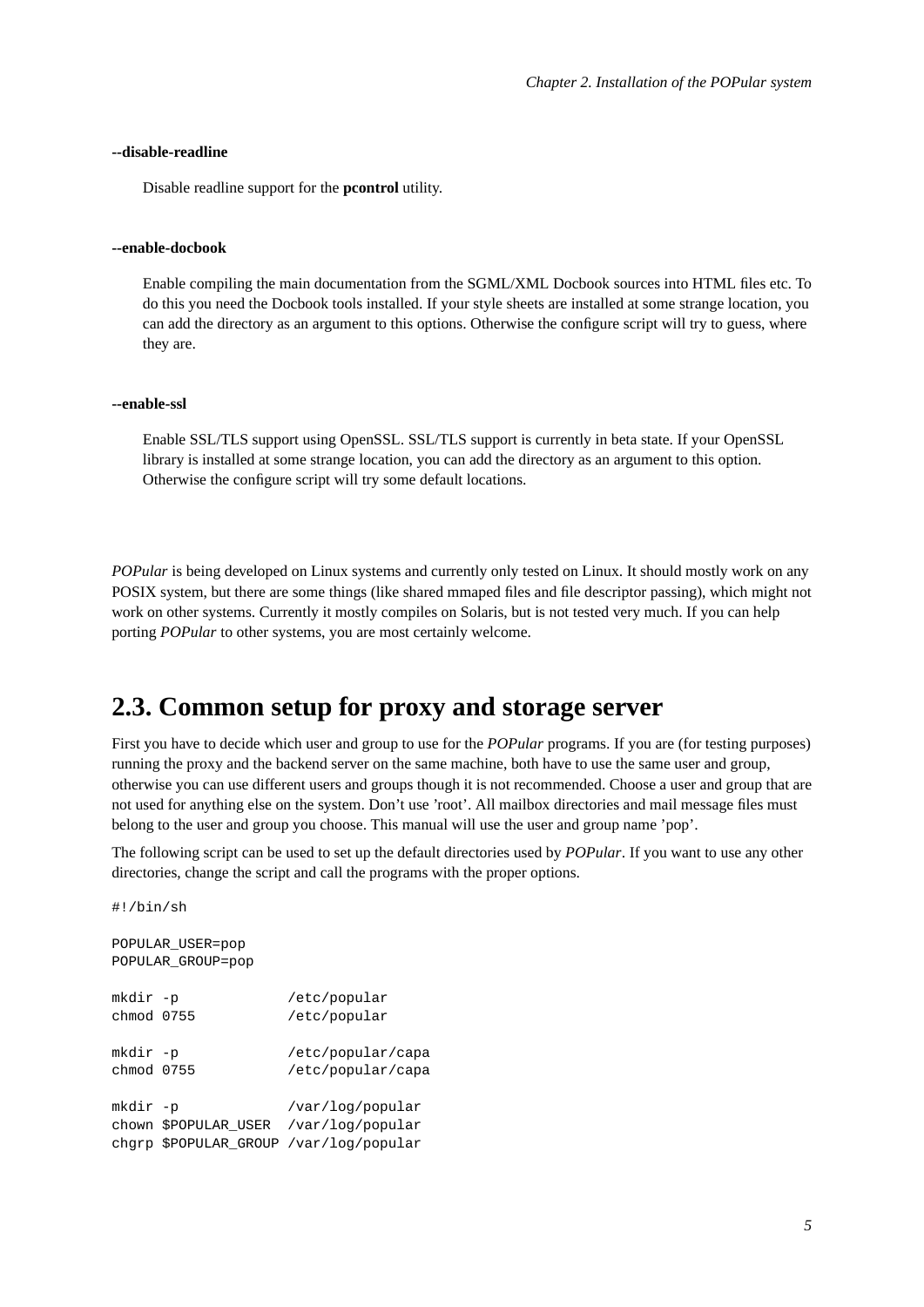**--disable-readline**

Disable readline support for the **pcontrol** utility.

**--enable-docbook**

Enable compiling the main documentation from the SGML/XML Docbook sources into HTML files etc. To do this you need the Docbook tools installed. If your style sheets are installed at some strange location, you can add the directory as an argument to this options. Otherwise the configure script will try to guess, where they are.

**--enable-ssl**

Enable SSL/TLS support using OpenSSL. SSL/TLS support is currently in beta state. If your OpenSSL library is installed at some strange location, you can add the directory as an argument to this option. Otherwise the configure script will try some default locations.

*POPular* is being developed on Linux systems and currently only tested on Linux. It should mostly work on any POSIX system, but there are some things (like shared mmaped files and file descriptor passing), which might not work on other systems. Currently it mostly compiles on Solaris, but is not tested very much. If you can help porting *POPular* to other systems, you are most certainly welcome.

## 2.3. Common setup for proxy and storage server

First you have to decide which user and group to use for the *POPular* programs. If you are (for testing purposes) running the proxy and the backend server on the same machine, both have to use the same user and group, otherwise you can use different users and groups though it is not recommended. Choose a user and group that are not used for anything else on the system. Don't use 'root'. All mailbox directories and mail message files must belong to the user and group you choose. This manual will use the user and group name 'pop'.

The following script can be used to set up the default directories used by *POPular*. If you want to use any other directories, change the script and call the programs with the proper options.

```
#!/bin/sh

POPULAR_USER=pop
POPULAR_GROUP=pop

mkdir -p            /etc/popular
chmod 0755          /etc/popular

mkdir -p            /etc/popular/capa
chmod 0755          /etc/popular/capa

mkdir -p            /var/log/popular
chown $POPULAR_USER  /var/log/popular
chgrp $POPULAR_GROUP /var/log/popular
```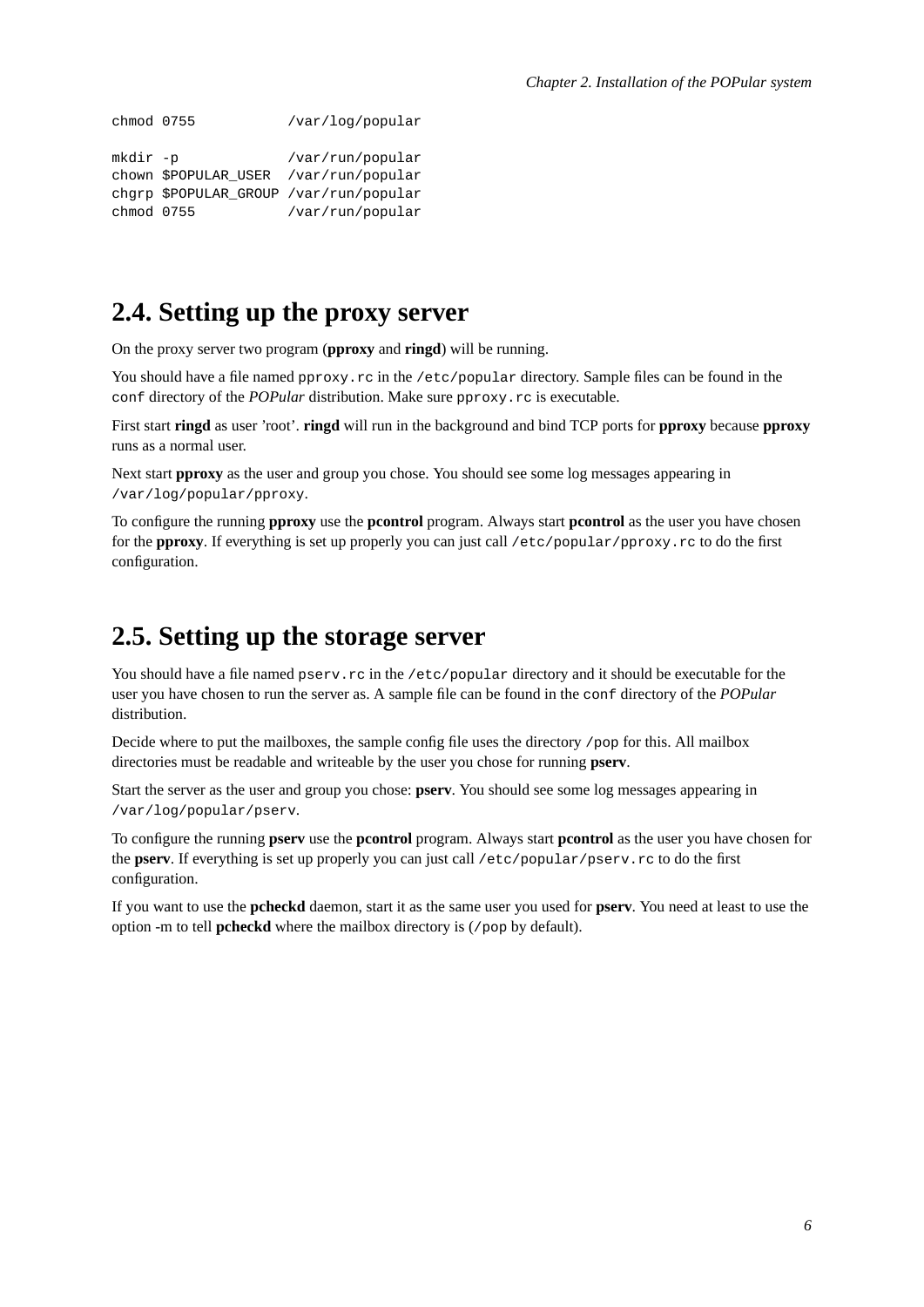```
chmod 0755           /var/log/popular

mkdir -p             /var/run/popular
chown $POPULAR_USER  /var/run/popular
chgrp $POPULAR_GROUP /var/run/popular
chmod 0755           /var/run/popular
```

## 2.4. Setting up the proxy server

On the proxy server two program (**pproxy** and **ringd**) will be running.

You should have a file named `pproxy.rc` in the `/etc/popular` directory. Sample files can be found in the `conf` directory of the *POPular* distribution. Make sure `pproxy.rc` is executable.

First start **ringd** as user 'root'. **ringd** will run in the background and bind TCP ports for **pproxy** because **pproxy** runs as a normal user.

Next start **pproxy** as the user and group you chose. You should see some log messages appearing in `/var/log/popular/pproxy`.

To configure the running **pproxy** use the **pcontrol** program. Always start **pcontrol** as the user you have chosen for the **pproxy**. If everything is set up properly you can just call `/etc/popular/pproxy.rc` to do the first configuration.

## 2.5. Setting up the storage server

You should have a file named `pserv.rc` in the `/etc/popular` directory and it should be executable for the user you have chosen to run the server as. A sample file can be found in the `conf` directory of the *POPular* distribution.

Decide where to put the mailboxes, the sample config file uses the directory `/pop` for this. All mailbox directories must be readable and writeable by the user you chose for running **pserv**.

Start the server as the user and group you chose: **pserv**. You should see some log messages appearing in `/var/log/popular/pserv`.

To configure the running **pserv** use the **pcontrol** program. Always start **pcontrol** as the user you have chosen for the **pserv**. If everything is set up properly you can just call `/etc/popular/pserv.rc` to do the first configuration.

If you want to use the **pcheckd** daemon, start it as the same user you used for **pserv**. You need at least to use the option -m to tell **pcheckd** where the mailbox directory is (`/pop` by default).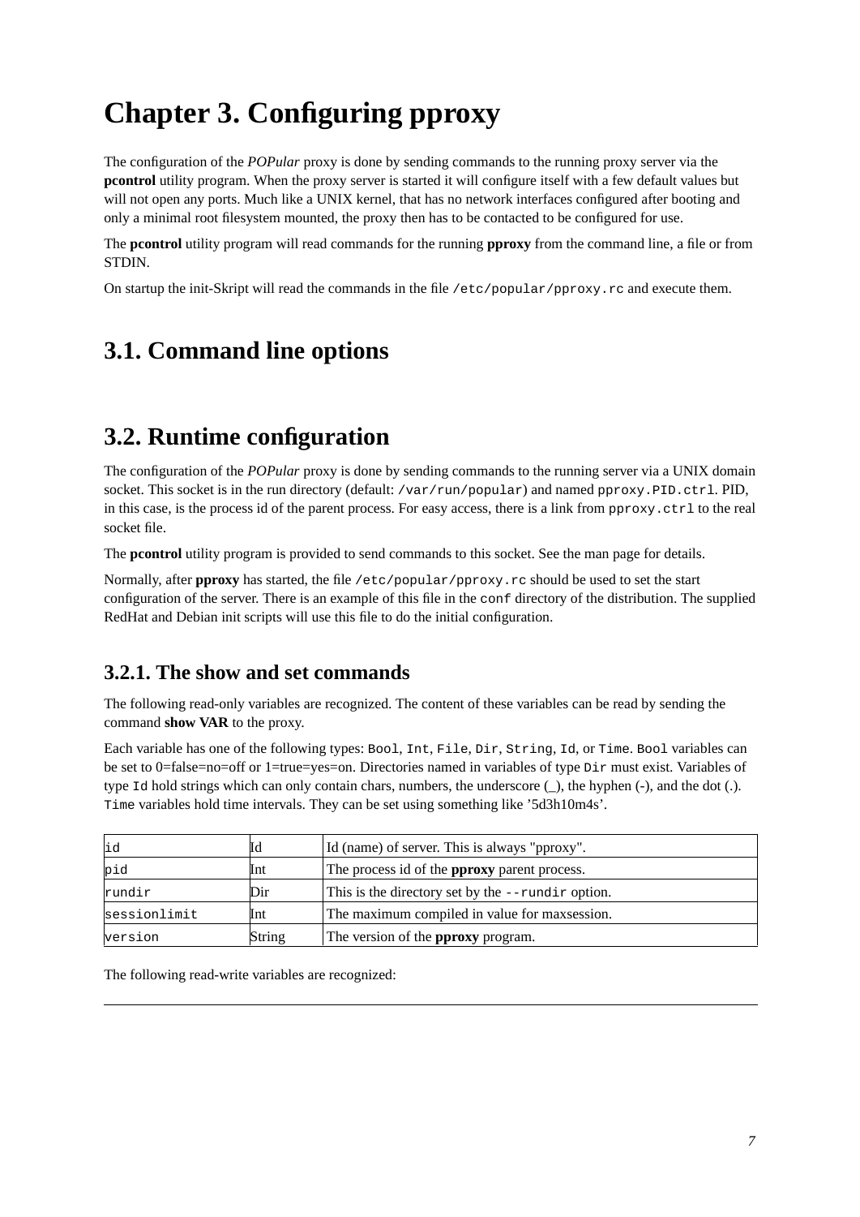# Chapter 3. Configuring pproxy

The configuration of the *POPular* proxy is done by sending commands to the running proxy server via the **pcontrol** utility program. When the proxy server is started it will configure itself with a few default values but will not open any ports. Much like a UNIX kernel, that has no network interfaces configured after booting and only a minimal root filesystem mounted, the proxy then has to be contacted to be configured for use.

The **pcontrol** utility program will read commands for the running **pproxy** from the command line, a file or from STDIN.

On startup the init-Skript will read the commands in the file `/etc/popular/pproxy.rc` and execute them.

## 3.1. Command line options

## 3.2. Runtime configuration

The configuration of the *POPular* proxy is done by sending commands to the running server via a UNIX domain socket. This socket is in the run directory (default: `/var/run/popular`) and named `pproxy.PID.ctrl`. PID, in this case, is the process id of the parent process. For easy access, there is a link from `pproxy.ctrl` to the real socket file.

The **pcontrol** utility program is provided to send commands to this socket. See the man page for details.

Normally, after **pproxy** has started, the file `/etc/popular/pproxy.rc` should be used to set the start configuration of the server. There is an example of this file in the `conf` directory of the distribution. The supplied RedHat and Debian init scripts will use this file to do the initial configuration.

### 3.2.1. The show and set commands

The following read-only variables are recognized. The content of these variables can be read by sending the command **show VAR** to the proxy.

Each variable has one of the following types: `Bool`, `Int`, `File`, `Dir`, `String`, `Id`, or `Time`. `Bool` variables can be set to 0=false=no=off or 1=true=yes=on. Directories named in variables of type `Dir` must exist. Variables of type `Id` hold strings which can only contain chars, numbers, the underscore (_), the hyphen (-), and the dot (.). `Time` variables hold time intervals. They can be set using something like '5d3h10m4s'.

| | | |
|---|---|---|
| `id` | Id | Id (name) of server. This is always "pproxy". |
| `pid` | Int | The process id of the **pproxy** parent process. |
| `rundir` | Dir | This is the directory set by the `--rundir` option. |
| `sessionlimit` | Int | The maximum compiled in value for maxsession. |
| `version` | String | The version of the **pproxy** program. |

The following read-write variables are recognized: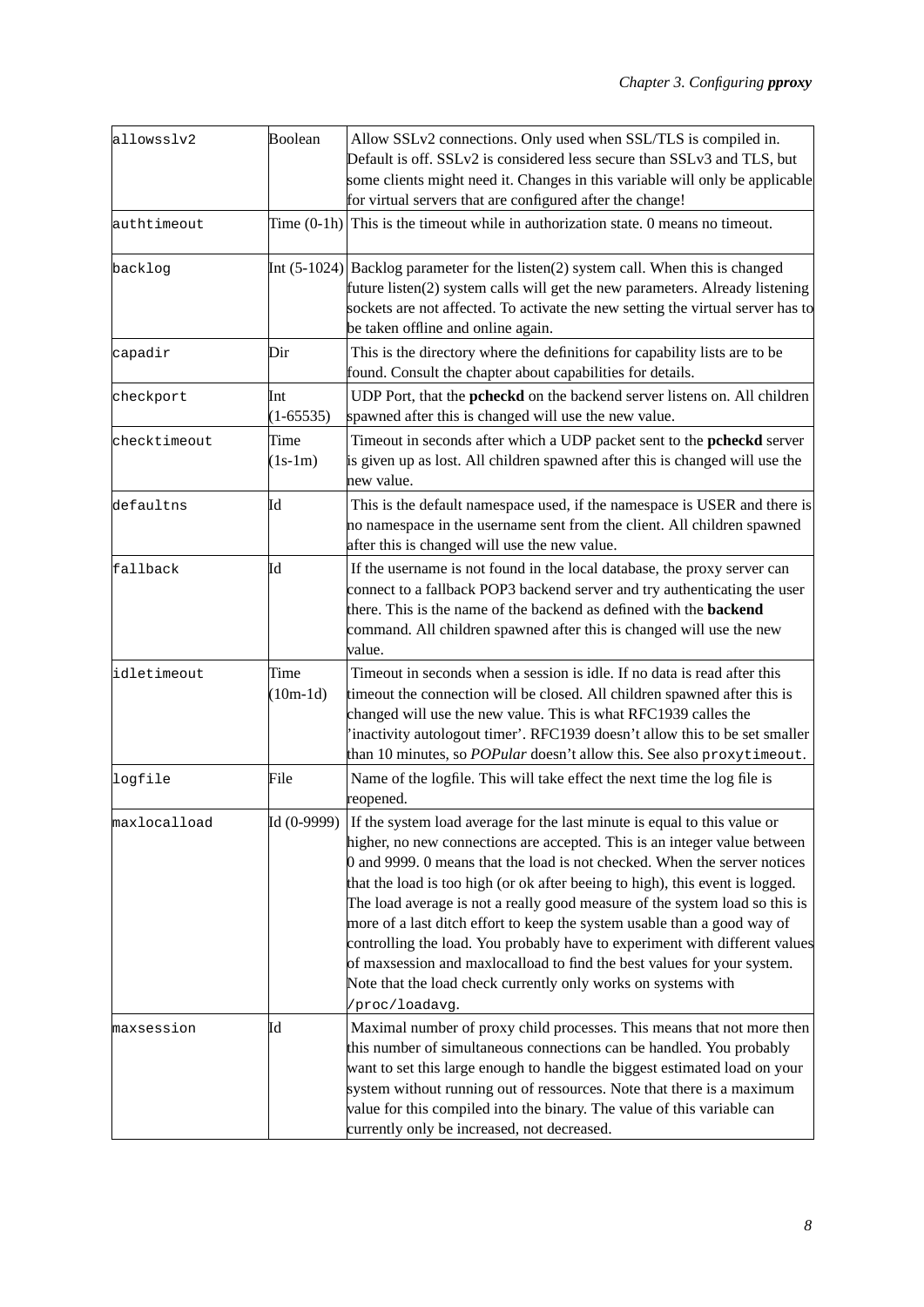| | | |
|---|---|---|
| allowsslv2 | Boolean | Allow SSLv2 connections. Only used when SSL/TLS is compiled in. Default is off. SSLv2 is considered less secure than SSLv3 and TLS, but some clients might need it. Changes in this variable will only be applicable for virtual servers that are configured after the change! |
| authtimeout | Time (0-1h) | This is the timeout while in authorization state. 0 means no timeout. |
| backlog | Int (5-1024) | Backlog parameter for the listen(2) system call. When this is changed future listen(2) system calls will get the new parameters. Already listening sockets are not affected. To activate the new setting the virtual server has to be taken offline and online again. |
| capadir | Dir | This is the directory where the definitions for capability lists are to be found. Consult the chapter about capabilities for details. |
| checkport | Int (1-65535) | UDP Port, that the **pcheckd** on the backend server listens on. All children spawned after this is changed will use the new value. |
| checktimeout | Time (1s-1m) | Timeout in seconds after which a UDP packet sent to the **pcheckd** server is given up as lost. All children spawned after this is changed will use the new value. |
| defaultns | Id | This is the default namespace used, if the namespace is USER and there is no namespace in the username sent from the client. All children spawned after this is changed will use the new value. |
| fallback | Id | If the username is not found in the local database, the proxy server can connect to a fallback POP3 backend server and try authenticating the user there. This is the name of the backend as defined with the **backend** command. All children spawned after this is changed will use the new value. |
| idletimeout | Time (10m-1d) | Timeout in seconds when a session is idle. If no data is read after this timeout the connection will be closed. All children spawned after this is changed will use the new value. This is what RFC1939 calles the 'inactivity autologout timer'. RFC1939 doesn't allow this to be set smaller than 10 minutes, so *POPular* doesn't allow this. See also `proxytimeout`. |
| logfile | File | Name of the logfile. This will take effect the next time the log file is reopened. |
| maxlocalload | Id (0-9999) | If the system load average for the last minute is equal to this value or higher, no new connections are accepted. This is an integer value between 0 and 9999. 0 means that the load is not checked. When the server notices that the load is too high (or ok after beeing to high), this event is logged. The load average is not a really good measure of the system load so this is more of a last ditch effort to keep the system usable than a good way of controlling the load. You probably have to experiment with different values of maxsession and maxlocalload to find the best values for your system. Note that the load check currently only works on systems with `/proc/loadavg`. |
| maxsession | Id | Maximal number of proxy child processes. This means that not more then this number of simultaneous connections can be handled. You probably want to set this large enough to handle the biggest estimated load on your system without running out of ressources. Note that there is a maximum value for this compiled into the binary. The value of this variable can currently only be increased, not decreased. |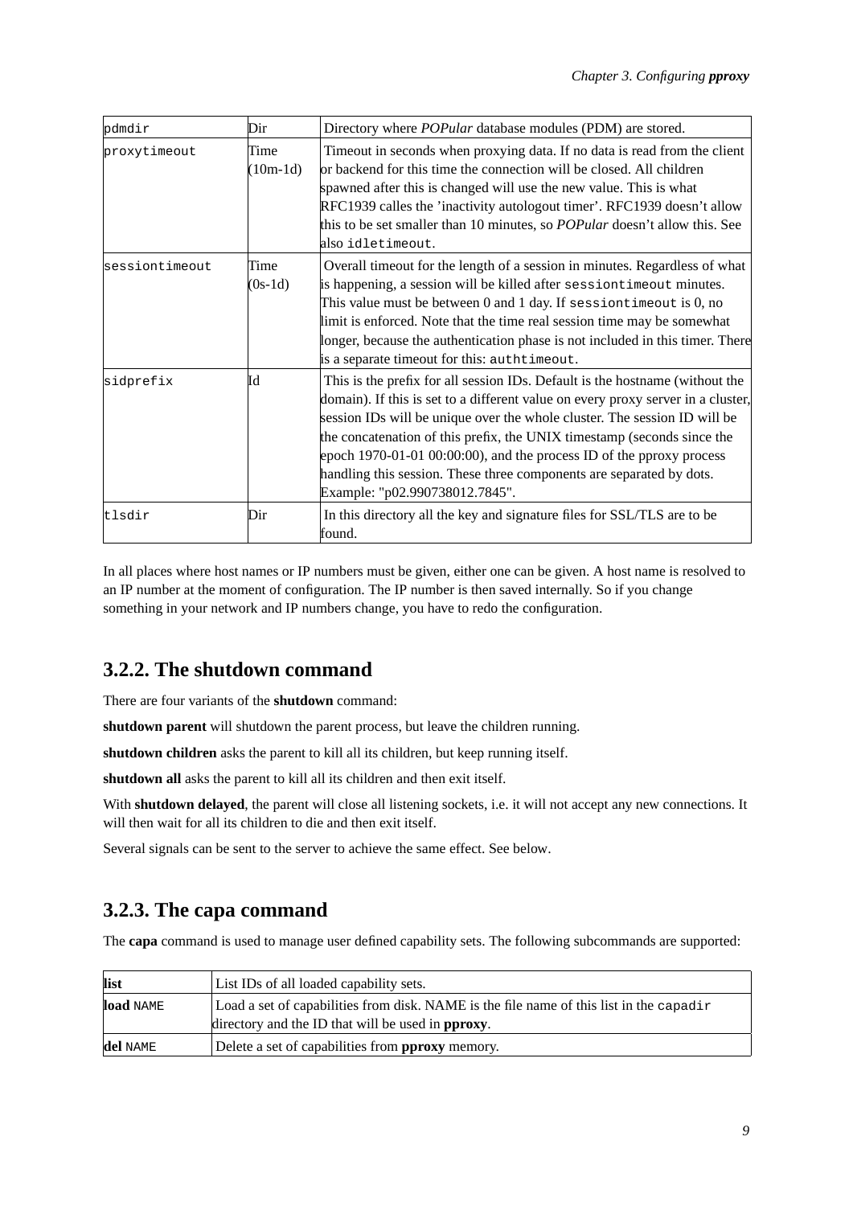| | | |
|---|---|---|
| pdmdir | Dir | Directory where *POPular* database modules (PDM) are stored. |
| proxytimeout | Time (10m-1d) | Timeout in seconds when proxying data. If no data is read from the client or backend for this time the connection will be closed. All children spawned after this is changed will use the new value. This is what RFC1939 calles the 'inactivity autologout timer'. RFC1939 doesn't allow this to be set smaller than 10 minutes, so *POPular* doesn't allow this. See also `idletimeout`. |
| sessiontimeout | Time (0s-1d) | Overall timeout for the length of a session in minutes. Regardless of what is happening, a session will be killed after `sessiontimeout` minutes. This value must be between 0 and 1 day. If `sessiontimeout` is 0, no limit is enforced. Note that the time real session time may be somewhat longer, because the authentication phase is not included in this timer. There is a separate timeout for this: `authtimeout`. |
| sidprefix | Id | This is the prefix for all session IDs. Default is the hostname (without the domain). If this is set to a different value on every proxy server in a cluster, session IDs will be unique over the whole cluster. The session ID will be the concatenation of this prefix, the UNIX timestamp (seconds since the epoch 1970-01-01 00:00:00), and the process ID of the pproxy process handling this session. These three components are separated by dots. Example: "p02.990738012.7845". |
| tlsdir | Dir | In this directory all the key and signature files for SSL/TLS are to be found. |

In all places where host names or IP numbers must be given, either one can be given. A host name is resolved to an IP number at the moment of configuration. The IP number is then saved internally. So if you change something in your network and IP numbers change, you have to redo the configuration.

## 3.2.2. The shutdown command

There are four variants of the **shutdown** command:

**shutdown parent** will shutdown the parent process, but leave the children running.

**shutdown children** asks the parent to kill all its children, but keep running itself.

**shutdown all** asks the parent to kill all its children and then exit itself.

With **shutdown delayed**, the parent will close all listening sockets, i.e. it will not accept any new connections. It will then wait for all its children to die and then exit itself.

Several signals can be sent to the server to achieve the same effect. See below.

## 3.2.3. The capa command

The **capa** command is used to manage user defined capability sets. The following subcommands are supported:

| | |
|---|---|
| **list** | List IDs of all loaded capability sets. |
| **load** NAME | Load a set of capabilities from disk. NAME is the file name of this list in the `capadir` directory and the ID that will be used in **pproxy**. |
| **del** NAME | Delete a set of capabilities from **pproxy** memory. |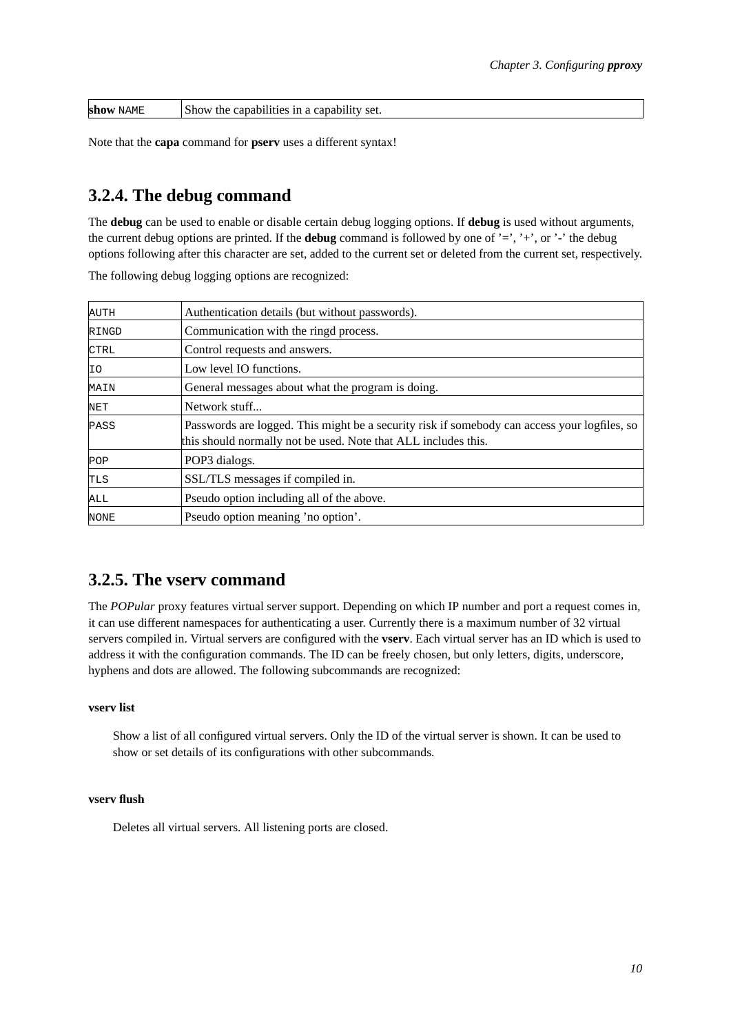| **show** NAME | Show the capabilities in a capability set. |
|---|---|

Note that the **capa** command for **pserv** uses a different syntax!

### 3.2.4. The debug command

The **debug** can be used to enable or disable certain debug logging options. If **debug** is used without arguments, the current debug options are printed. If the **debug** command is followed by one of '=', '+', or '-' the debug options following after this character are set, added to the current set or deleted from the current set, respectively.

The following debug logging options are recognized:

| Option | Description |
|---|---|
| AUTH | Authentication details (but without passwords). |
| RINGD | Communication with the ringd process. |
| CTRL | Control requests and answers. |
| IO | Low level IO functions. |
| MAIN | General messages about what the program is doing. |
| NET | Network stuff... |
| PASS | Passwords are logged. This might be a security risk if somebody can access your logfiles, so this should normally not be used. Note that ALL includes this. |
| POP | POP3 dialogs. |
| TLS | SSL/TLS messages if compiled in. |
| ALL | Pseudo option including all of the above. |
| NONE | Pseudo option meaning 'no option'. |

### 3.2.5. The vserv command

The *POPular* proxy features virtual server support. Depending on which IP number and port a request comes in, it can use different namespaces for authenticating a user. Currently there is a maximum number of 32 virtual servers compiled in. Virtual servers are configured with the **vserv**. Each virtual server has an ID which is used to address it with the configuration commands. The ID can be freely chosen, but only letters, digits, underscore, hyphens and dots are allowed. The following subcommands are recognized:

**vserv list**

Show a list of all configured virtual servers. Only the ID of the virtual server is shown. It can be used to show or set details of its configurations with other subcommands.

**vserv flush**

Deletes all virtual servers. All listening ports are closed.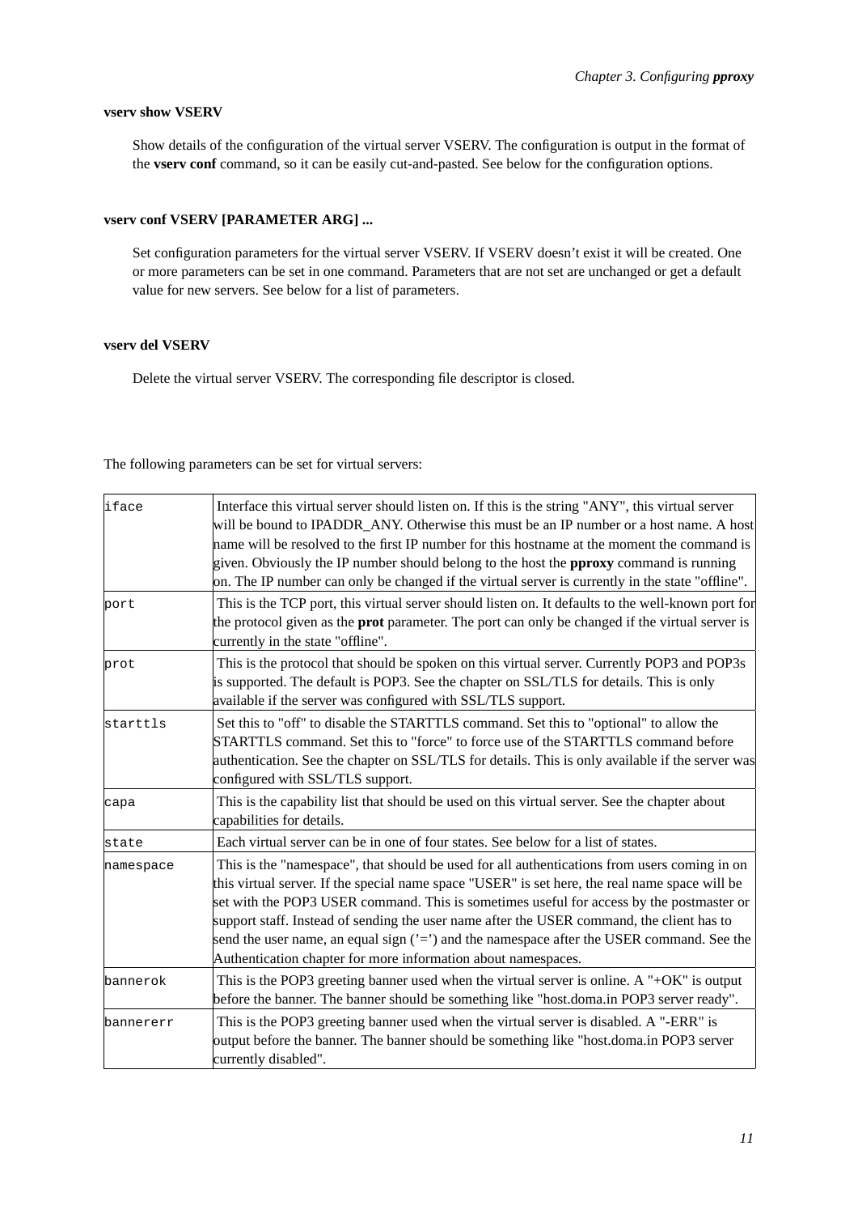**vserv show VSERV**

Show details of the configuration of the virtual server VSERV. The configuration is output in the format of the **vserv conf** command, so it can be easily cut-and-pasted. See below for the configuration options.

**vserv conf VSERV [PARAMETER ARG] ...**

Set configuration parameters for the virtual server VSERV. If VSERV doesn't exist it will be created. One or more parameters can be set in one command. Parameters that are not set are unchanged or get a default value for new servers. See below for a list of parameters.

**vserv del VSERV**

Delete the virtual server VSERV. The corresponding file descriptor is closed.

The following parameters can be set for virtual servers:

| | |
|---|---|
| `iface` | Interface this virtual server should listen on. If this is the string "ANY", this virtual server will be bound to IPADDR_ANY. Otherwise this must be an IP number or a host name. A host name will be resolved to the first IP number for this hostname at the moment the command is given. Obviously the IP number should belong to the host the **pproxy** command is running on. The IP number can only be changed if the virtual server is currently in the state "offline". |
| `port` | This is the TCP port, this virtual server should listen on. It defaults to the well-known port for the protocol given as the **prot** parameter. The port can only be changed if the virtual server is currently in the state "offline". |
| `prot` | This is the protocol that should be spoken on this virtual server. Currently POP3 and POP3s is supported. The default is POP3. See the chapter on SSL/TLS for details. This is only available if the server was configured with SSL/TLS support. |
| `starttls` | Set this to "off" to disable the STARTTLS command. Set this to "optional" to allow the STARTTLS command. Set this to "force" to force use of the STARTTLS command before authentication. See the chapter on SSL/TLS for details. This is only available if the server was configured with SSL/TLS support. |
| `capa` | This is the capability list that should be used on this virtual server. See the chapter about capabilities for details. |
| `state` | Each virtual server can be in one of four states. See below for a list of states. |
| `namespace` | This is the "namespace", that should be used for all authentications from users coming in on this virtual server. If the special name space "USER" is set here, the real name space will be set with the POP3 USER command. This is sometimes useful for access by the postmaster or support staff. Instead of sending the user name after the USER command, the client has to send the user name, an equal sign ('=') and the namespace after the USER command. See the Authentication chapter for more information about namespaces. |
| `bannerok` | This is the POP3 greeting banner used when the virtual server is online. A "+OK" is output before the banner. The banner should be something like "host.doma.in POP3 server ready". |
| `bannererr` | This is the POP3 greeting banner used when the virtual server is disabled. A "-ERR" is output before the banner. The banner should be something like "host.doma.in POP3 server currently disabled". |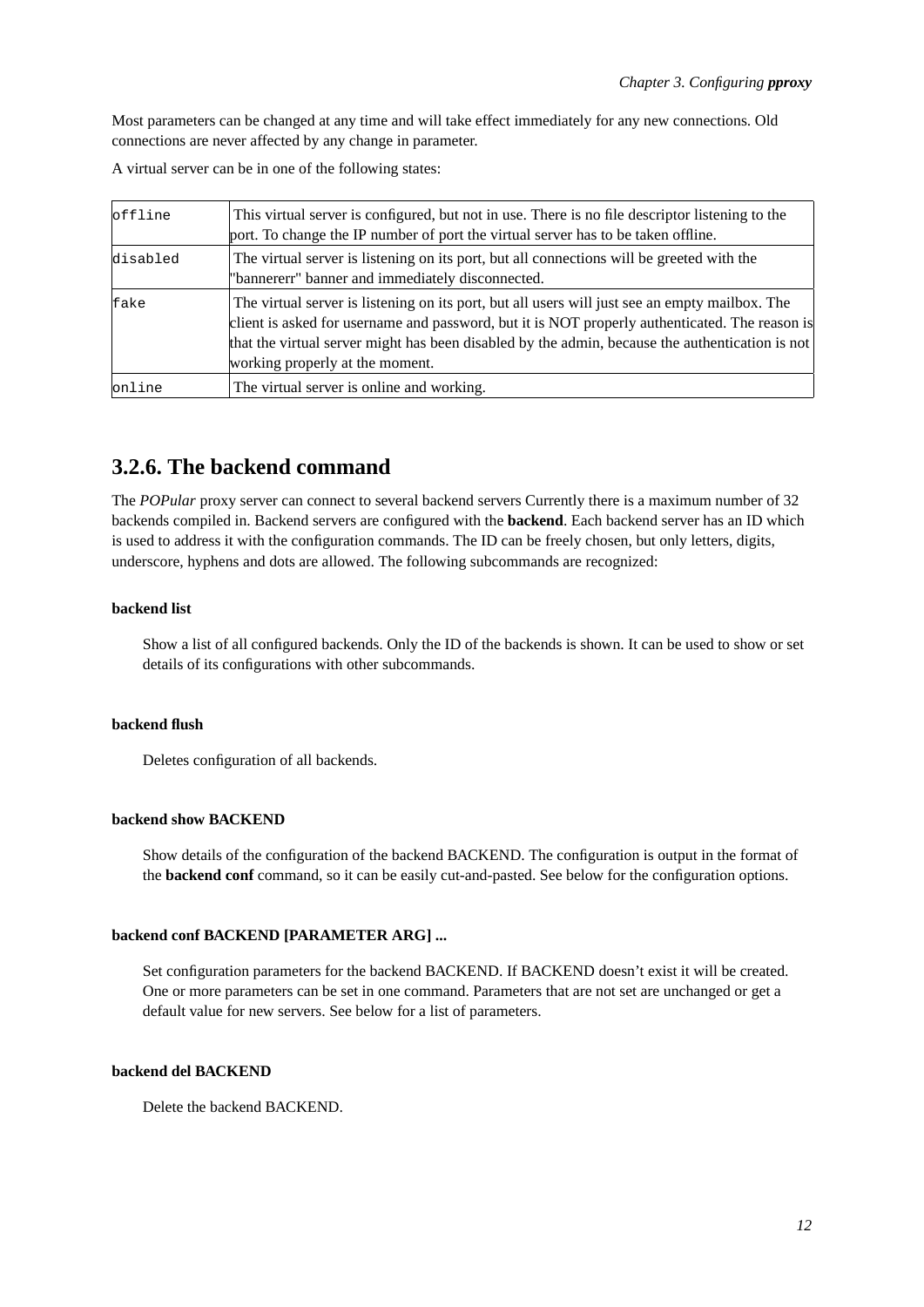Most parameters can be changed at any time and will take effect immediately for any new connections. Old connections are never affected by any change in parameter.

A virtual server can be in one of the following states:

| | |
|---|---|
| offline | This virtual server is configured, but not in use. There is no file descriptor listening to the port. To change the IP number of port the virtual server has to be taken offline. |
| disabled | The virtual server is listening on its port, but all connections will be greeted with the "bannererr" banner and immediately disconnected. |
| fake | The virtual server is listening on its port, but all users will just see an empty mailbox. The client is asked for username and password, but it is NOT properly authenticated. The reason is that the virtual server might has been disabled by the admin, because the authentication is not working properly at the moment. |
| online | The virtual server is online and working. |

### 3.2.6. The backend command

The *POPular* proxy server can connect to several backend servers Currently there is a maximum number of 32 backends compiled in. Backend servers are configured with the **backend**. Each backend server has an ID which is used to address it with the configuration commands. The ID can be freely chosen, but only letters, digits, underscore, hyphens and dots are allowed. The following subcommands are recognized:

**backend list**

Show a list of all configured backends. Only the ID of the backends is shown. It can be used to show or set details of its configurations with other subcommands.

**backend flush**

Deletes configuration of all backends.

**backend show BACKEND**

Show details of the configuration of the backend BACKEND. The configuration is output in the format of the **backend conf** command, so it can be easily cut-and-pasted. See below for the configuration options.

**backend conf BACKEND [PARAMETER ARG] ...**

Set configuration parameters for the backend BACKEND. If BACKEND doesn't exist it will be created. One or more parameters can be set in one command. Parameters that are not set are unchanged or get a default value for new servers. See below for a list of parameters.

**backend del BACKEND**

Delete the backend BACKEND.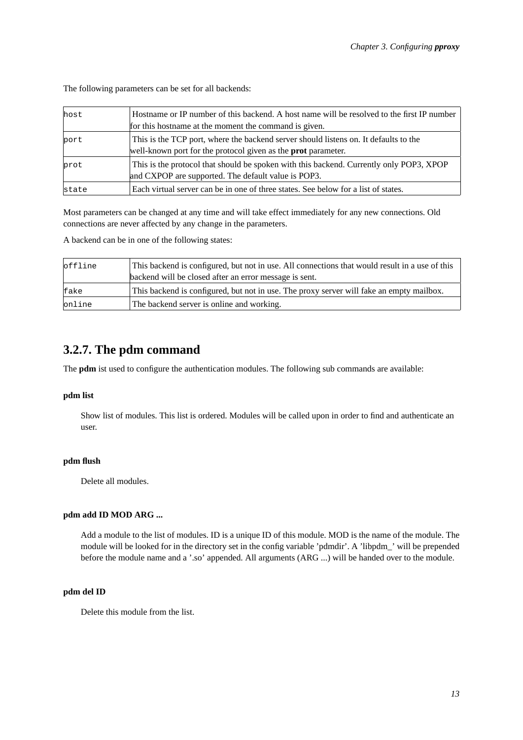The following parameters can be set for all backends:

| | |
|---|---|
| `host` | Hostname or IP number of this backend. A host name will be resolved to the first IP number for this hostname at the moment the command is given. |
| `port` | This is the TCP port, where the backend server should listens on. It defaults to the well-known port for the protocol given as the **prot** parameter. |
| `prot` | This is the protocol that should be spoken with this backend. Currently only POP3, XPOP and CXPOP are supported. The default value is POP3. |
| `state` | Each virtual server can be in one of three states. See below for a list of states. |

Most parameters can be changed at any time and will take effect immediately for any new connections. Old connections are never affected by any change in the parameters.

A backend can be in one of the following states:

| | |
|---|---|
| `offline` | This backend is configured, but not in use. All connections that would result in a use of this backend will be closed after an error message is sent. |
| `fake` | This backend is configured, but not in use. The proxy server will fake an empty mailbox. |
| `online` | The backend server is online and working. |

## 3.2.7. The pdm command

The **pdm** ist used to configure the authentication modules. The following sub commands are available:

**pdm list**

Show list of modules. This list is ordered. Modules will be called upon in order to find and authenticate an user.

**pdm flush**

Delete all modules.

**pdm add ID MOD ARG ...**

Add a module to the list of modules. ID is a unique ID of this module. MOD is the name of the module. The module will be looked for in the directory set in the config variable 'pdmdir'. A 'libpdm_' will be prepended before the module name and a '.so' appended. All arguments (ARG ...) will be handed over to the module.

**pdm del ID**

Delete this module from the list.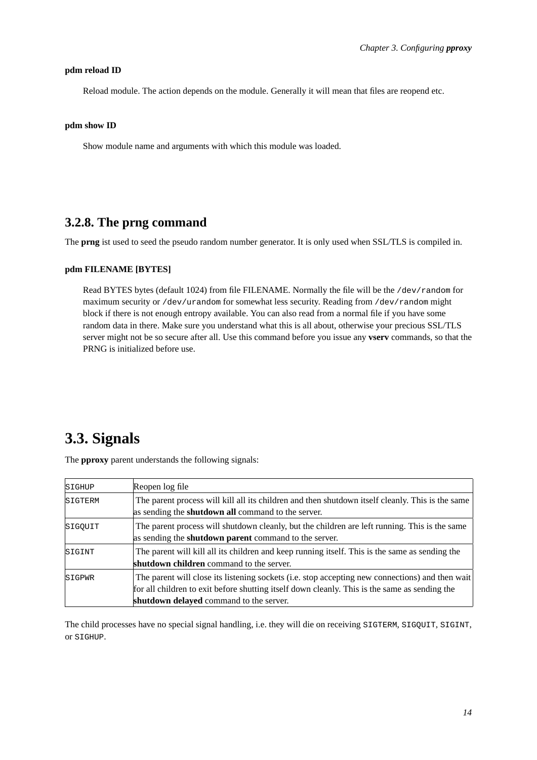**pdm reload ID**

Reload module. The action depends on the module. Generally it will mean that files are reopend etc.

**pdm show ID**

Show module name and arguments with which this module was loaded.

### 3.2.8. The prng command

The **prng** ist used to seed the pseudo random number generator. It is only used when SSL/TLS is compiled in.

**pdm FILENAME [BYTES]**

Read BYTES bytes (default 1024) from file FILENAME. Normally the file will be the `/dev/random` for maximum security or `/dev/urandom` for somewhat less security. Reading from `/dev/random` might block if there is not enough entropy available. You can also read from a normal file if you have some random data in there. Make sure you understand what this is all about, otherwise your precious SSL/TLS server might not be so secure after all. Use this command before you issue any **vserv** commands, so that the PRNG is initialized before use.

## 3.3. Signals

The **pproxy** parent understands the following signals:

| | |
|---|---|
| `SIGHUP` | Reopen log file |
| `SIGTERM` | The parent process will kill all its children and then shutdown itself cleanly. This is the same as sending the **shutdown all** command to the server. |
| `SIGQUIT` | The parent process will shutdown cleanly, but the children are left running. This is the same as sending the **shutdown parent** command to the server. |
| `SIGINT` | The parent will kill all its children and keep running itself. This is the same as sending the **shutdown children** command to the server. |
| `SIGPWR` | The parent will close its listening sockets (i.e. stop accepting new connections) and then wait for all children to exit before shutting itself down cleanly. This is the same as sending the **shutdown delayed** command to the server. |

The child processes have no special signal handling, i.e. they will die on receiving `SIGTERM`, `SIGQUIT`, `SIGINT`, or `SIGHUP`.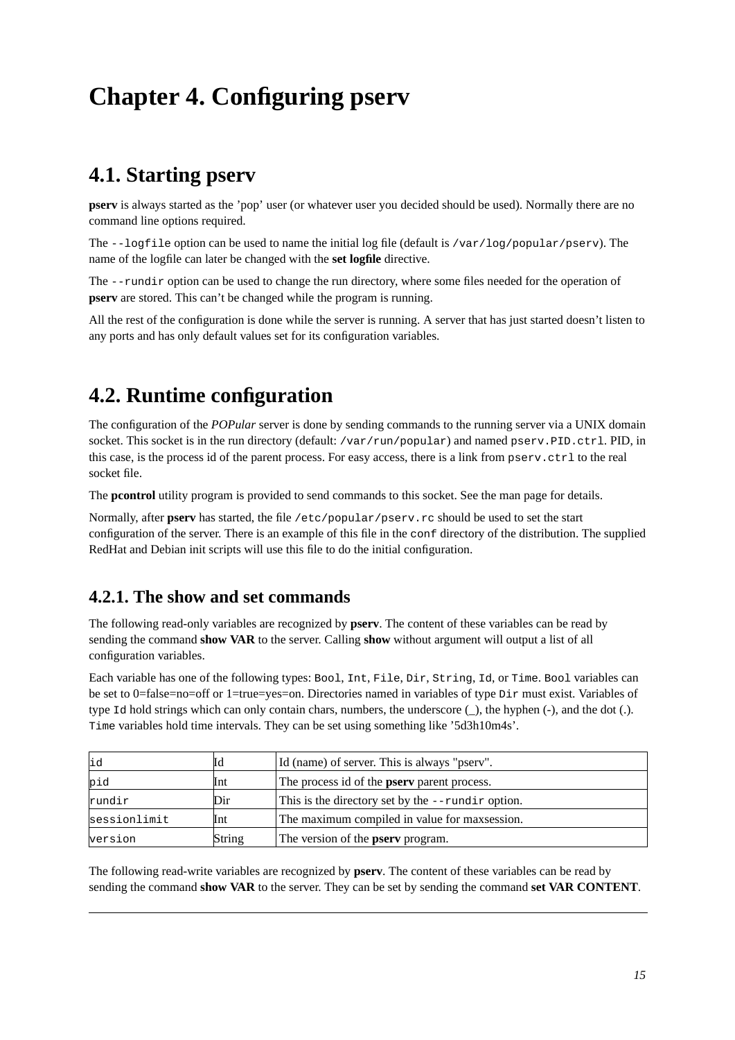# Chapter 4. Configuring pserv

## 4.1. Starting pserv

**pserv** is always started as the 'pop' user (or whatever user you decided should be used). Normally there are no command line options required.

The `--logfile` option can be used to name the initial log file (default is `/var/log/popular/pserv`). The name of the logfile can later be changed with the **set logfile** directive.

The `--rundir` option can be used to change the run directory, where some files needed for the operation of **pserv** are stored. This can't be changed while the program is running.

All the rest of the configuration is done while the server is running. A server that has just started doesn't listen to any ports and has only default values set for its configuration variables.

## 4.2. Runtime configuration

The configuration of the *POPular* server is done by sending commands to the running server via a UNIX domain socket. This socket is in the run directory (default: `/var/run/popular`) and named `pserv.PID.ctrl`. PID, in this case, is the process id of the parent process. For easy access, there is a link from `pserv.ctrl` to the real socket file.

The **pcontrol** utility program is provided to send commands to this socket. See the man page for details.

Normally, after **pserv** has started, the file `/etc/popular/pserv.rc` should be used to set the start configuration of the server. There is an example of this file in the `conf` directory of the distribution. The supplied RedHat and Debian init scripts will use this file to do the initial configuration.

### 4.2.1. The show and set commands

The following read-only variables are recognized by **pserv**. The content of these variables can be read by sending the command **show VAR** to the server. Calling **show** without argument will output a list of all configuration variables.

Each variable has one of the following types: `Bool`, `Int`, `File`, `Dir`, `String`, `Id`, or `Time`. `Bool` variables can be set to 0=false=no=off or 1=true=yes=on. Directories named in variables of type `Dir` must exist. Variables of type `Id` hold strings which can only contain chars, numbers, the underscore (_), the hyphen (-), and the dot (.). `Time` variables hold time intervals. They can be set using something like '5d3h10m4s'.

| | | |
|---|---|---|
| `id` | Id | Id (name) of server. This is always "pserv". |
| `pid` | Int | The process id of the **pserv** parent process. |
| `rundir` | Dir | This is the directory set by the `--rundir` option. |
| `sessionlimit` | Int | The maximum compiled in value for maxsession. |
| `version` | String | The version of the **pserv** program. |

The following read-write variables are recognized by **pserv**. The content of these variables can be read by sending the command **show VAR** to the server. They can be set by sending the command **set VAR CONTENT**.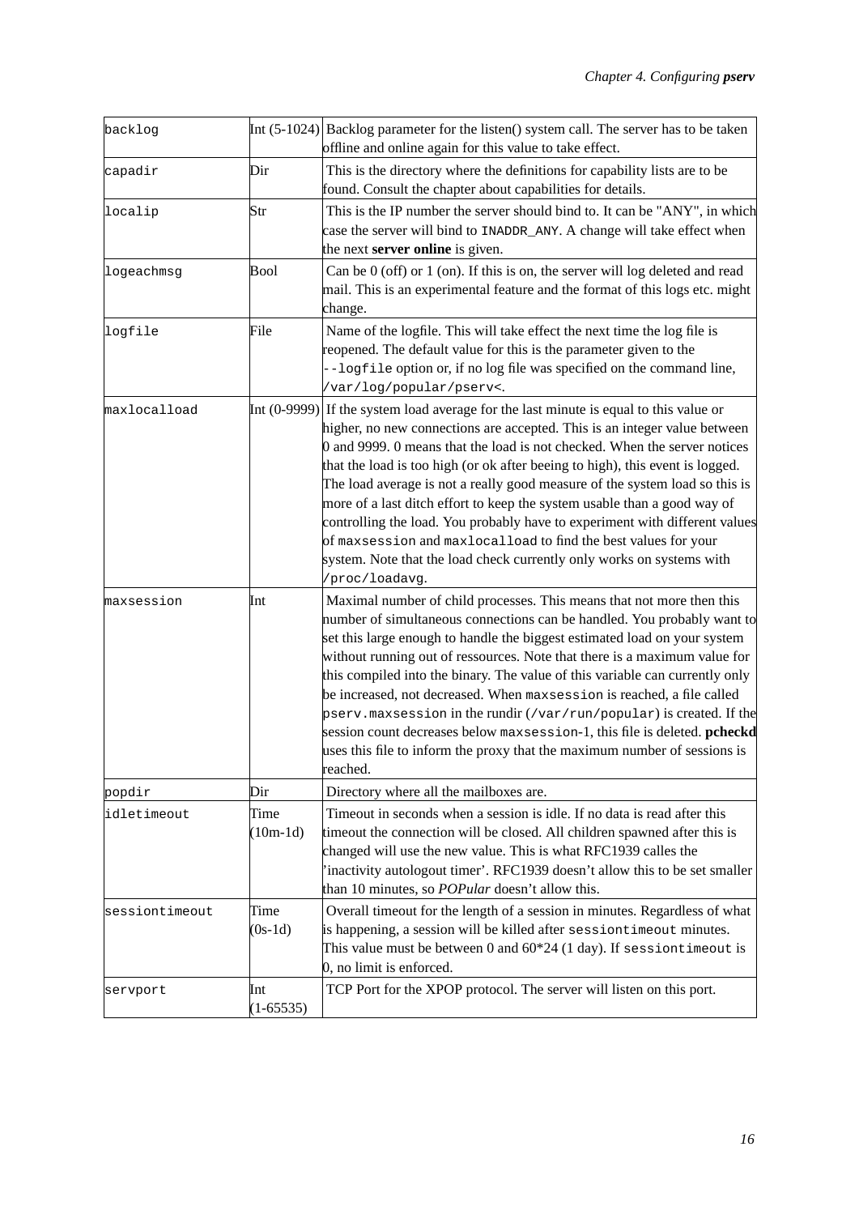| backlog | Int (5-1024) | Backlog parameter for the listen() system call. The server has to be taken offline and online again for this value to take effect. |
|---|---|---|
| capadir | Dir | This is the directory where the definitions for capability lists are to be found. Consult the chapter about capabilities for details. |
| localip | Str | This is the IP number the server should bind to. It can be "ANY", in which case the server will bind to `INADDR_ANY`. A change will take effect when the next **server online** is given. |
| logeachmsg | Bool | Can be 0 (off) or 1 (on). If this is on, the server will log deleted and read mail. This is an experimental feature and the format of this logs etc. might change. |
| logfile | File | Name of the logfile. This will take effect the next time the log file is reopened. The default value for this is the parameter given to the `--logfile` option or, if no log file was specified on the command line, `/var/log/popular/pserv<`. |
| maxlocalload | Int (0-9999) | If the system load average for the last minute is equal to this value or higher, no new connections are accepted. This is an integer value between 0 and 9999. 0 means that the load is not checked. When the server notices that the load is too high (or ok after beeing to high), this event is logged. The load average is not a really good measure of the system load so this is more of a last ditch effort to keep the system usable than a good way of controlling the load. You probably have to experiment with different values of `maxsession` and `maxlocalload` to find the best values for your system. Note that the load check currently only works on systems with `/proc/loadavg`. |
| maxsession | Int | Maximal number of child processes. This means that not more then this number of simultaneous connections can be handled. You probably want to set this large enough to handle the biggest estimated load on your system without running out of ressources. Note that there is a maximum value for this compiled into the binary. The value of this variable can currently only be increased, not decreased. When `maxsession` is reached, a file called `pserv.maxsession` in the rundir (`/var/run/popular`) is created. If the session count decreases below `maxsession`-1, this file is deleted. **pcheckd** uses this file to inform the proxy that the maximum number of sessions is reached. |
| popdir | Dir | Directory where all the mailboxes are. |
| idletimeout | Time (10m-1d) | Timeout in seconds when a session is idle. If no data is read after this timeout the connection will be closed. All children spawned after this is changed will use the new value. This is what RFC1939 calles the 'inactivity autologout timer'. RFC1939 doesn't allow this to be set smaller than 10 minutes, so *POPular* doesn't allow this. |
| sessiontimeout | Time (0s-1d) | Overall timeout for the length of a session in minutes. Regardless of what is happening, a session will be killed after `sessiontimeout` minutes. This value must be between 0 and 60*24 (1 day). If `sessiontimeout` is 0, no limit is enforced. |
| servport | Int (1-65535) | TCP Port for the XPOP protocol. The server will listen on this port. |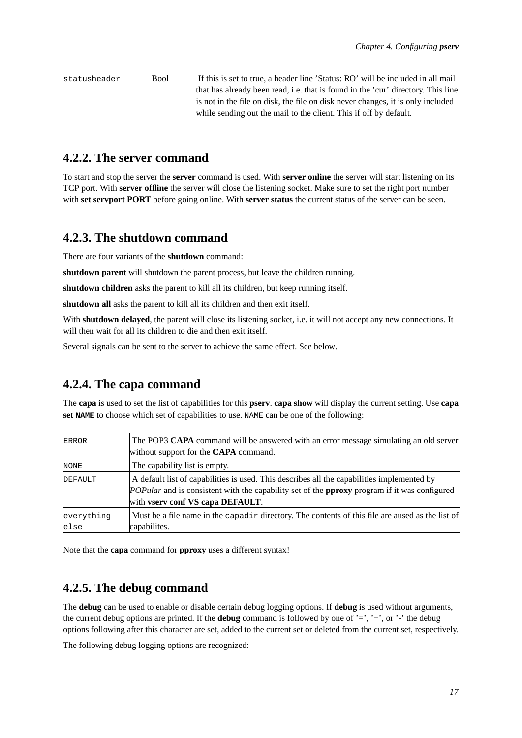| statusheader | Bool | If this is set to true, a header line 'Status: RO' will be included in all mail that has already been read, i.e. that is found in the 'cur' directory. This line is not in the file on disk, the file on disk never changes, it is only included while sending out the mail to the client. This if off by default. |
|---|---|---|

### 4.2.2. The server command

To start and stop the server the **server** command is used. With **server online** the server will start listening on its TCP port. With **server offline** the server will close the listening socket. Make sure to set the right port number with **set servport PORT** before going online. With **server status** the current status of the server can be seen.

### 4.2.3. The shutdown command

There are four variants of the **shutdown** command:

**shutdown parent** will shutdown the parent process, but leave the children running.

**shutdown children** asks the parent to kill all its children, but keep running itself.

**shutdown all** asks the parent to kill all its children and then exit itself.

With **shutdown delayed**, the parent will close its listening socket, i.e. it will not accept any new connections. It will then wait for all its children to die and then exit itself.

Several signals can be sent to the server to achieve the same effect. See below.

### 4.2.4. The capa command

The **capa** is used to set the list of capabilities for this **pserv**. **capa show** will display the current setting. Use **capa set `NAME`** to choose which set of capabilities to use. `NAME` can be one of the following:

| ERROR | The POP3 **CAPA** command will be answered with an error message simulating an old server without support for the **CAPA** command. |
|---|---|
| NONE | The capability list is empty. |
| DEFAULT | A default list of capabilities is used. This describes all the capabilities implemented by *POPular* and is consistent with the capability set of the **pproxy** program if it was configured with **vserv conf VS capa DEFAULT**. |
| everything else | Must be a file name in the `capadir` directory. The contents of this file are aused as the list of capabilites. |

Note that the **capa** command for **pproxy** uses a different syntax!

### 4.2.5. The debug command

The **debug** can be used to enable or disable certain debug logging options. If **debug** is used without arguments, the current debug options are printed. If the **debug** command is followed by one of '=', '+', or '-' the debug options following after this character are set, added to the current set or deleted from the current set, respectively.

The following debug logging options are recognized: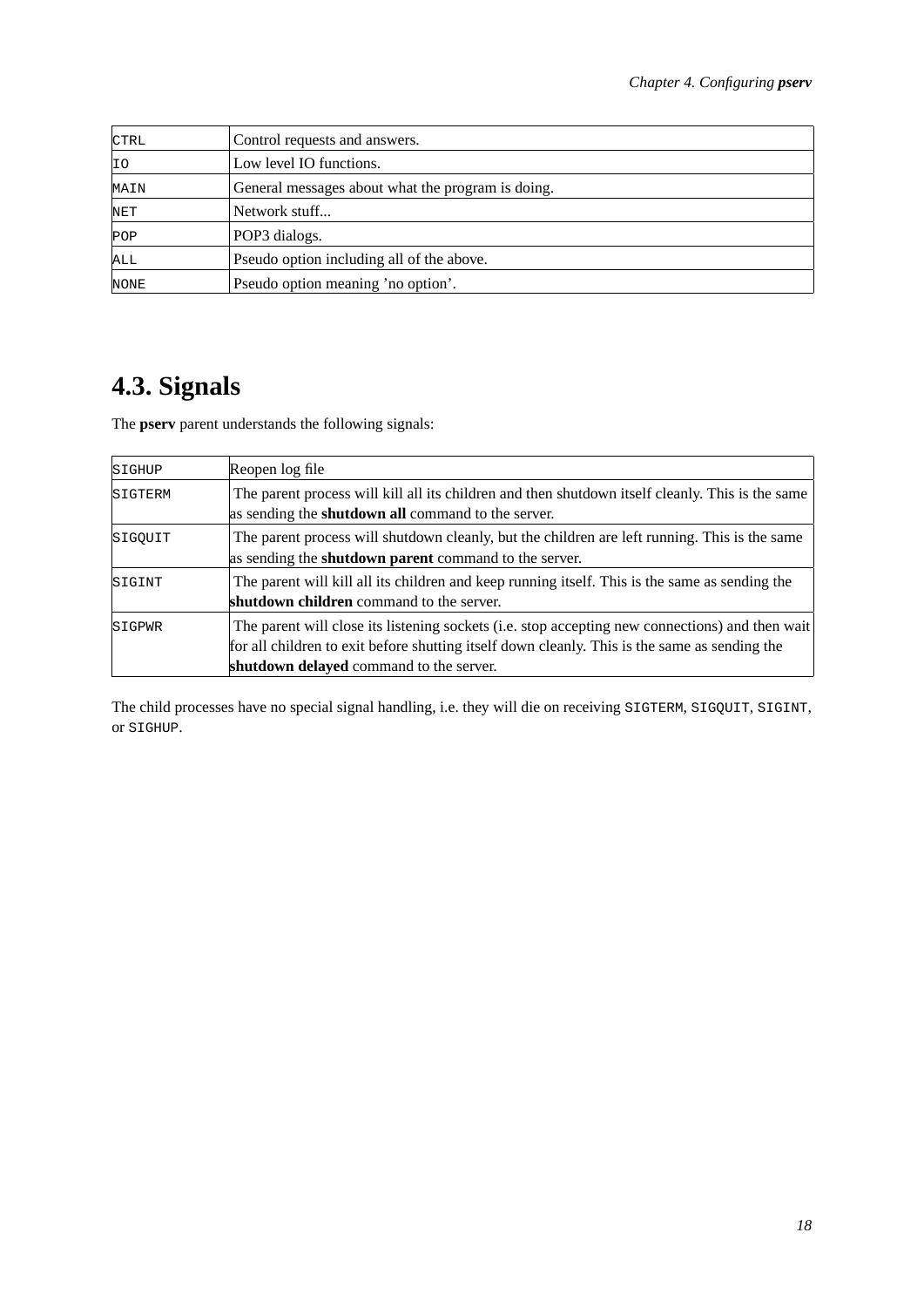| | |
|---|---|
| CTRL | Control requests and answers. |
| IO | Low level IO functions. |
| MAIN | General messages about what the program is doing. |
| NET | Network stuff... |
| POP | POP3 dialogs. |
| ALL | Pseudo option including all of the above. |
| NONE | Pseudo option meaning ’no option’. |

## 4.3. Signals

The **pserv** parent understands the following signals:

| | |
|---|---|
| SIGHUP | Reopen log file |
| SIGTERM | The parent process will kill all its children and then shutdown itself cleanly. This is the same as sending the **shutdown all** command to the server. |
| SIGQUIT | The parent process will shutdown cleanly, but the children are left running. This is the same as sending the **shutdown parent** command to the server. |
| SIGINT | The parent will kill all its children and keep running itself. This is the same as sending the **shutdown children** command to the server. |
| SIGPWR | The parent will close its listening sockets (i.e. stop accepting new connections) and then wait for all children to exit before shutting itself down cleanly. This is the same as sending the **shutdown delayed** command to the server. |

The child processes have no special signal handling, i.e. they will die on receiving `SIGTERM`, `SIGQUIT`, `SIGINT`, or `SIGHUP`.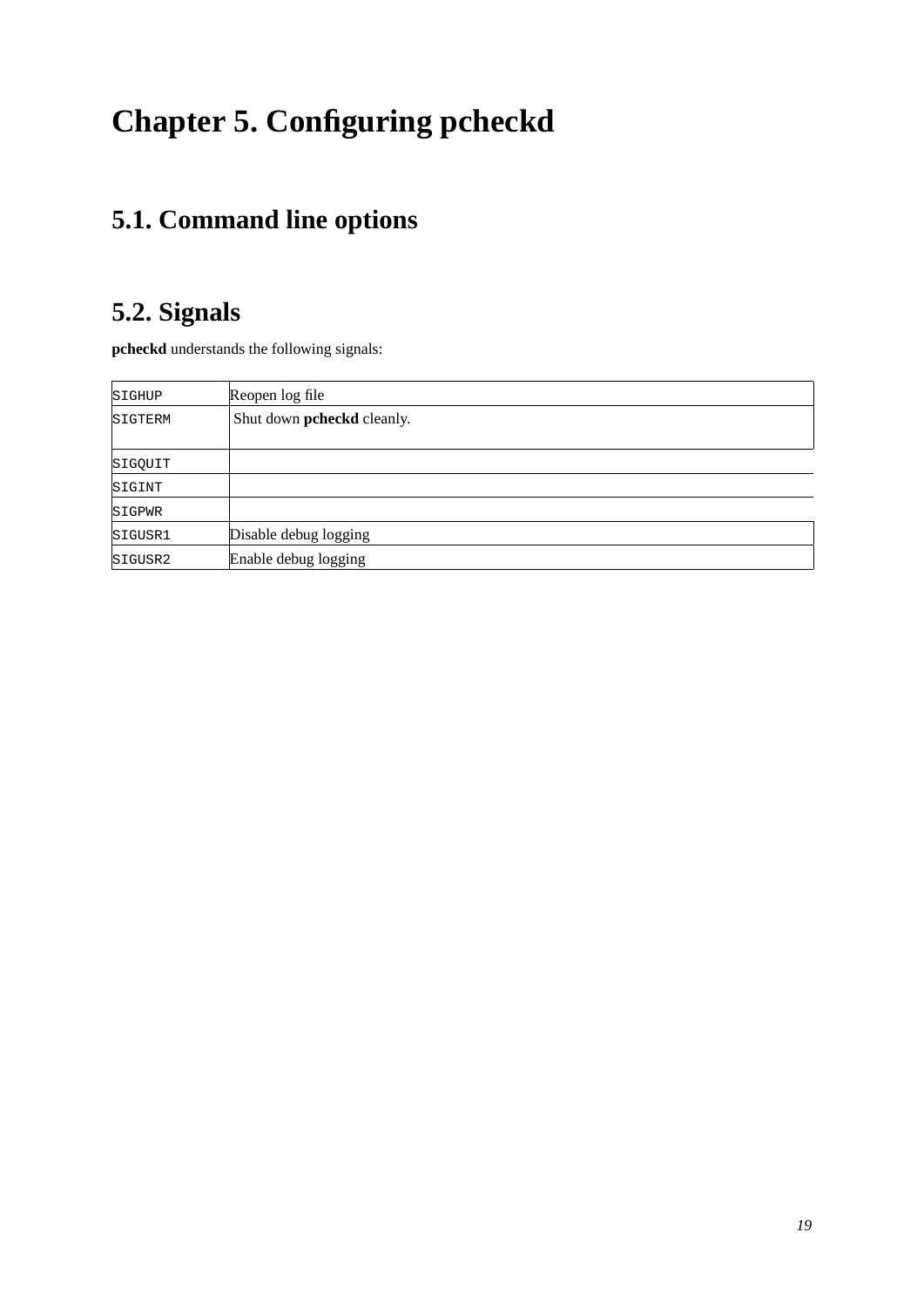# Chapter 5. Configuring pcheckd

## 5.1. Command line options

## 5.2. Signals

**pcheckd** understands the following signals:

| | |
|---|---|
| `SIGHUP` | Reopen log file |
| `SIGTERM` | Shut down **pcheckd** cleanly. |
| `SIGQUIT` | |
| `SIGINT` | |
| `SIGPWR` | |
| `SIGUSR1` | Disable debug logging |
| `SIGUSR2` | Enable debug logging |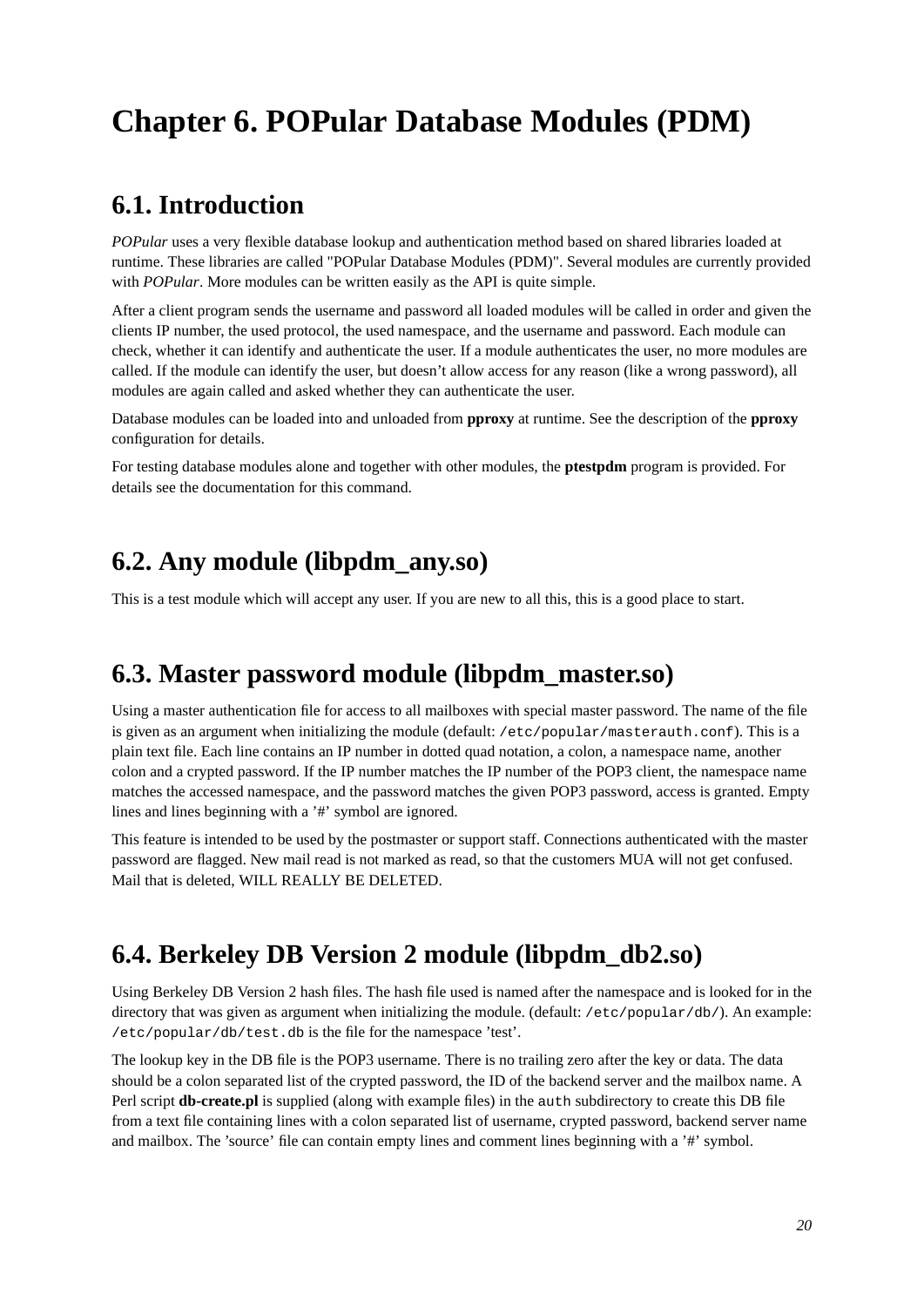# Chapter 6. POPular Database Modules (PDM)

## 6.1. Introduction

*POPular* uses a very flexible database lookup and authentication method based on shared libraries loaded at runtime. These libraries are called "POPular Database Modules (PDM)". Several modules are currently provided with *POPular*. More modules can be written easily as the API is quite simple.

After a client program sends the username and password all loaded modules will be called in order and given the clients IP number, the used protocol, the used namespace, and the username and password. Each module can check, whether it can identify and authenticate the user. If a module authenticates the user, no more modules are called. If the module can identify the user, but doesn't allow access for any reason (like a wrong password), all modules are again called and asked whether they can authenticate the user.

Database modules can be loaded into and unloaded from **pproxy** at runtime. See the description of the **pproxy** configuration for details.

For testing database modules alone and together with other modules, the **ptestpdm** program is provided. For details see the documentation for this command.

## 6.2. Any module (libpdm_any.so)

This is a test module which will accept any user. If you are new to all this, this is a good place to start.

## 6.3. Master password module (libpdm_master.so)

Using a master authentication file for access to all mailboxes with special master password. The name of the file is given as an argument when initializing the module (default: `/etc/popular/masterauth.conf`). This is a plain text file. Each line contains an IP number in dotted quad notation, a colon, a namespace name, another colon and a crypted password. If the IP number matches the IP number of the POP3 client, the namespace name matches the accessed namespace, and the password matches the given POP3 password, access is granted. Empty lines and lines beginning with a '#' symbol are ignored.

This feature is intended to be used by the postmaster or support staff. Connections authenticated with the master password are flagged. New mail read is not marked as read, so that the customers MUA will not get confused. Mail that is deleted, WILL REALLY BE DELETED.

## 6.4. Berkeley DB Version 2 module (libpdm_db2.so)

Using Berkeley DB Version 2 hash files. The hash file used is named after the namespace and is looked for in the directory that was given as argument when initializing the module. (default: `/etc/popular/db/`). An example: `/etc/popular/db/test.db` is the file for the namespace 'test'.

The lookup key in the DB file is the POP3 username. There is no trailing zero after the key or data. The data should be a colon separated list of the crypted password, the ID of the backend server and the mailbox name. A Perl script **db-create.pl** is supplied (along with example files) in the `auth` subdirectory to create this DB file from a text file containing lines with a colon separated list of username, crypted password, backend server name and mailbox. The 'source' file can contain empty lines and comment lines beginning with a '#' symbol.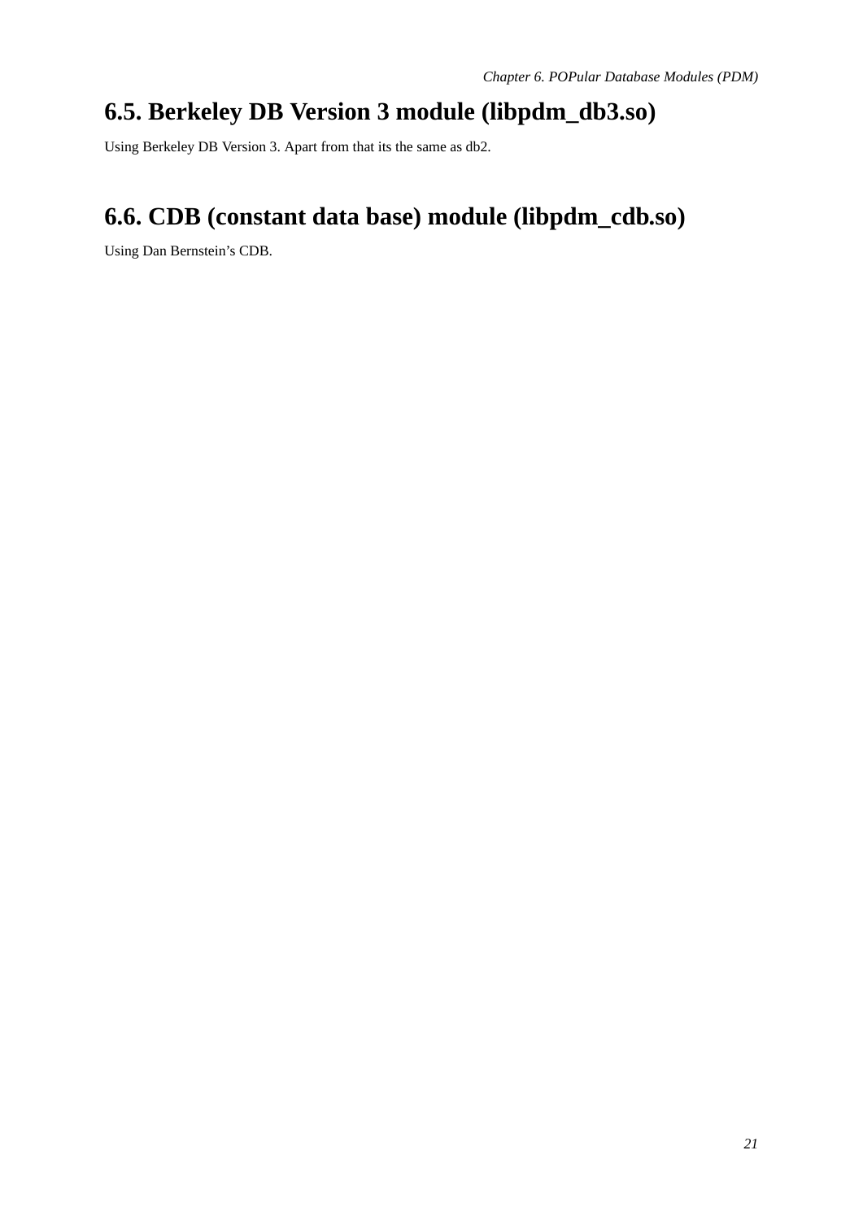## 6.5. Berkeley DB Version 3 module (libpdm_db3.so)

Using Berkeley DB Version 3. Apart from that its the same as db2.

## 6.6. CDB (constant data base) module (libpdm_cdb.so)

Using Dan Bernstein's CDB.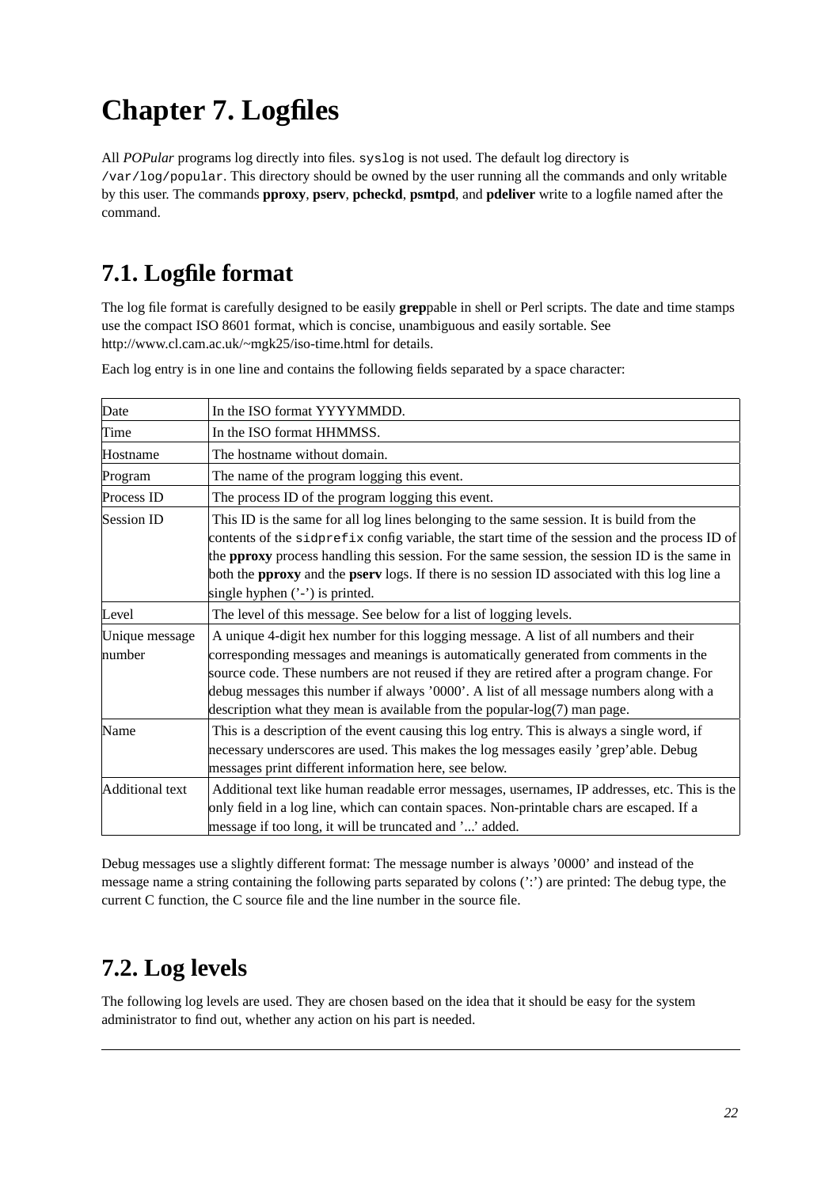# Chapter 7. Logfiles

All *POPular* programs log directly into files. `syslog` is not used. The default log directory is `/var/log/popular`. This directory should be owned by the user running all the commands and only writable by this user. The commands **pproxy**, **pserv**, **pcheckd**, **psmtpd**, and **pdeliver** write to a logfile named after the command.

## 7.1. Logfile format

The log file format is carefully designed to be easily **grep**pable in shell or Perl scripts. The date and time stamps use the compact ISO 8601 format, which is concise, unambiguous and easily sortable. See http://www.cl.cam.ac.uk/~mgk25/iso-time.html for details.

Each log entry is in one line and contains the following fields separated by a space character:

| Field | Description |
|---|---|
| Date | In the ISO format YYYYMMDD. |
| Time | In the ISO format HHMMSS. |
| Hostname | The hostname without domain. |
| Program | The name of the program logging this event. |
| Process ID | The process ID of the program logging this event. |
| Session ID | This ID is the same for all log lines belonging to the same session. It is build from the contents of the `sidprefix` config variable, the start time of the session and the process ID of the **pproxy** process handling this session. For the same session, the session ID is the same in both the **pproxy** and the **pserv** logs. If there is no session ID associated with this log line a single hyphen ('-') is printed. |
| Level | The level of this message. See below for a list of logging levels. |
| Unique message number | A unique 4-digit hex number for this logging message. A list of all numbers and their corresponding messages and meanings is automatically generated from comments in the source code. These numbers are not reused if they are retired after a program change. For debug messages this number if always '0000'. A list of all message numbers along with a description what they mean is available from the popular-log(7) man page. |
| Name | This is a description of the event causing this log entry. This is always a single word, if necessary underscores are used. This makes the log messages easily 'grep'able. Debug messages print different information here, see below. |
| Additional text | Additional text like human readable error messages, usernames, IP addresses, etc. This is the only field in a log line, which can contain spaces. Non-printable chars are escaped. If a message if too long, it will be truncated and '...' added. |

Debug messages use a slightly different format: The message number is always '0000' and instead of the message name a string containing the following parts separated by colons (':') are printed: The debug type, the current C function, the C source file and the line number in the source file.

## 7.2. Log levels

The following log levels are used. They are chosen based on the idea that it should be easy for the system administrator to find out, whether any action on his part is needed.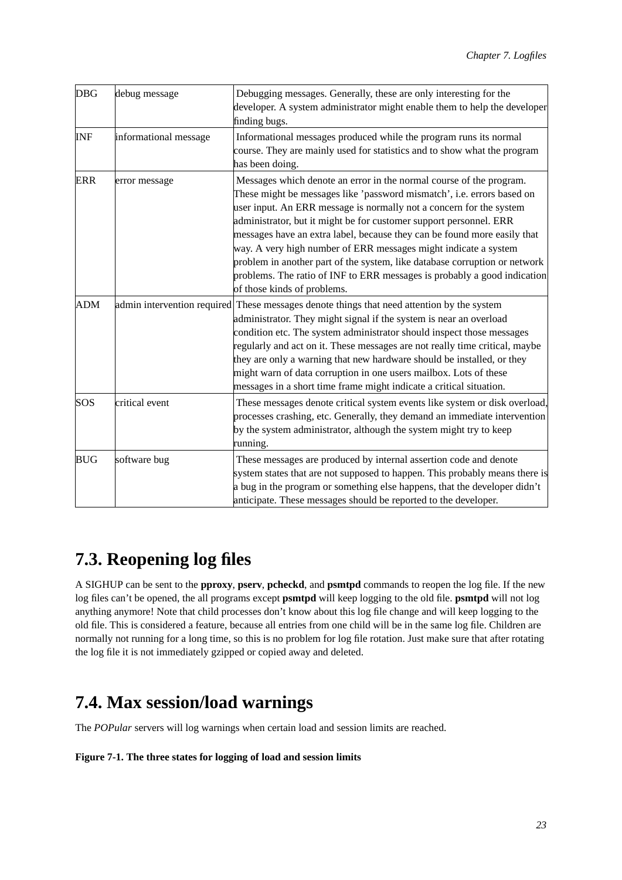| DBG | debug message | Debugging messages. Generally, these are only interesting for the developer. A system administrator might enable them to help the developer finding bugs. |
|---|---|---|
| INF | informational message | Informational messages produced while the program runs its normal course. They are mainly used for statistics and to show what the program has been doing. |
| ERR | error message | Messages which denote an error in the normal course of the program. These might be messages like 'password mismatch', i.e. errors based on user input. An ERR message is normally not a concern for the system administrator, but it might be for customer support personnel. ERR messages have an extra label, because they can be found more easily that way. A very high number of ERR messages might indicate a system problem in another part of the system, like database corruption or network problems. The ratio of INF to ERR messages is probably a good indication of those kinds of problems. |
| ADM | admin intervention required | These messages denote things that need attention by the system administrator. They might signal if the system is near an overload condition etc. The system administrator should inspect those messages regularly and act on it. These messages are not really time critical, maybe they are only a warning that new hardware should be installed, or they might warn of data corruption in one users mailbox. Lots of these messages in a short time frame might indicate a critical situation. |
| SOS | critical event | These messages denote critical system events like system or disk overload, processes crashing, etc. Generally, they demand an immediate intervention by the system administrator, although the system might try to keep running. |
| BUG | software bug | These messages are produced by internal assertion code and denote system states that are not supposed to happen. This probably means there is a bug in the program or something else happens, that the developer didn't anticipate. These messages should be reported to the developer. |

## 7.3. Reopening log files

A SIGHUP can be sent to the **pproxy**, **pserv**, **pcheckd**, and **psmtpd** commands to reopen the log file. If the new log files can't be opened, the all programs except **psmtpd** will keep logging to the old file. **psmtpd** will not log anything anymore! Note that child processes don't know about this log file change and will keep logging to the old file. This is considered a feature, because all entries from one child will be in the same log file. Children are normally not running for a long time, so this is no problem for log file rotation. Just make sure that after rotating the log file it is not immediately gzipped or copied away and deleted.

## 7.4. Max session/load warnings

The *POPular* servers will log warnings when certain load and session limits are reached.

**Figure 7-1. The three states for logging of load and session limits**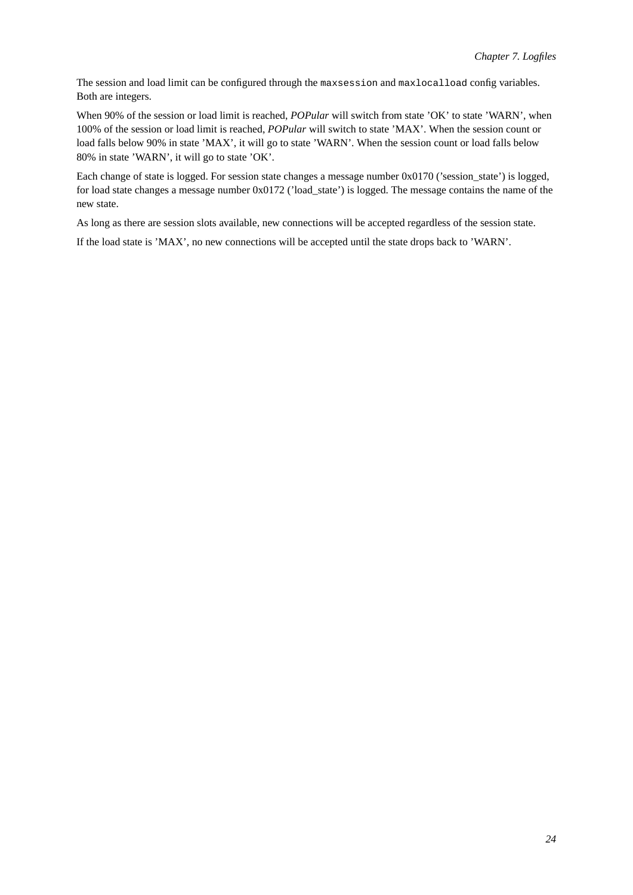The session and load limit can be configured through the `maxsession` and `maxlocalload` config variables. Both are integers.

When 90% of the session or load limit is reached, *POPular* will switch from state 'OK' to state 'WARN', when 100% of the session or load limit is reached, *POPular* will switch to state 'MAX'. When the session count or load falls below 90% in state 'MAX', it will go to state 'WARN'. When the session count or load falls below 80% in state 'WARN', it will go to state 'OK'.

Each change of state is logged. For session state changes a message number 0x0170 ('session_state') is logged, for load state changes a message number 0x0172 ('load_state') is logged. The message contains the name of the new state.

As long as there are session slots available, new connections will be accepted regardless of the session state.

If the load state is 'MAX', no new connections will be accepted until the state drops back to 'WARN'.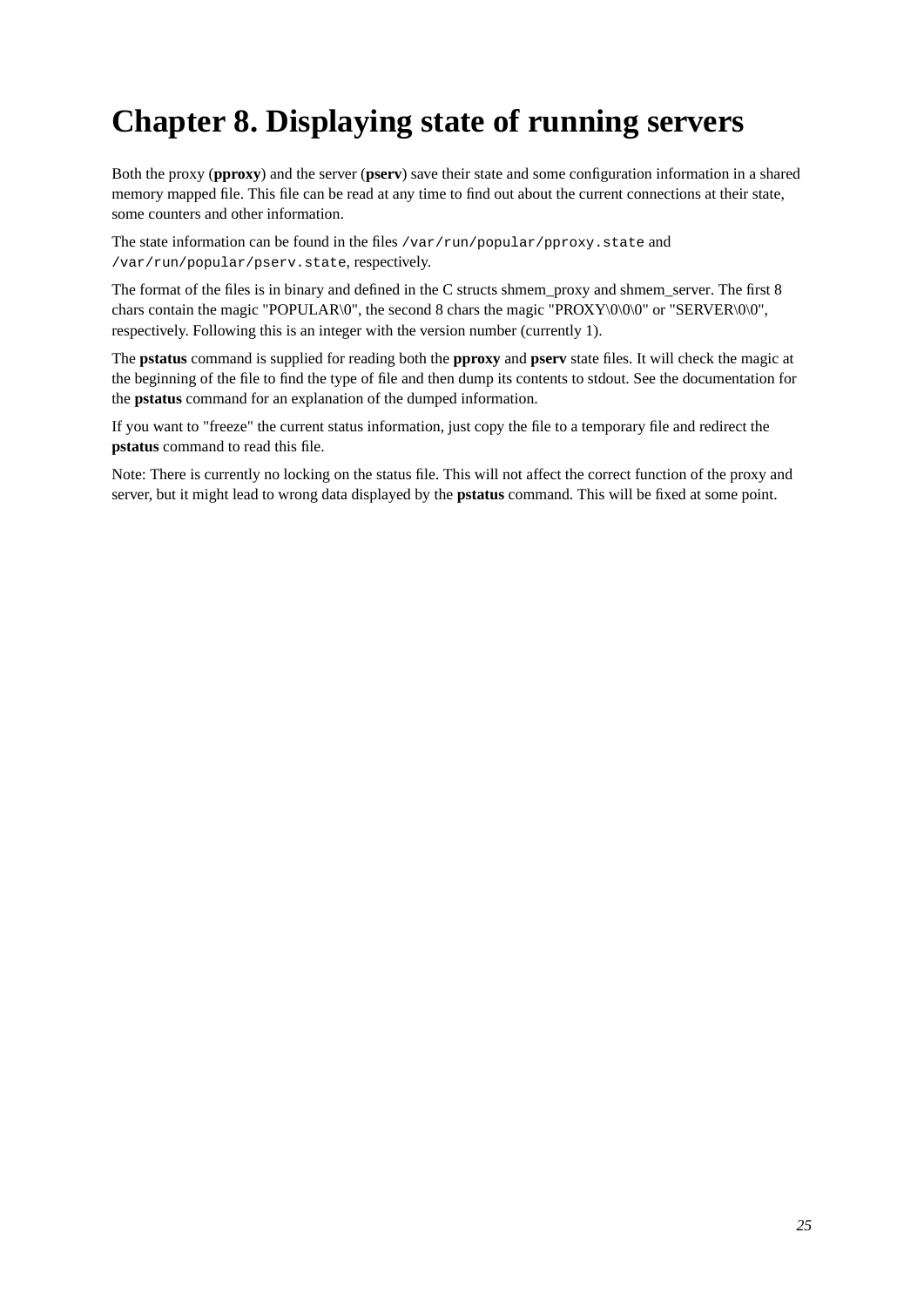# Chapter 8. Displaying state of running servers

Both the proxy (**pproxy**) and the server (**pserv**) save their state and some configuration information in a shared memory mapped file. This file can be read at any time to find out about the current connections at their state, some counters and other information.

The state information can be found in the files `/var/run/popular/pproxy.state` and `/var/run/popular/pserv.state`, respectively.

The format of the files is in binary and defined in the C structs shmem_proxy and shmem_server. The first 8 chars contain the magic "POPULAR\0", the second 8 chars the magic "PROXY\0\0\0" or "SERVER\0\0", respectively. Following this is an integer with the version number (currently 1).

The **pstatus** command is supplied for reading both the **pproxy** and **pserv** state files. It will check the magic at the beginning of the file to find the type of file and then dump its contents to stdout. See the documentation for the **pstatus** command for an explanation of the dumped information.

If you want to "freeze" the current status information, just copy the file to a temporary file and redirect the **pstatus** command to read this file.

Note: There is currently no locking on the status file. This will not affect the correct function of the proxy and server, but it might lead to wrong data displayed by the **pstatus** command. This will be fixed at some point.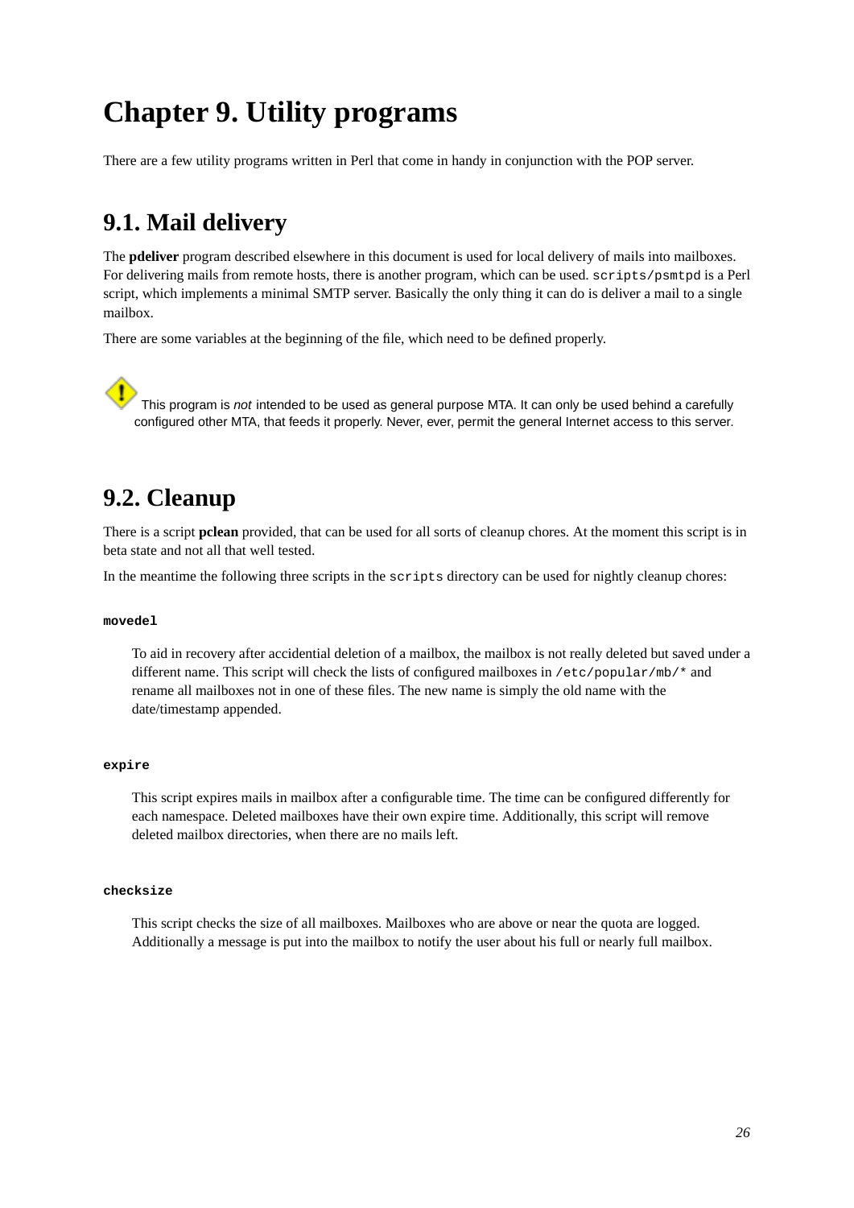# Chapter 9. Utility programs

There are a few utility programs written in Perl that come in handy in conjunction with the POP server.

## 9.1. Mail delivery

The **pdeliver** program described elsewhere in this document is used for local delivery of mails into mailboxes. For delivering mails from remote hosts, there is another program, which can be used. `scripts/psmtpd` is a Perl script, which implements a minimal SMTP server. Basically the only thing it can do is deliver a mail to a single mailbox.

There are some variables at the beginning of the file, which need to be defined properly.

> This program is *not* intended to be used as general purpose MTA. It can only be used behind a carefully configured other MTA, that feeds it properly. Never, ever, permit the general Internet access to this server.

## 9.2. Cleanup

There is a script **pclean** provided, that can be used for all sorts of cleanup chores. At the moment this script is in beta state and not all that well tested.

In the meantime the following three scripts in the `scripts` directory can be used for nightly cleanup chores:

**`movedel`**

To aid in recovery after accidential deletion of a mailbox, the mailbox is not really deleted but saved under a different name. This script will check the lists of configured mailboxes in `/etc/popular/mb/*` and rename all mailboxes not in one of these files. The new name is simply the old name with the date/timestamp appended.

**`expire`**

This script expires mails in mailbox after a configurable time. The time can be configured differently for each namespace. Deleted mailboxes have their own expire time. Additionally, this script will remove deleted mailbox directories, when there are no mails left.

**`checksize`**

This script checks the size of all mailboxes. Mailboxes who are above or near the quota are logged. Additionally a message is put into the mailbox to notify the user about his full or nearly full mailbox.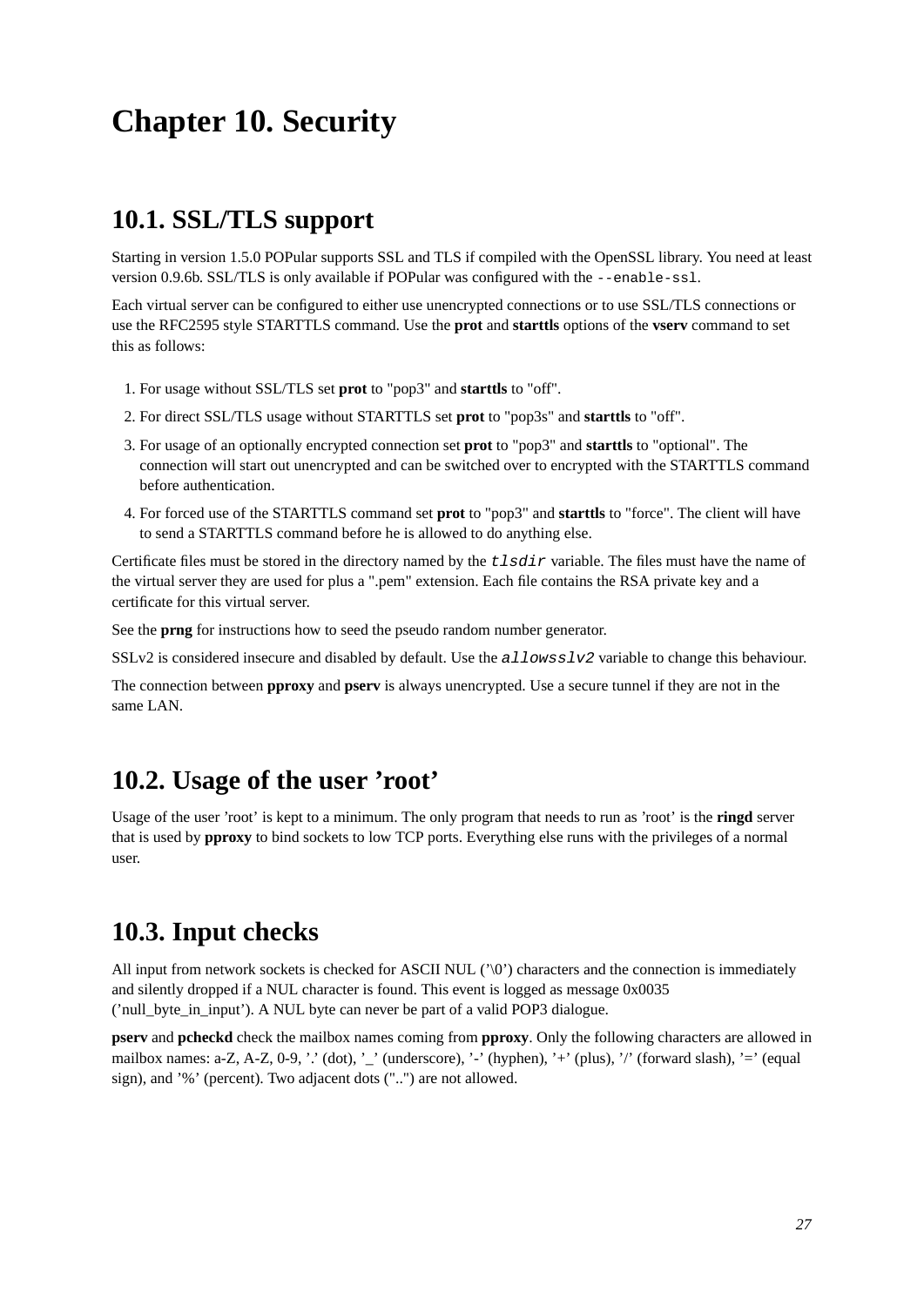# Chapter 10. Security

## 10.1. SSL/TLS support

Starting in version 1.5.0 POPular supports SSL and TLS if compiled with the OpenSSL library. You need at least version 0.9.6b. SSL/TLS is only available if POPular was configured with the `--enable-ssl`.

Each virtual server can be configured to either use unencrypted connections or to use SSL/TLS connections or use the RFC2595 style STARTTLS command. Use the **prot** and **starttls** options of the **vserv** command to set this as follows:

1. For usage without SSL/TLS set **prot** to "pop3" and **starttls** to "off".
2. For direct SSL/TLS usage without STARTTLS set **prot** to "pop3s" and **starttls** to "off".
3. For usage of an optionally encrypted connection set **prot** to "pop3" and **starttls** to "optional". The connection will start out unencrypted and can be switched over to encrypted with the STARTTLS command before authentication.
4. For forced use of the STARTTLS command set **prot** to "pop3" and **starttls** to "force". The client will have to send a STARTTLS command before he is allowed to do anything else.

Certificate files must be stored in the directory named by the *`tlsdir`* variable. The files must have the name of the virtual server they are used for plus a ".pem" extension. Each file contains the RSA private key and a certificate for this virtual server.

See the **prng** for instructions how to seed the pseudo random number generator.

SSLv2 is considered insecure and disabled by default. Use the *`allowsslv2`* variable to change this behaviour.

The connection between **pproxy** and **pserv** is always unencrypted. Use a secure tunnel if they are not in the same LAN.

## 10.2. Usage of the user 'root'

Usage of the user 'root' is kept to a minimum. The only program that needs to run as 'root' is the **ringd** server that is used by **pproxy** to bind sockets to low TCP ports. Everything else runs with the privileges of a normal user.

## 10.3. Input checks

All input from network sockets is checked for ASCII NUL ('\0') characters and the connection is immediately and silently dropped if a NUL character is found. This event is logged as message 0x0035 ('null_byte_in_input'). A NUL byte can never be part of a valid POP3 dialogue.

**pserv** and **pcheckd** check the mailbox names coming from **pproxy**. Only the following characters are allowed in mailbox names: a-Z, A-Z, 0-9, '.' (dot), '_' (underscore), '-' (hyphen), '+' (plus), '/' (forward slash), '=' (equal sign), and '%' (percent). Two adjacent dots ("..") are not allowed.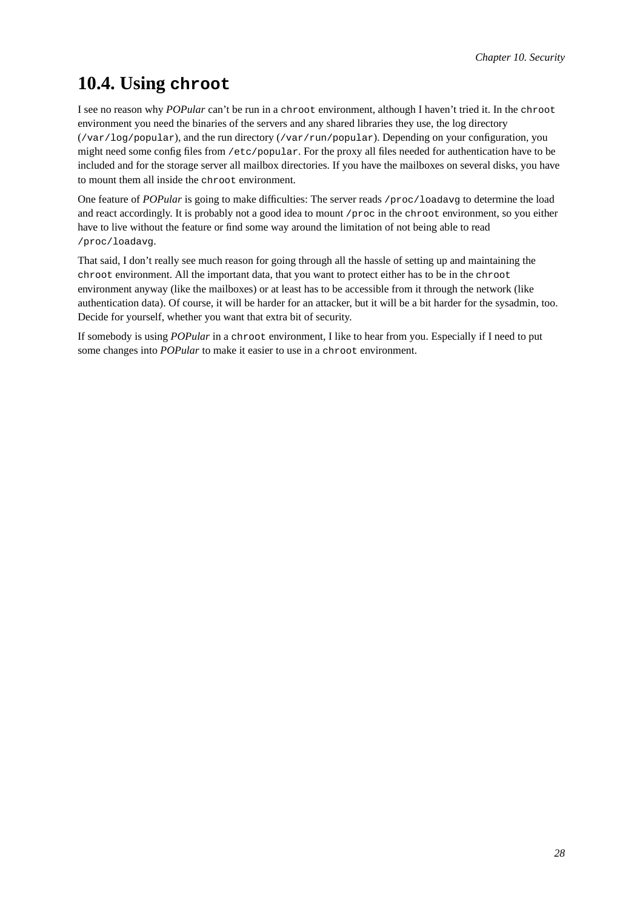## 10.4. Using `chroot`

I see no reason why *POPular* can't be run in a `chroot` environment, although I haven't tried it. In the `chroot` environment you need the binaries of the servers and any shared libraries they use, the log directory (`/var/log/popular`), and the run directory (`/var/run/popular`). Depending on your configuration, you might need some config files from `/etc/popular`. For the proxy all files needed for authentication have to be included and for the storage server all mailbox directories. If you have the mailboxes on several disks, you have to mount them all inside the `chroot` environment.

One feature of *POPular* is going to make difficulties: The server reads `/proc/loadavg` to determine the load and react accordingly. It is probably not a good idea to mount `/proc` in the `chroot` environment, so you either have to live without the feature or find some way around the limitation of not being able to read `/proc/loadavg`.

That said, I don't really see much reason for going through all the hassle of setting up and maintaining the `chroot` environment. All the important data, that you want to protect either has to be in the `chroot` environment anyway (like the mailboxes) or at least has to be accessible from it through the network (like authentication data). Of course, it will be harder for an attacker, but it will be a bit harder for the sysadmin, too. Decide for yourself, whether you want that extra bit of security.

If somebody is using *POPular* in a `chroot` environment, I like to hear from you. Especially if I need to put some changes into *POPular* to make it easier to use in a `chroot` environment.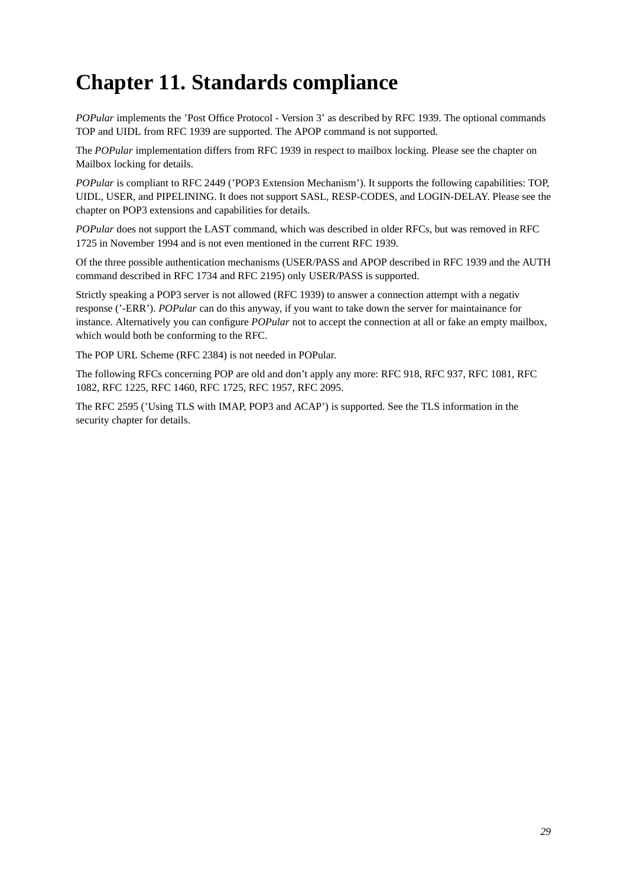# Chapter 11. Standards compliance

*POPular* implements the 'Post Office Protocol - Version 3' as described by RFC 1939. The optional commands TOP and UIDL from RFC 1939 are supported. The APOP command is not supported.

The *POPular* implementation differs from RFC 1939 in respect to mailbox locking. Please see the chapter on Mailbox locking for details.

*POPular* is compliant to RFC 2449 ('POP3 Extension Mechanism'). It supports the following capabilities: TOP, UIDL, USER, and PIPELINING. It does not support SASL, RESP-CODES, and LOGIN-DELAY. Please see the chapter on POP3 extensions and capabilities for details.

*POPular* does not support the LAST command, which was described in older RFCs, but was removed in RFC 1725 in November 1994 and is not even mentioned in the current RFC 1939.

Of the three possible authentication mechanisms (USER/PASS and APOP described in RFC 1939 and the AUTH command described in RFC 1734 and RFC 2195) only USER/PASS is supported.

Strictly speaking a POP3 server is not allowed (RFC 1939) to answer a connection attempt with a negativ response ('-ERR'). *POPular* can do this anyway, if you want to take down the server for maintainance for instance. Alternatively you can configure *POPular* not to accept the connection at all or fake an empty mailbox, which would both be conforming to the RFC.

The POP URL Scheme (RFC 2384) is not needed in POPular.

The following RFCs concerning POP are old and don't apply any more: RFC 918, RFC 937, RFC 1081, RFC 1082, RFC 1225, RFC 1460, RFC 1725, RFC 1957, RFC 2095.

The RFC 2595 ('Using TLS with IMAP, POP3 and ACAP') is supported. See the TLS information in the security chapter for details.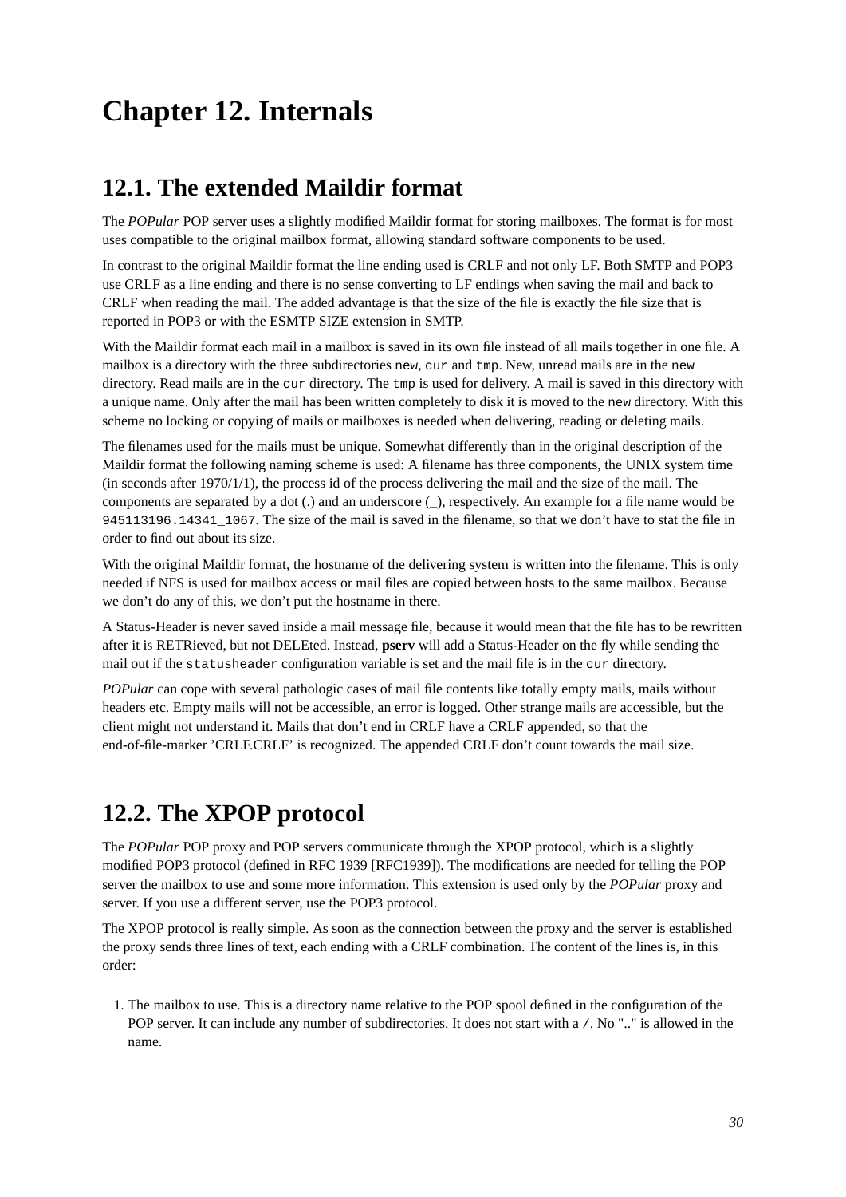# Chapter 12. Internals

## 12.1. The extended Maildir format

The *POPular* POP server uses a slightly modified Maildir format for storing mailboxes. The format is for most uses compatible to the original mailbox format, allowing standard software components to be used.

In contrast to the original Maildir format the line ending used is CRLF and not only LF. Both SMTP and POP3 use CRLF as a line ending and there is no sense converting to LF endings when saving the mail and back to CRLF when reading the mail. The added advantage is that the size of the file is exactly the file size that is reported in POP3 or with the ESMTP SIZE extension in SMTP.

With the Maildir format each mail in a mailbox is saved in its own file instead of all mails together in one file. A mailbox is a directory with the three subdirectories `new`, `cur` and `tmp`. New, unread mails are in the `new` directory. Read mails are in the `cur` directory. The `tmp` is used for delivery. A mail is saved in this directory with a unique name. Only after the mail has been written completely to disk it is moved to the `new` directory. With this scheme no locking or copying of mails or mailboxes is needed when delivering, reading or deleting mails.

The filenames used for the mails must be unique. Somewhat differently than in the original description of the Maildir format the following naming scheme is used: A filename has three components, the UNIX system time (in seconds after 1970/1/1), the process id of the process delivering the mail and the size of the mail. The components are separated by a dot (.) and an underscore (_), respectively. An example for a file name would be `945113196.14341_1067`. The size of the mail is saved in the filename, so that we don't have to stat the file in order to find out about its size.

With the original Maildir format, the hostname of the delivering system is written into the filename. This is only needed if NFS is used for mailbox access or mail files are copied between hosts to the same mailbox. Because we don't do any of this, we don't put the hostname in there.

A Status-Header is never saved inside a mail message file, because it would mean that the file has to be rewritten after it is RETRieved, but not DELEted. Instead, **pserv** will add a Status-Header on the fly while sending the mail out if the `statusheader` configuration variable is set and the mail file is in the `cur` directory.

*POPular* can cope with several pathologic cases of mail file contents like totally empty mails, mails without headers etc. Empty mails will not be accessible, an error is logged. Other strange mails are accessible, but the client might not understand it. Mails that don't end in CRLF have a CRLF appended, so that the end-of-file-marker 'CRLF.CRLF' is recognized. The appended CRLF don't count towards the mail size.

## 12.2. The XPOP protocol

The *POPular* POP proxy and POP servers communicate through the XPOP protocol, which is a slightly modified POP3 protocol (defined in RFC 1939 [RFC1939]). The modifications are needed for telling the POP server the mailbox to use and some more information. This extension is used only by the *POPular* proxy and server. If you use a different server, use the POP3 protocol.

The XPOP protocol is really simple. As soon as the connection between the proxy and the server is established the proxy sends three lines of text, each ending with a CRLF combination. The content of the lines is, in this order:

1. The mailbox to use. This is a directory name relative to the POP spool defined in the configuration of the POP server. It can include any number of subdirectories. It does not start with a `/`. No ".." is allowed in the name.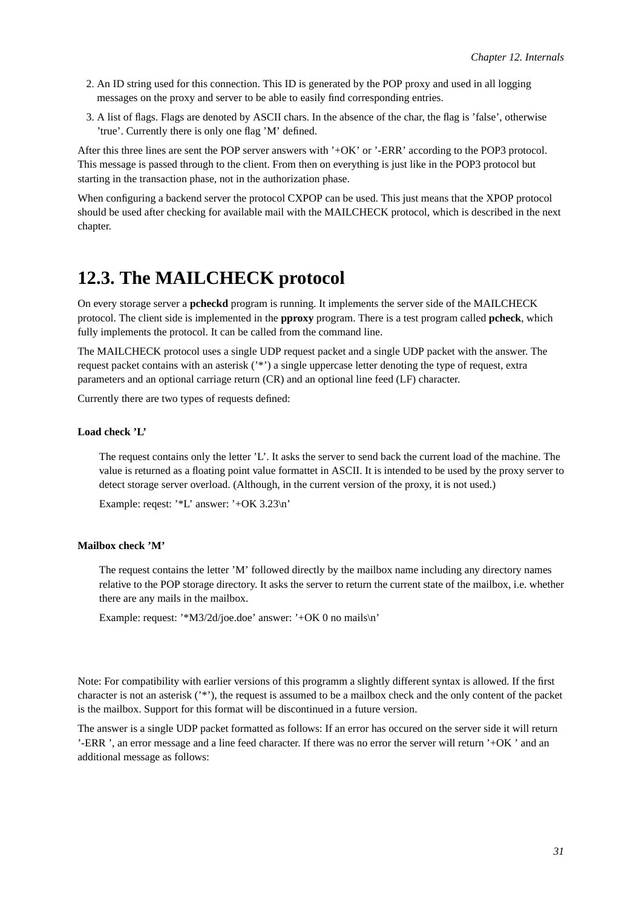2. An ID string used for this connection. This ID is generated by the POP proxy and used in all logging messages on the proxy and server to be able to easily find corresponding entries.
3. A list of flags. Flags are denoted by ASCII chars. In the absence of the char, the flag is 'false', otherwise 'true'. Currently there is only one flag 'M' defined.

After this three lines are sent the POP server answers with '+OK' or '-ERR' according to the POP3 protocol. This message is passed through to the client. From then on everything is just like in the POP3 protocol but starting in the transaction phase, not in the authorization phase.

When configuring a backend server the protocol CXPOP can be used. This just means that the XPOP protocol should be used after checking for available mail with the MAILCHECK protocol, which is described in the next chapter.

## 12.3. The MAILCHECK protocol

On every storage server a **pcheckd** program is running. It implements the server side of the MAILCHECK protocol. The client side is implemented in the **pproxy** program. There is a test program called **pcheck**, which fully implements the protocol. It can be called from the command line.

The MAILCHECK protocol uses a single UDP request packet and a single UDP packet with the answer. The request packet contains with an asterisk ('*') a single uppercase letter denoting the type of request, extra parameters and an optional carriage return (CR) and an optional line feed (LF) character.

Currently there are two types of requests defined:

**Load check 'L'**

The request contains only the letter 'L'. It asks the server to send back the current load of the machine. The value is returned as a floating point value formattet in ASCII. It is intended to be used by the proxy server to detect storage server overload. (Although, in the current version of the proxy, it is not used.)

Example: reqest: '*L' answer: '+OK 3.23\n'

**Mailbox check 'M'**

The request contains the letter 'M' followed directly by the mailbox name including any directory names relative to the POP storage directory. It asks the server to return the current state of the mailbox, i.e. whether there are any mails in the mailbox.

Example: request: '*M3/2d/joe.doe' answer: '+OK 0 no mails\n'

Note: For compatibility with earlier versions of this programm a slightly different syntax is allowed. If the first character is not an asterisk ('*'), the request is assumed to be a mailbox check and the only content of the packet is the mailbox. Support for this format will be discontinued in a future version.

The answer is a single UDP packet formatted as follows: If an error has occured on the server side it will return '-ERR ', an error message and a line feed character. If there was no error the server will return '+OK ' and an additional message as follows: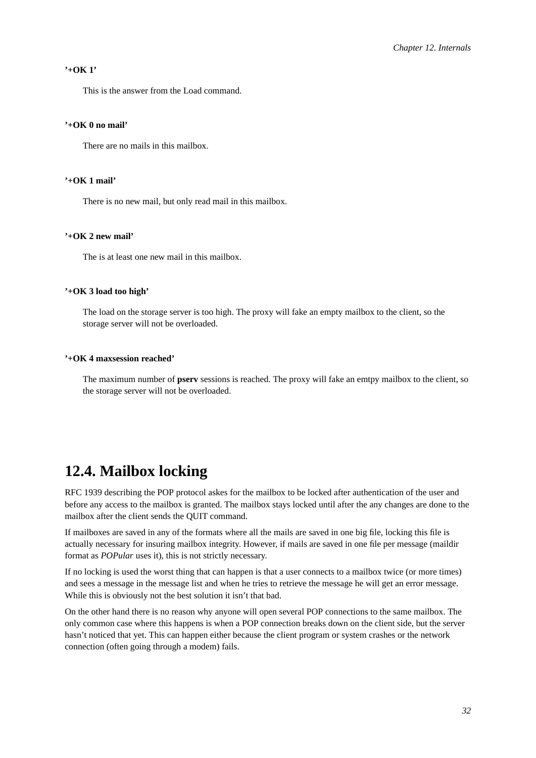**'+OK 1'**

This is the answer from the Load command.

**'+OK 0 no mail'**

There are no mails in this mailbox.

**'+OK 1 mail'**

There is no new mail, but only read mail in this mailbox.

**'+OK 2 new mail'**

The is at least one new mail in this mailbox.

**'+OK 3 load too high'**

The load on the storage server is too high. The proxy will fake an empty mailbox to the client, so the storage server will not be overloaded.

**'+OK 4 maxsession reached'**

The maximum number of **pserv** sessions is reached. The proxy will fake an emtpy mailbox to the client, so the storage server will not be overloaded.

## 12.4. Mailbox locking

RFC 1939 describing the POP protocol askes for the mailbox to be locked after authentication of the user and before any access to the mailbox is granted. The mailbox stays locked until after the any changes are done to the mailbox after the client sends the QUIT command.

If mailboxes are saved in any of the formats where all the mails are saved in one big file, locking this file is actually necessary for insuring mailbox integrity. However, if mails are saved in one file per message (maildir format as *POPular* uses it), this is not strictly necessary.

If no locking is used the worst thing that can happen is that a user connects to a mailbox twice (or more times) and sees a message in the message list and when he tries to retrieve the message he will get an error message. While this is obviously not the best solution it isn't that bad.

On the other hand there is no reason why anyone will open several POP connections to the same mailbox. The only common case where this happens is when a POP connection breaks down on the client side, but the server hasn't noticed that yet. This can happen either because the client program or system crashes or the network connection (often going through a modem) fails.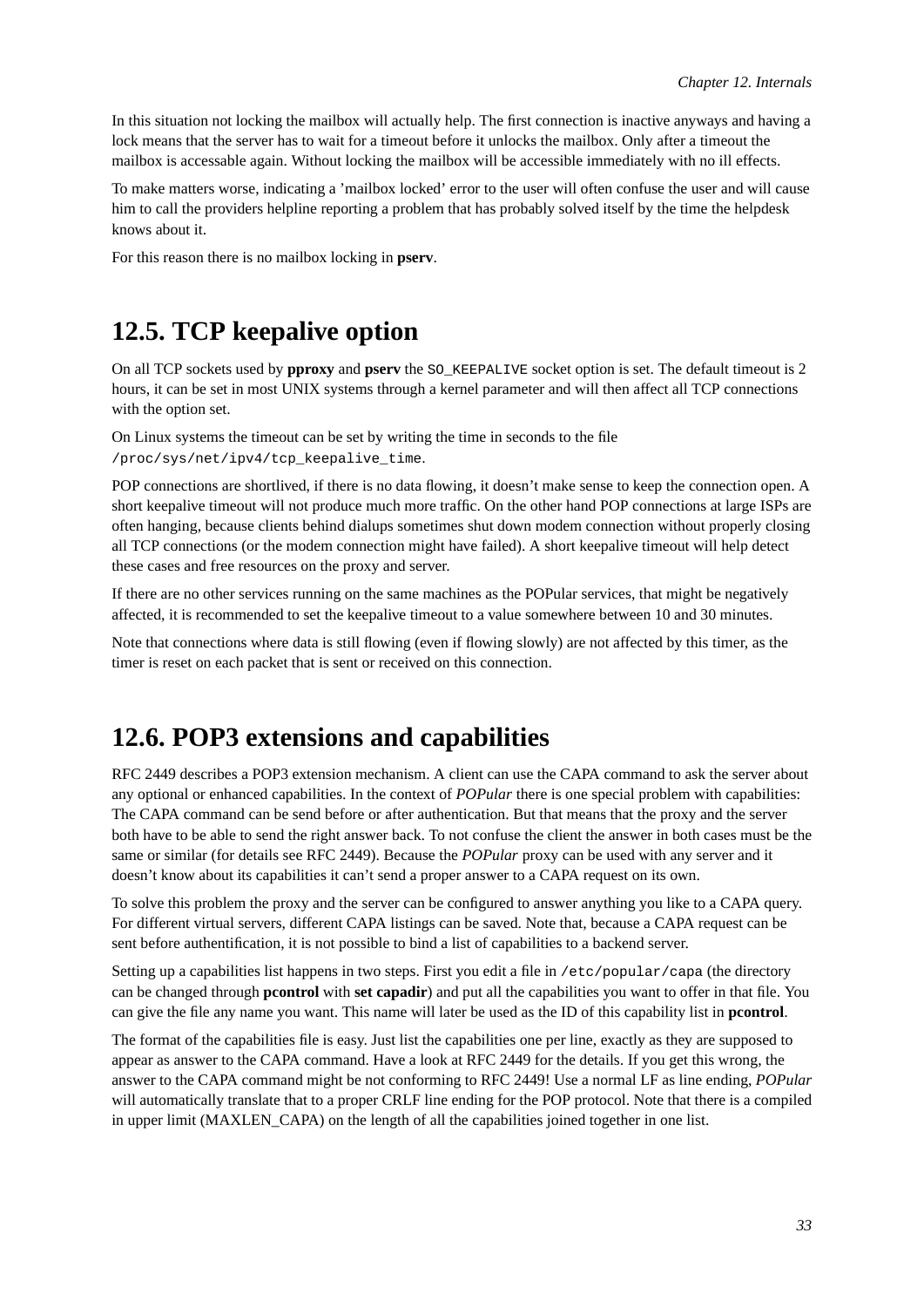In this situation not locking the mailbox will actually help. The first connection is inactive anyways and having a lock means that the server has to wait for a timeout before it unlocks the mailbox. Only after a timeout the mailbox is accessable again. Without locking the mailbox will be accessible immediately with no ill effects.

To make matters worse, indicating a 'mailbox locked' error to the user will often confuse the user and will cause him to call the providers helpline reporting a problem that has probably solved itself by the time the helpdesk knows about it.

For this reason there is no mailbox locking in **pserv**.

## 12.5. TCP keepalive option

On all TCP sockets used by **pproxy** and **pserv** the `SO_KEEPALIVE` socket option is set. The default timeout is 2 hours, it can be set in most UNIX systems through a kernel parameter and will then affect all TCP connections with the option set.

On Linux systems the timeout can be set by writing the time in seconds to the file `/proc/sys/net/ipv4/tcp_keepalive_time`.

POP connections are shortlived, if there is no data flowing, it doesn't make sense to keep the connection open. A short keepalive timeout will not produce much more traffic. On the other hand POP connections at large ISPs are often hanging, because clients behind dialups sometimes shut down modem connection without properly closing all TCP connections (or the modem connection might have failed). A short keepalive timeout will help detect these cases and free resources on the proxy and server.

If there are no other services running on the same machines as the POPular services, that might be negatively affected, it is recommended to set the keepalive timeout to a value somewhere between 10 and 30 minutes.

Note that connections where data is still flowing (even if flowing slowly) are not affected by this timer, as the timer is reset on each packet that is sent or received on this connection.

## 12.6. POP3 extensions and capabilities

RFC 2449 describes a POP3 extension mechanism. A client can use the CAPA command to ask the server about any optional or enhanced capabilities. In the context of *POPular* there is one special problem with capabilities: The CAPA command can be send before or after authentication. But that means that the proxy and the server both have to be able to send the right answer back. To not confuse the client the answer in both cases must be the same or similar (for details see RFC 2449). Because the *POPular* proxy can be used with any server and it doesn't know about its capabilities it can't send a proper answer to a CAPA request on its own.

To solve this problem the proxy and the server can be configured to answer anything you like to a CAPA query. For different virtual servers, different CAPA listings can be saved. Note that, because a CAPA request can be sent before authentification, it is not possible to bind a list of capabilities to a backend server.

Setting up a capabilities list happens in two steps. First you edit a file in `/etc/popular/capa` (the directory can be changed through **pcontrol** with **set capadir**) and put all the capabilities you want to offer in that file. You can give the file any name you want. This name will later be used as the ID of this capability list in **pcontrol**.

The format of the capabilities file is easy. Just list the capabilities one per line, exactly as they are supposed to appear as answer to the CAPA command. Have a look at RFC 2449 for the details. If you get this wrong, the answer to the CAPA command might be not conforming to RFC 2449! Use a normal LF as line ending, *POPular* will automatically translate that to a proper CRLF line ending for the POP protocol. Note that there is a compiled in upper limit (MAXLEN_CAPA) on the length of all the capabilities joined together in one list.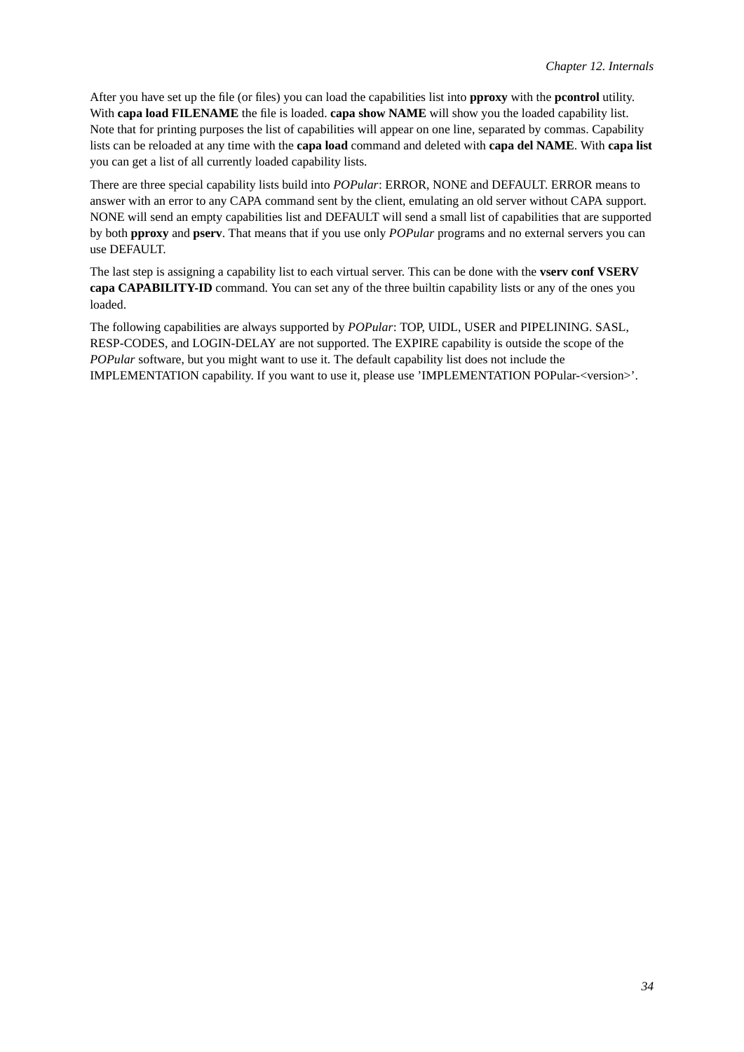After you have set up the file (or files) you can load the capabilities list into **pproxy** with the **pcontrol** utility. With **capa load FILENAME** the file is loaded. **capa show NAME** will show you the loaded capability list. Note that for printing purposes the list of capabilities will appear on one line, separated by commas. Capability lists can be reloaded at any time with the **capa load** command and deleted with **capa del NAME**. With **capa list** you can get a list of all currently loaded capability lists.

There are three special capability lists build into *POPular*: ERROR, NONE and DEFAULT. ERROR means to answer with an error to any CAPA command sent by the client, emulating an old server without CAPA support. NONE will send an empty capabilities list and DEFAULT will send a small list of capabilities that are supported by both **pproxy** and **pserv**. That means that if you use only *POPular* programs and no external servers you can use DEFAULT.

The last step is assigning a capability list to each virtual server. This can be done with the **vserv conf VSERV capa CAPABILITY-ID** command. You can set any of the three builtin capability lists or any of the ones you loaded.

The following capabilities are always supported by *POPular*: TOP, UIDL, USER and PIPELINING. SASL, RESP-CODES, and LOGIN-DELAY are not supported. The EXPIRE capability is outside the scope of the *POPular* software, but you might want to use it. The default capability list does not include the IMPLEMENTATION capability. If you want to use it, please use 'IMPLEMENTATION POPular-<version>'.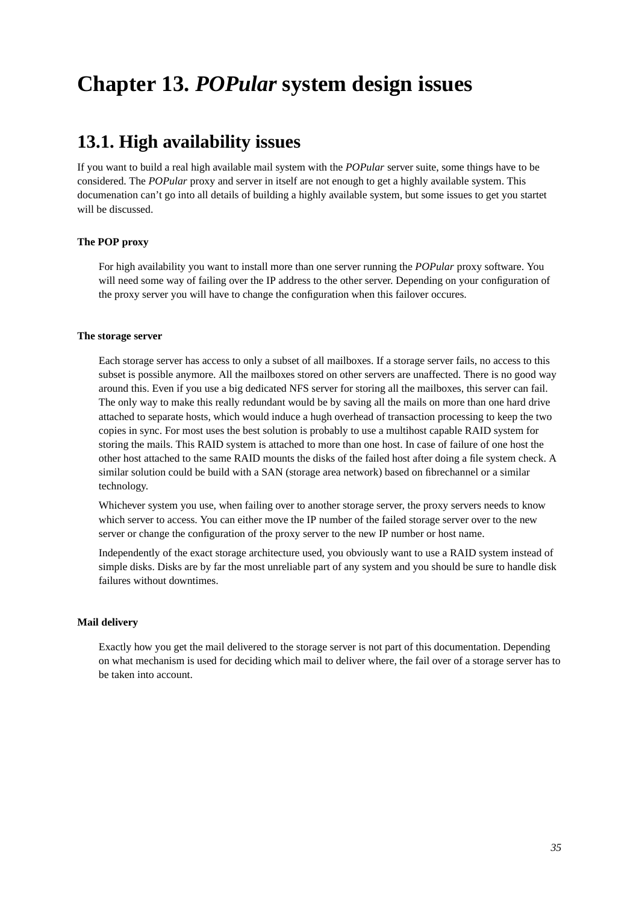# Chapter 13. *POPular* system design issues

## 13.1. High availability issues

If you want to build a real high available mail system with the *POPular* server suite, some things have to be considered. The *POPular* proxy and server in itself are not enough to get a highly available system. This documenation can't go into all details of building a highly available system, but some issues to get you startet will be discussed.

**The POP proxy**

For high availability you want to install more than one server running the *POPular* proxy software. You will need some way of failing over the IP address to the other server. Depending on your configuration of the proxy server you will have to change the configuration when this failover occures.

**The storage server**

Each storage server has access to only a subset of all mailboxes. If a storage server fails, no access to this subset is possible anymore. All the mailboxes stored on other servers are unaffected. There is no good way around this. Even if you use a big dedicated NFS server for storing all the mailboxes, this server can fail. The only way to make this really redundant would be by saving all the mails on more than one hard drive attached to separate hosts, which would induce a hugh overhead of transaction processing to keep the two copies in sync. For most uses the best solution is probably to use a multihost capable RAID system for storing the mails. This RAID system is attached to more than one host. In case of failure of one host the other host attached to the same RAID mounts the disks of the failed host after doing a file system check. A similar solution could be build with a SAN (storage area network) based on fibrechannel or a similar technology.

Whichever system you use, when failing over to another storage server, the proxy servers needs to know which server to access. You can either move the IP number of the failed storage server over to the new server or change the configuration of the proxy server to the new IP number or host name.

Independently of the exact storage architecture used, you obviously want to use a RAID system instead of simple disks. Disks are by far the most unreliable part of any system and you should be sure to handle disk failures without downtimes.

**Mail delivery**

Exactly how you get the mail delivered to the storage server is not part of this documentation. Depending on what mechanism is used for deciding which mail to deliver where, the fail over of a storage server has to be taken into account.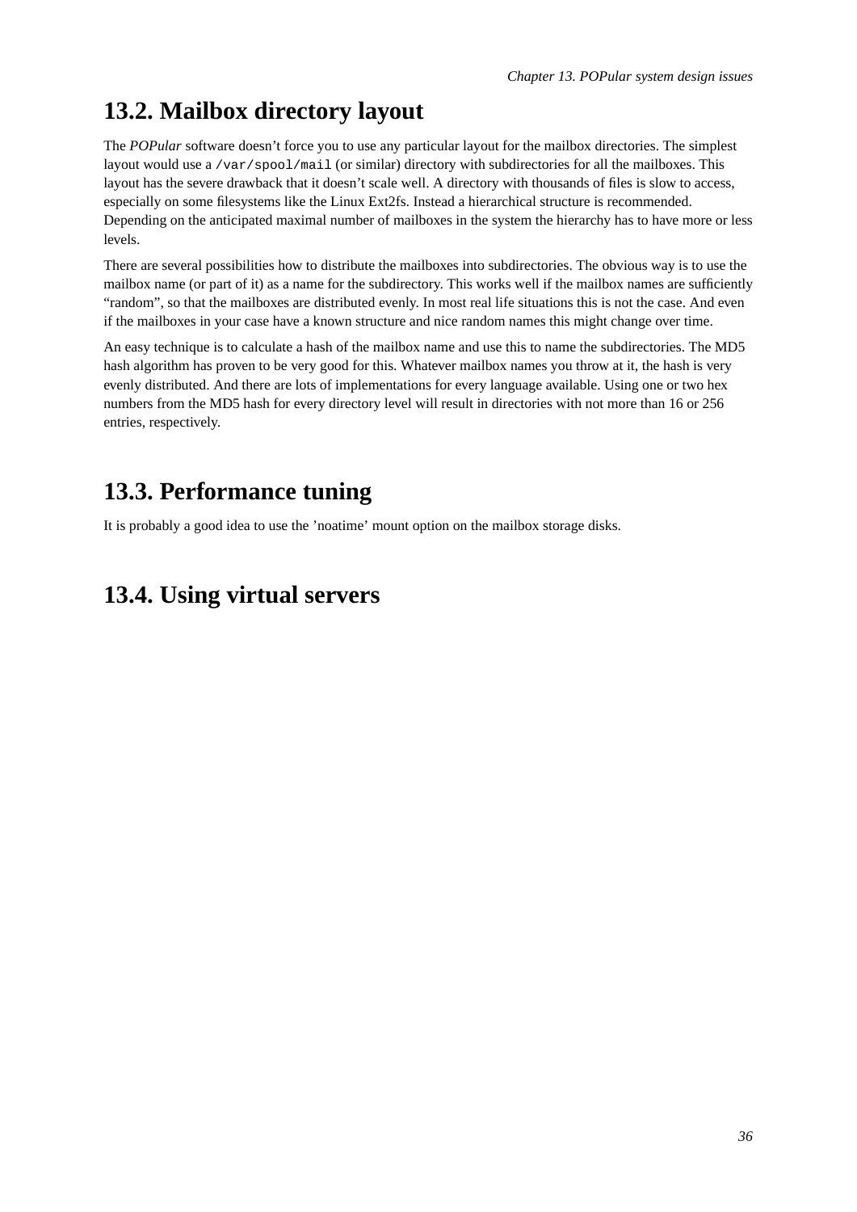## 13.2. Mailbox directory layout

The *POPular* software doesn't force you to use any particular layout for the mailbox directories. The simplest layout would use a `/var/spool/mail` (or similar) directory with subdirectories for all the mailboxes. This layout has the severe drawback that it doesn't scale well. A directory with thousands of files is slow to access, especially on some filesystems like the Linux Ext2fs. Instead a hierarchical structure is recommended. Depending on the anticipated maximal number of mailboxes in the system the hierarchy has to have more or less levels.

There are several possibilities how to distribute the mailboxes into subdirectories. The obvious way is to use the mailbox name (or part of it) as a name for the subdirectory. This works well if the mailbox names are sufficiently "random", so that the mailboxes are distributed evenly. In most real life situations this is not the case. And even if the mailboxes in your case have a known structure and nice random names this might change over time.

An easy technique is to calculate a hash of the mailbox name and use this to name the subdirectories. The MD5 hash algorithm has proven to be very good for this. Whatever mailbox names you throw at it, the hash is very evenly distributed. And there are lots of implementations for every language available. Using one or two hex numbers from the MD5 hash for every directory level will result in directories with not more than 16 or 256 entries, respectively.

## 13.3. Performance tuning

It is probably a good idea to use the 'noatime' mount option on the mailbox storage disks.

## 13.4. Using virtual servers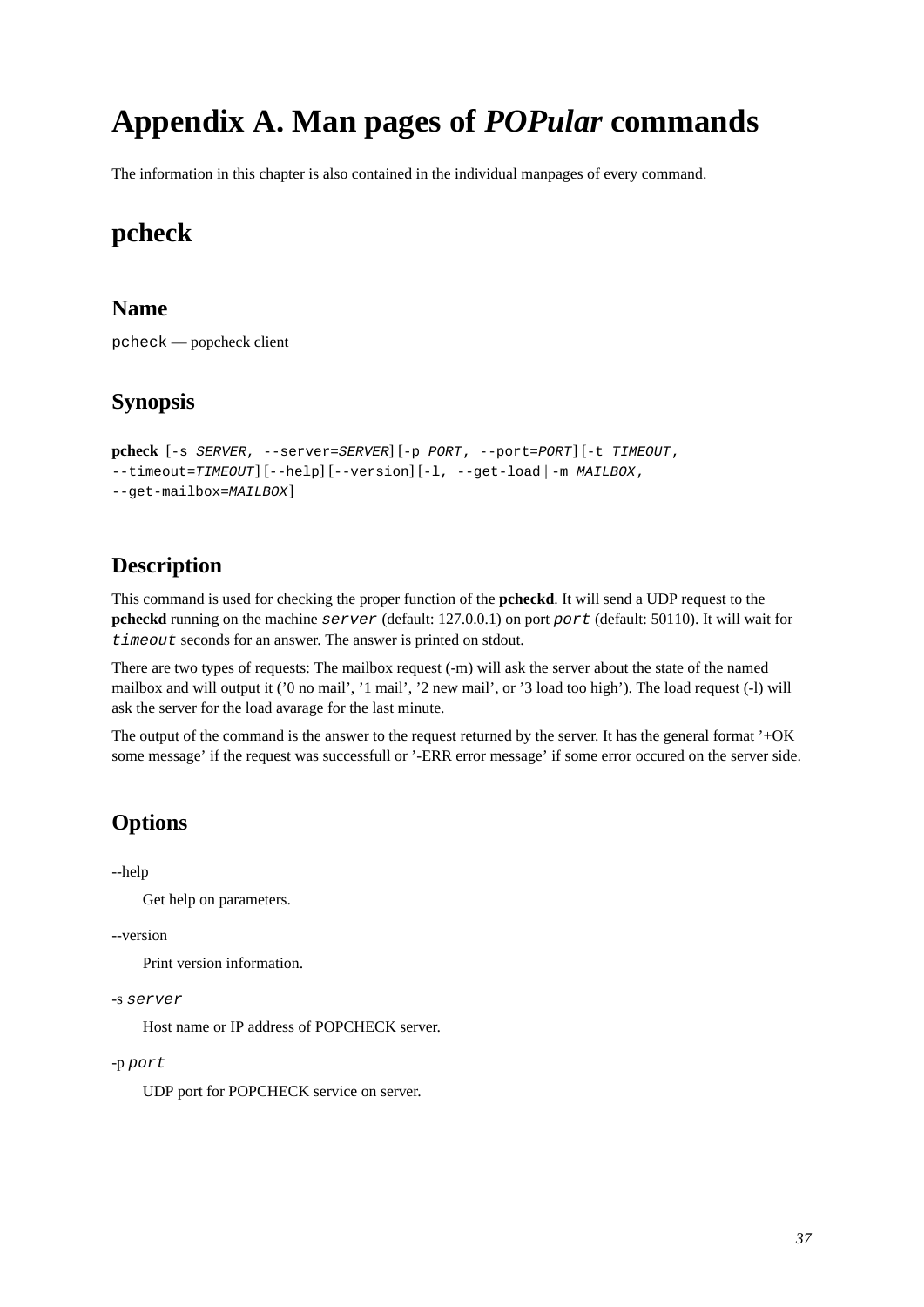# Appendix A. Man pages of *POPular* commands

The information in this chapter is also contained in the individual manpages of every command.

## pcheck

### Name

`pcheck` — popcheck client

### Synopsis

**pcheck** [`-s` *`SERVER`*, `--server=`*`SERVER`*] [`-p` *`PORT`*, `--port=`*`PORT`*] [`-t` *`TIMEOUT`*, `--timeout=`*`TIMEOUT`*] [`--help`] [`--version`] [`-l, --get-load` | `-m` *`MAILBOX`*, `--get-mailbox=`*`MAILBOX`*]

### Description

This command is used for checking the proper function of the **pcheckd**. It will send a UDP request to the **pcheckd** running on the machine *`server`* (default: 127.0.0.1) on port *`port`* (default: 50110). It will wait for *`timeout`* seconds for an answer. The answer is printed on stdout.

There are two types of requests: The mailbox request (-m) will ask the server about the state of the named mailbox and will output it ('0 no mail', '1 mail', '2 new mail', or '3 load too high'). The load request (-l) will ask the server for the load avarage for the last minute.

The output of the command is the answer to the request returned by the server. It has the general format '+OK some message' if the request was successfull or '-ERR error message' if some error occured on the server side.

### Options

--help

Get help on parameters.

--version

Print version information.

-s *`server`*

Host name or IP address of POPCHECK server.

-p *`port`*

UDP port for POPCHECK service on server.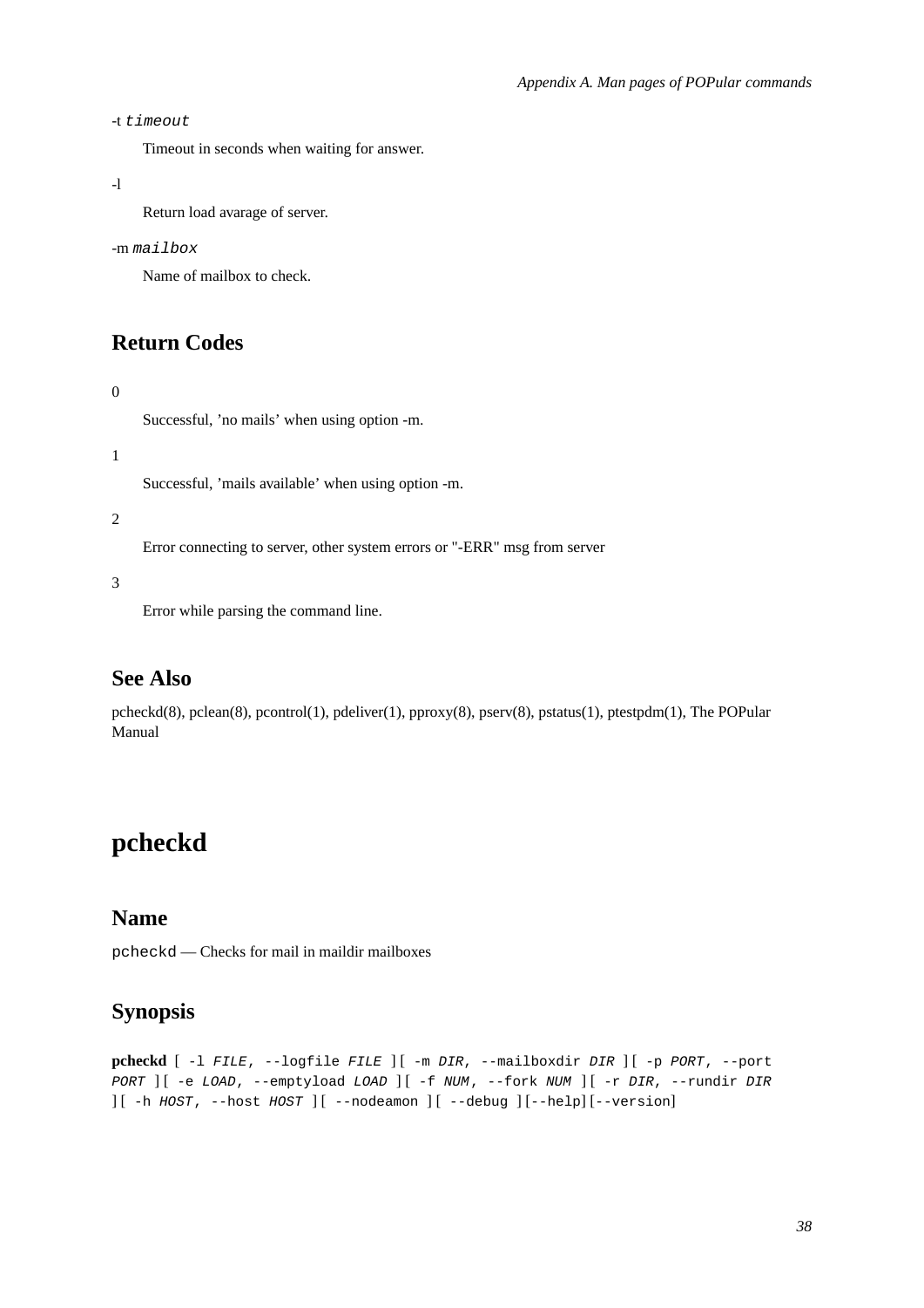-t *timeout*

Timeout in seconds when waiting for answer.

-l

Return load avarage of server.

-m *mailbox*

Name of mailbox to check.

## Return Codes

0

Successful, ’no mails’ when using option -m.

1

Successful, ’mails available’ when using option -m.

2

Error connecting to server, other system errors or "-ERR" msg from server

3

Error while parsing the command line.

## See Also

pcheckd(8), pclean(8), pcontrol(1), pdeliver(1), pproxy(8), pserv(8), pstatus(1), ptestpdm(1), The POPular Manual

# pcheckd

## Name

pcheckd — Checks for mail in maildir mailboxes

## Synopsis

**pcheckd** [ -l *FILE*, --logfile *FILE* ][ -m *DIR*, --mailboxdir *DIR* ][ -p *PORT*, --port *PORT* ][ -e *LOAD*, --emptyload *LOAD* ][ -f *NUM*, --fork *NUM* ][ -r *DIR*, --rundir *DIR* ][ -h *HOST*, --host *HOST* ][ --nodeamon ][ --debug ][--help][--version]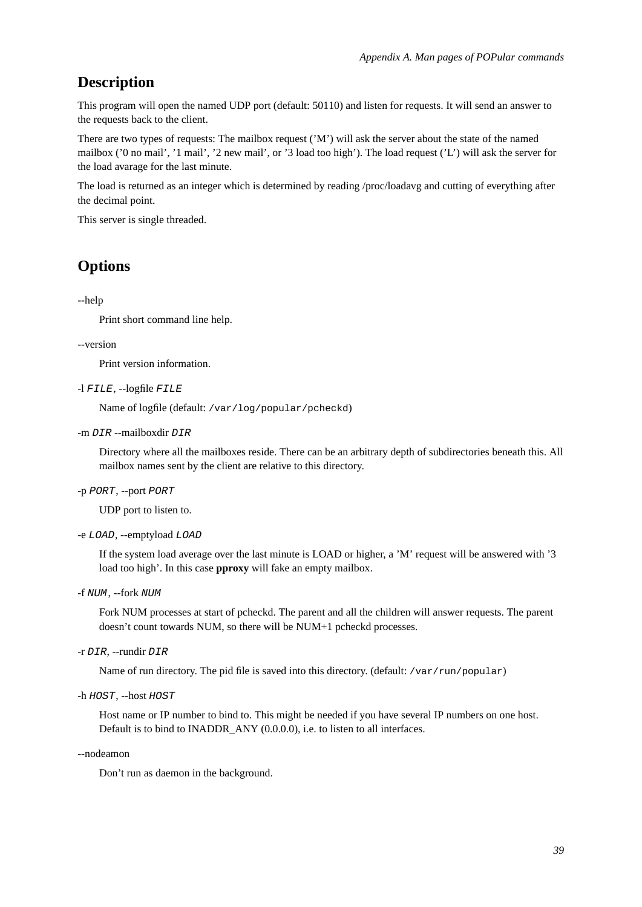## Description

This program will open the named UDP port (default: 50110) and listen for requests. It will send an answer to the requests back to the client.

There are two types of requests: The mailbox request ('M') will ask the server about the state of the named mailbox ('0 no mail', '1 mail', '2 new mail', or '3 load too high'). The load request ('L') will ask the server for the load avarage for the last minute.

The load is returned as an integer which is determined by reading /proc/loadavg and cutting of everything after the decimal point.

This server is single threaded.

## Options

--help

Print short command line help.

--version

Print version information.

-l `FILE`, --logfile `FILE`

Name of logfile (default: `/var/log/popular/pcheckd`)

-m `DIR` --mailboxdir `DIR`

Directory where all the mailboxes reside. There can be an arbitrary depth of subdirectories beneath this. All mailbox names sent by the client are relative to this directory.

-p `PORT`, --port `PORT`

UDP port to listen to.

-e `LOAD`, --emptyload `LOAD`

If the system load average over the last minute is LOAD or higher, a 'M' request will be answered with '3 load too high'. In this case **pproxy** will fake an empty mailbox.

-f `NUM`, --fork `NUM`

Fork NUM processes at start of pcheckd. The parent and all the children will answer requests. The parent doesn't count towards NUM, so there will be NUM+1 pcheckd processes.

-r `DIR`, --rundir `DIR`

Name of run directory. The pid file is saved into this directory. (default: `/var/run/popular`)

-h `HOST`, --host `HOST`

Host name or IP number to bind to. This might be needed if you have several IP numbers on one host. Default is to bind to INADDR_ANY (0.0.0.0), i.e. to listen to all interfaces.

--nodeamon

Don't run as daemon in the background.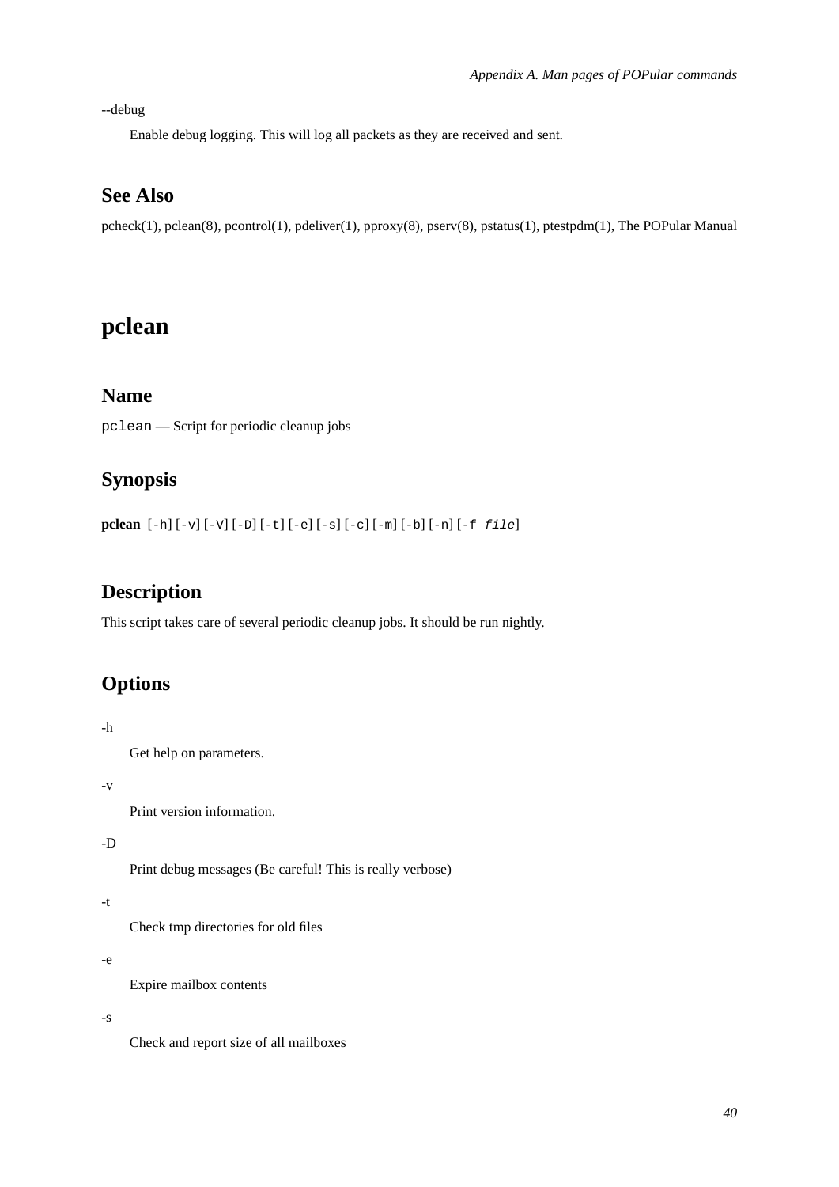--debug

Enable debug logging. This will log all packets as they are received and sent.

## See Also

pcheck(1), pclean(8), pcontrol(1), pdeliver(1), pproxy(8), pserv(8), pstatus(1), ptestpdm(1), The POPular Manual

# pclean

## Name

`pclean` — Script for periodic cleanup jobs

## Synopsis

**pclean** [`-h`] [`-v`] [`-V`] [`-D`] [`-t`] [`-e`] [`-s`] [`-c`] [`-m`] [`-b`] [`-n`] [`-f` *`file`*]

## Description

This script takes care of several periodic cleanup jobs. It should be run nightly.

## Options

-h

Get help on parameters.

-v

Print version information.

-D

Print debug messages (Be careful! This is really verbose)

-t

Check tmp directories for old files

-e

Expire mailbox contents

-s

Check and report size of all mailboxes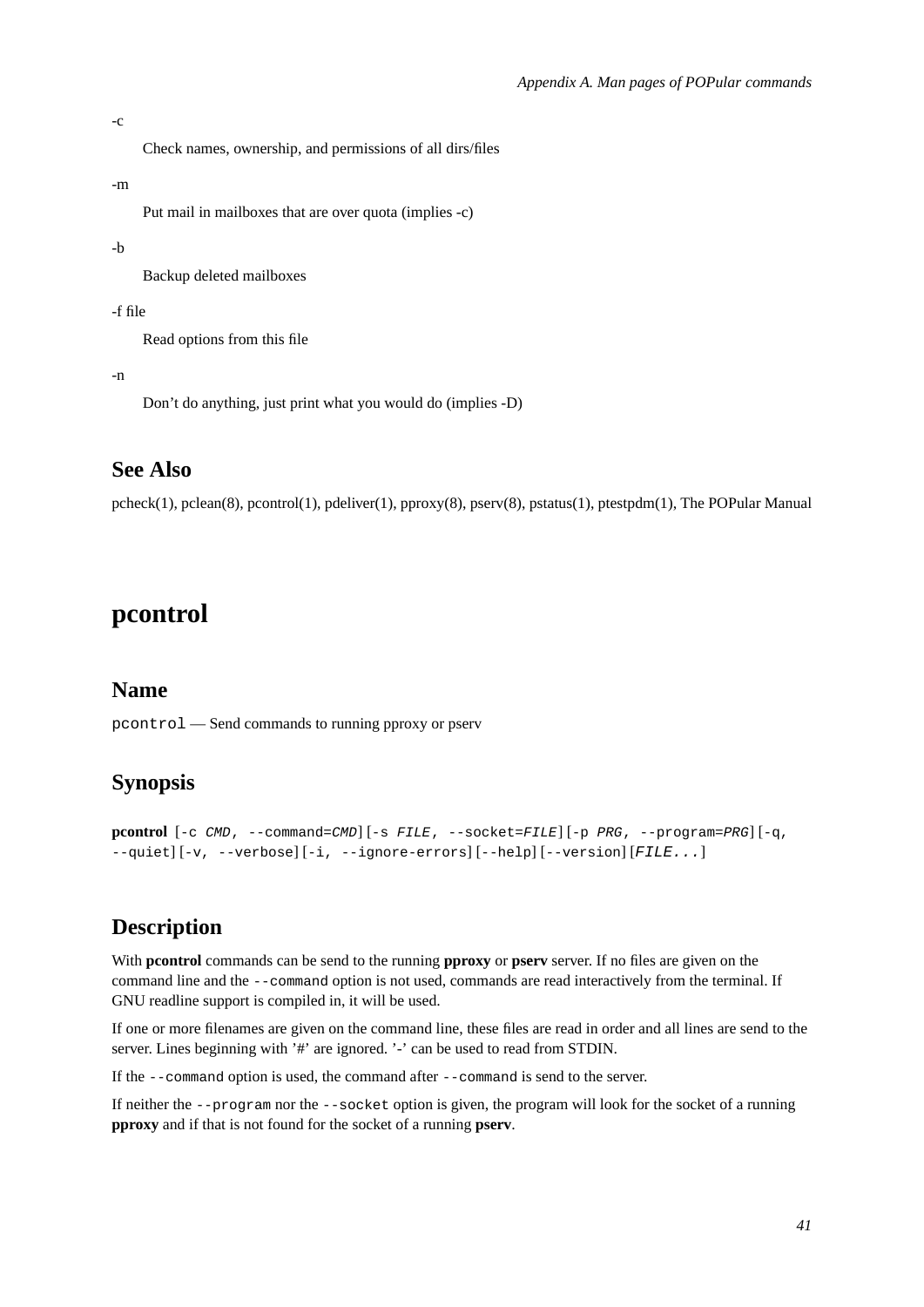-c

Check names, ownership, and permissions of all dirs/files

-m

Put mail in mailboxes that are over quota (implies -c)

-b

Backup deleted mailboxes

-f file

Read options from this file

-n

Don't do anything, just print what you would do (implies -D)

## See Also

pcheck(1), pclean(8), pcontrol(1), pdeliver(1), pproxy(8), pserv(8), pstatus(1), ptestpdm(1), The POPular Manual

# pcontrol

## Name

`pcontrol` — Send commands to running pproxy or pserv

## Synopsis

**pcontrol** [-c *CMD*, --command=*CMD*][-s *FILE*, --socket=*FILE*][-p *PRG*, --program=*PRG*][-q, --quiet][-v, --verbose][-i, --ignore-errors][--help][--version][*FILE...*]

## Description

With **pcontrol** commands can be send to the running **pproxy** or **pserv** server. If no files are given on the command line and the `--command` option is not used, commands are read interactively from the terminal. If GNU readline support is compiled in, it will be used.

If one or more filenames are given on the command line, these files are read in order and all lines are send to the server. Lines beginning with '#' are ignored. '-' can be used to read from STDIN.

If the `--command` option is used, the command after `--command` is send to the server.

If neither the `--program` nor the `--socket` option is given, the program will look for the socket of a running **pproxy** and if that is not found for the socket of a running **pserv**.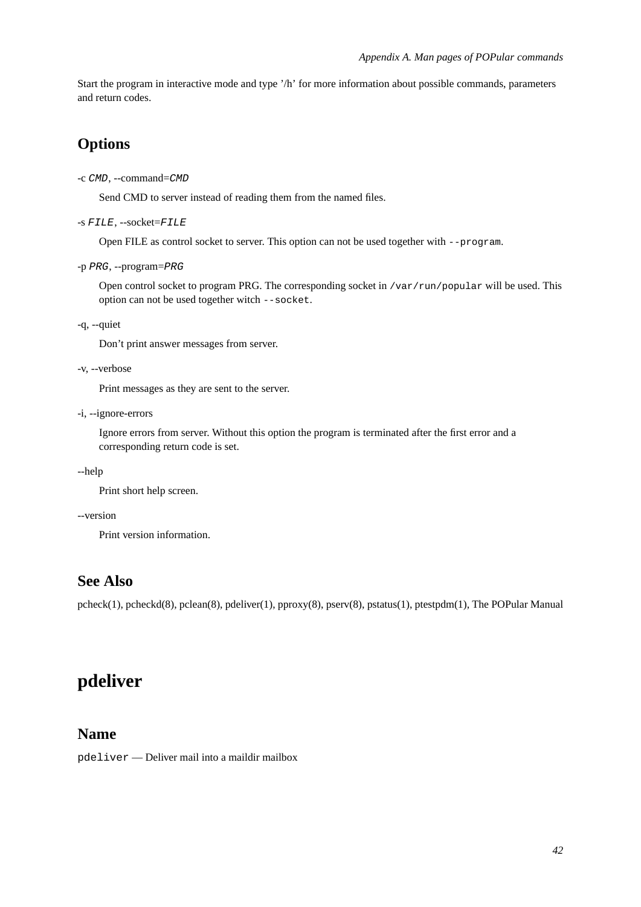Start the program in interactive mode and type '/h' for more information about possible commands, parameters and return codes.

## Options

-c *CMD*, --command=*CMD*

Send CMD to server instead of reading them from the named files.

-s *FILE*, --socket=*FILE*

Open FILE as control socket to server. This option can not be used together with `--program`.

-p *PRG*, --program=*PRG*

Open control socket to program PRG. The corresponding socket in `/var/run/popular` will be used. This option can not be used together witch `--socket`.

-q, --quiet

Don't print answer messages from server.

-v, --verbose

Print messages as they are sent to the server.

-i, --ignore-errors

Ignore errors from server. Without this option the program is terminated after the first error and a corresponding return code is set.

--help

Print short help screen.

--version

Print version information.

## See Also

pcheck(1), pcheckd(8), pclean(8), pdeliver(1), pproxy(8), pserv(8), pstatus(1), ptestpdm(1), The POPular Manual

# pdeliver

## Name

`pdeliver` — Deliver mail into a maildir mailbox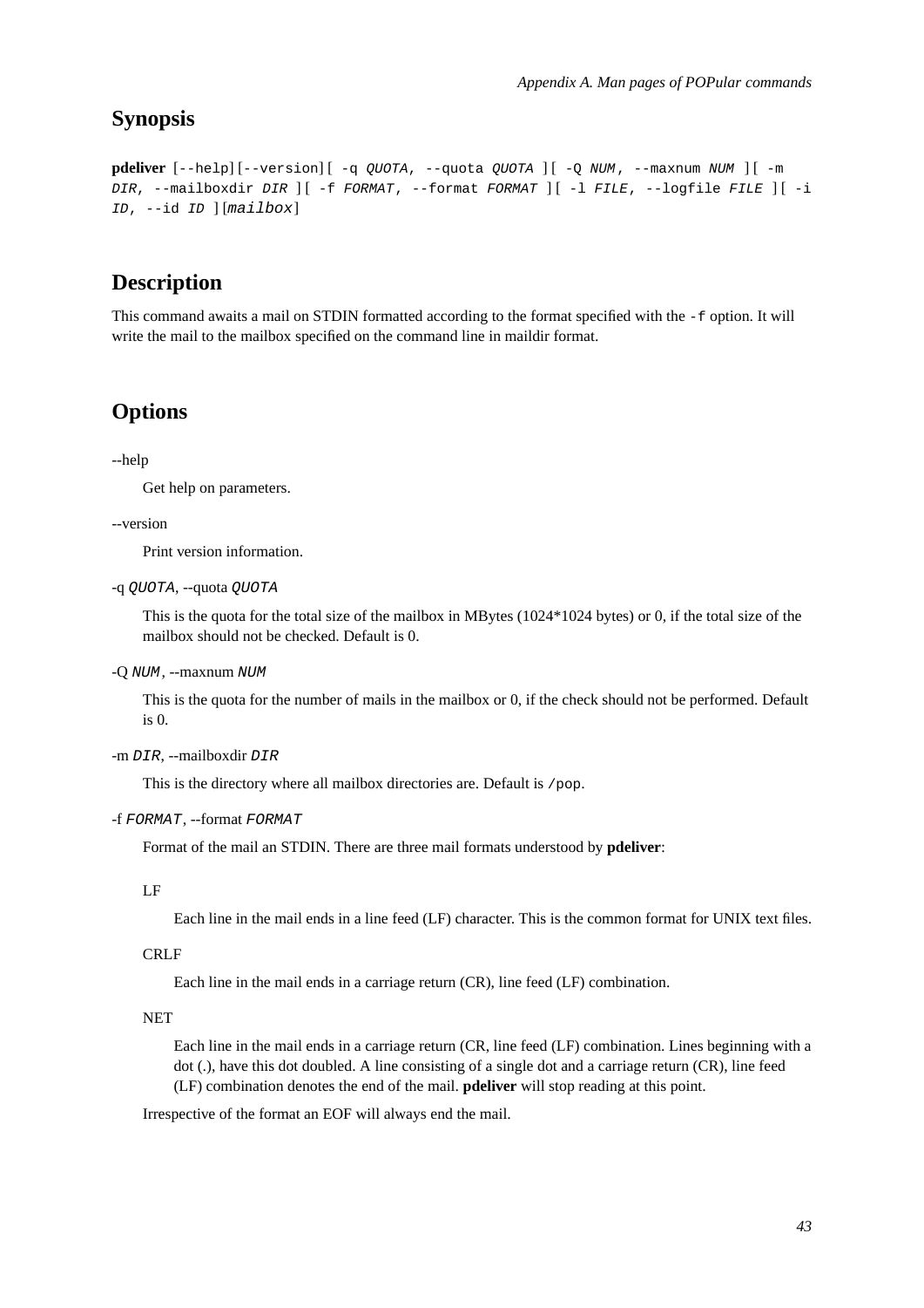## Synopsis

**pdeliver** [--help][--version][ -q *QUOTA*, --quota *QUOTA* ][ -Q *NUM*, --maxnum *NUM* ][ -m *DIR*, --mailboxdir *DIR* ][ -f *FORMAT*, --format *FORMAT* ][ -l *FILE*, --logfile *FILE* ][ -i *ID*, --id *ID* ][*mailbox*]

## Description

This command awaits a mail on STDIN formatted according to the format specified with the `-f` option. It will write the mail to the mailbox specified on the command line in maildir format.

## Options

--help

Get help on parameters.

--version

Print version information.

-q *QUOTA*, --quota *QUOTA*

This is the quota for the total size of the mailbox in MBytes (1024*1024 bytes) or 0, if the total size of the mailbox should not be checked. Default is 0.

-Q *NUM*, --maxnum *NUM*

This is the quota for the number of mails in the mailbox or 0, if the check should not be performed. Default is 0.

-m *DIR*, --mailboxdir *DIR*

This is the directory where all mailbox directories are. Default is `/pop`.

-f *FORMAT*, --format *FORMAT*

Format of the mail an STDIN. There are three mail formats understood by **pdeliver**:

LF

Each line in the mail ends in a line feed (LF) character. This is the common format for UNIX text files.

CRLF

Each line in the mail ends in a carriage return (CR), line feed (LF) combination.

NET

Each line in the mail ends in a carriage return (CR, line feed (LF) combination. Lines beginning with a dot (.), have this dot doubled. A line consisting of a single dot and a carriage return (CR), line feed (LF) combination denotes the end of the mail. **pdeliver** will stop reading at this point.

Irrespective of the format an EOF will always end the mail.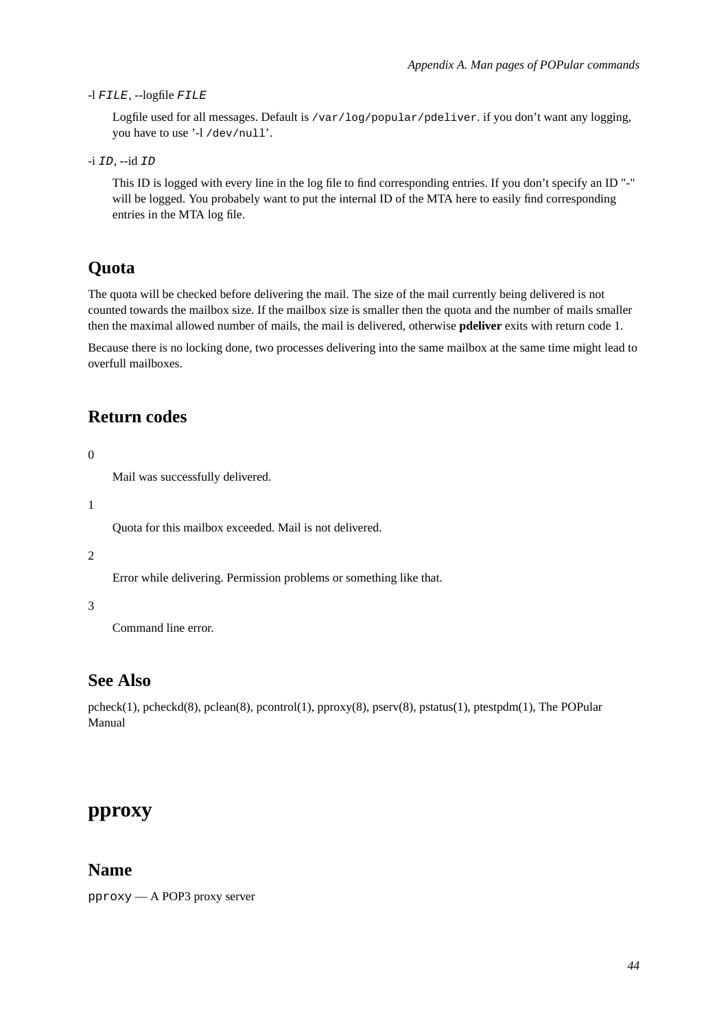-l `FILE`, --logfile `FILE`

Logfile used for all messages. Default is `/var/log/popular/pdeliver`. if you don't want any logging, you have to use '-l `/dev/null`'.

-i `ID`, --id `ID`

This ID is logged with every line in the log file to find corresponding entries. If you don't specify an ID "-" will be logged. You probabely want to put the internal ID of the MTA here to easily find corresponding entries in the MTA log file.

## Quota

The quota will be checked before delivering the mail. The size of the mail currently being delivered is not counted towards the mailbox size. If the mailbox size is smaller then the quota and the number of mails smaller then the maximal allowed number of mails, the mail is delivered, otherwise **pdeliver** exits with return code 1.

Because there is no locking done, two processes delivering into the same mailbox at the same time might lead to overfull mailboxes.

## Return codes

0

Mail was successfully delivered.

1

Quota for this mailbox exceeded. Mail is not delivered.

2

Error while delivering. Permission problems or something like that.

3

Command line error.

## See Also

pcheck(1), pcheckd(8), pclean(8), pcontrol(1), pproxy(8), pserv(8), pstatus(1), ptestpdm(1), The POPular Manual

# pproxy

## Name

`pproxy` — A POP3 proxy server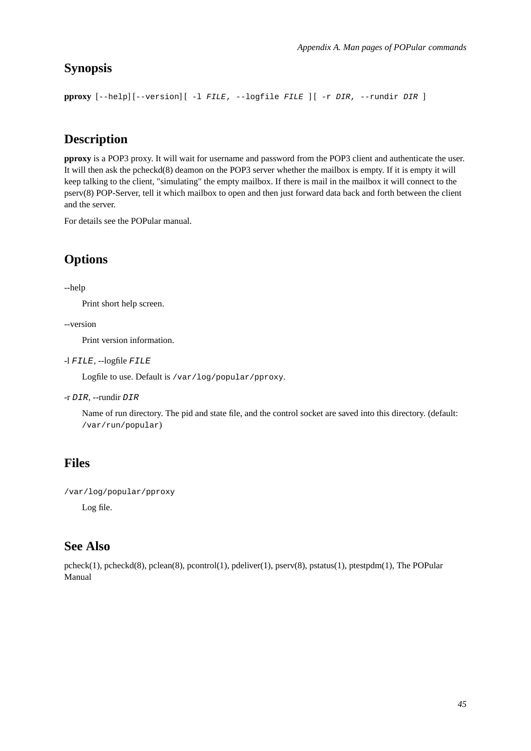## Synopsis

**pproxy** [--help][--version][ -l *FILE*, --logfile *FILE* ][ -r *DIR*, --rundir *DIR* ]

## Description

**pproxy** is a POP3 proxy. It will wait for username and password from the POP3 client and authenticate the user. It will then ask the pcheckd(8) deamon on the POP3 server whether the mailbox is empty. If it is empty it will keep talking to the client, "simulating" the empty mailbox. If there is mail in the mailbox it will connect to the pserv(8) POP-Server, tell it which mailbox to open and then just forward data back and forth between the client and the server.

For details see the POPular manual.

## Options

--help

Print short help screen.

--version

Print version information.

-l *FILE*, --logfile *FILE*

Logfile to use. Default is `/var/log/popular/pproxy`.

-r *DIR*, --rundir *DIR*

Name of run directory. The pid and state file, and the control socket are saved into this directory. (default: `/var/run/popular`)

## Files

`/var/log/popular/pproxy`

Log file.

## See Also

pcheck(1), pcheckd(8), pclean(8), pcontrol(1), pdeliver(1), pserv(8), pstatus(1), ptestpdm(1), The POPular Manual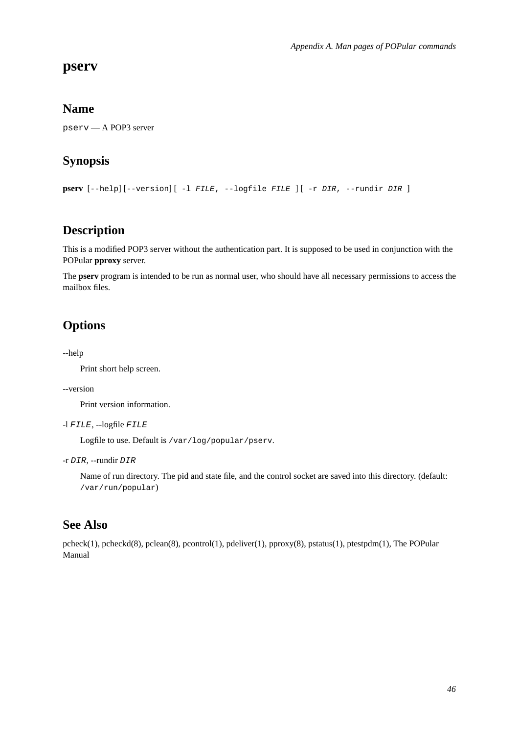# pserv

## Name

`pserv` — A POP3 server

## Synopsis

**pserv** [--help][--version][ -l *FILE*, --logfile *FILE* ][ -r *DIR*, --rundir *DIR* ]

## Description

This is a modified POP3 server without the authentication part. It is supposed to be used in conjunction with the POPular **pproxy** server.

The **pserv** program is intended to be run as normal user, who should have all necessary permissions to access the mailbox files.

## Options

--help

Print short help screen.

--version

Print version information.

-l *FILE*, --logfile *FILE*

Logfile to use. Default is `/var/log/popular/pserv`.

-r *DIR*, --rundir *DIR*

Name of run directory. The pid and state file, and the control socket are saved into this directory. (default: `/var/run/popular`)

## See Also

pcheck(1), pcheckd(8), pclean(8), pcontrol(1), pdeliver(1), pproxy(8), pstatus(1), ptestpdm(1), The POPular Manual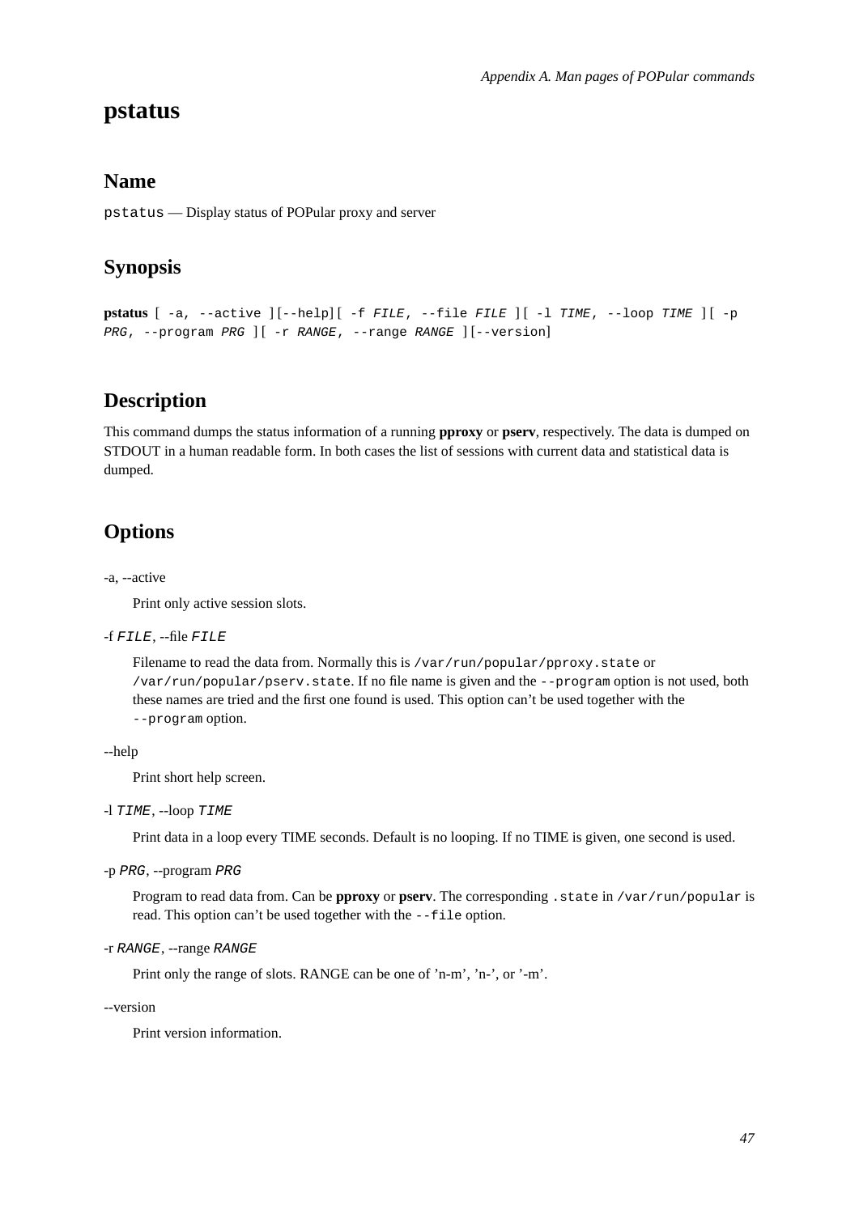# pstatus

## Name

`pstatus` — Display status of POPular proxy and server

## Synopsis

**pstatus** [ `-a, --active` ][`--help`][ `-f` *`FILE`*, `--file` *`FILE`* ][ `-l` *`TIME`*, `--loop` *`TIME`* ][ `-p` *`PRG`*, `--program` *`PRG`* ][ `-r` *`RANGE`*, `--range` *`RANGE`* ][`--version`]

## Description

This command dumps the status information of a running **pproxy** or **pserv**, respectively. The data is dumped on STDOUT in a human readable form. In both cases the list of sessions with current data and statistical data is dumped.

## Options

-a, --active

Print only active session slots.

-f *`FILE`*, --file *`FILE`*

Filename to read the data from. Normally this is `/var/run/popular/pproxy.state` or `/var/run/popular/pserv.state`. If no file name is given and the `--program` option is not used, both these names are tried and the first one found is used. This option can't be used together with the `--program` option.

--help

Print short help screen.

-l *`TIME`*, --loop *`TIME`*

Print data in a loop every TIME seconds. Default is no looping. If no TIME is given, one second is used.

-p *`PRG`*, --program *`PRG`*

Program to read data from. Can be **pproxy** or **pserv**. The corresponding `.state` in `/var/run/popular` is read. This option can't be used together with the `--file` option.

-r *`RANGE`*, --range *`RANGE`*

Print only the range of slots. RANGE can be one of 'n-m', 'n-', or '-m'.

--version

Print version information.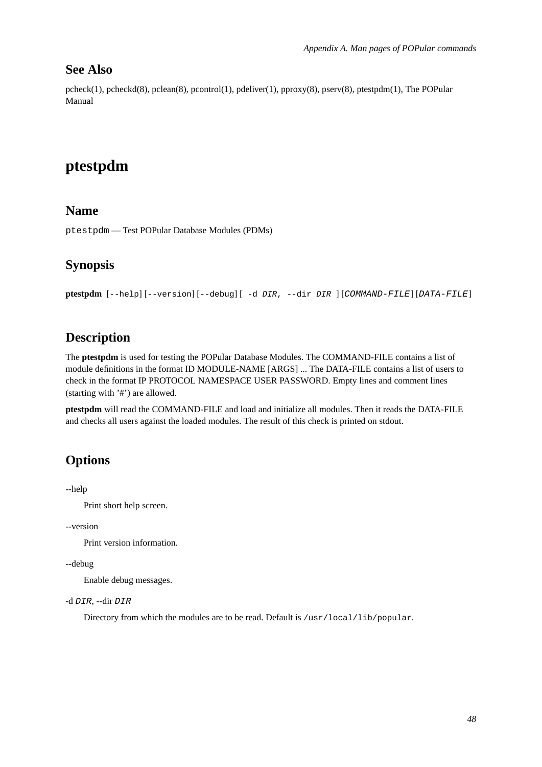## See Also

pcheck(1), pcheckd(8), pclean(8), pcontrol(1), pdeliver(1), pproxy(8), pserv(8), ptestpdm(1), The POPular Manual

# ptestpdm

## Name

`ptestpdm` — Test POPular Database Modules (PDMs)

## Synopsis

**ptestpdm** [`--help`] [`--version`] [`--debug`] [ `-d` *`DIR`*, `--dir` *`DIR`* ] [*`COMMAND-FILE`*] [*`DATA-FILE`*]

## Description

The **ptestpdm** is used for testing the POPular Database Modules. The COMMAND-FILE contains a list of module definitions in the format ID MODULE-NAME [ARGS] ... The DATA-FILE contains a list of users to check in the format IP PROTOCOL NAMESPACE USER PASSWORD. Empty lines and comment lines (starting with '#') are allowed.

**ptestpdm** will read the COMMAND-FILE and load and initialize all modules. Then it reads the DATA-FILE and checks all users against the loaded modules. The result of this check is printed on stdout.

## Options

--help

Print short help screen.

--version

Print version information.

--debug

Enable debug messages.

-d *`DIR`*, --dir *`DIR`*

Directory from which the modules are to be read. Default is `/usr/local/lib/popular`.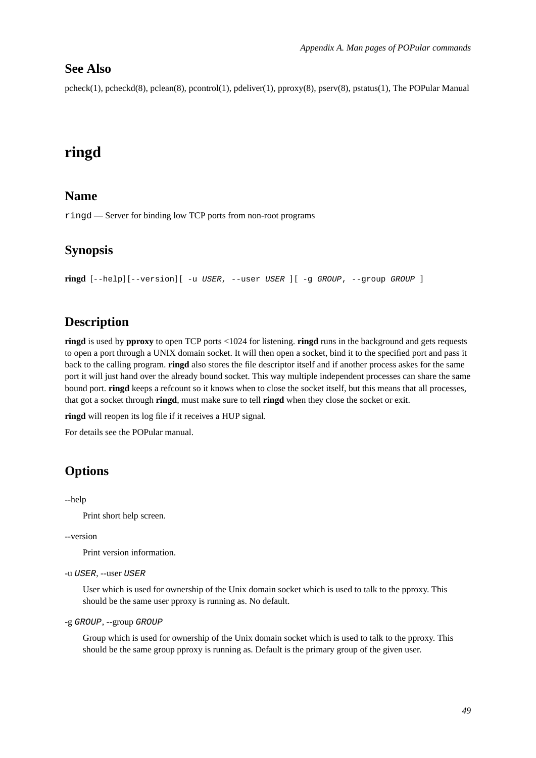## See Also

pcheck(1), pcheckd(8), pclean(8), pcontrol(1), pdeliver(1), pproxy(8), pserv(8), pstatus(1), The POPular Manual

# ringd

## Name

`ringd` — Server for binding low TCP ports from non-root programs

## Synopsis

**ringd** `[--help][--version][ -u USER, --user USER ][ -g GROUP, --group GROUP ]`

## Description

**ringd** is used by **pproxy** to open TCP ports <1024 for listening. **ringd** runs in the background and gets requests to open a port through a UNIX domain socket. It will then open a socket, bind it to the specified port and pass it back to the calling program. **ringd** also stores the file descriptor itself and if another process askes for the same port it will just hand over the already bound socket. This way multiple independent processes can share the same bound port. **ringd** keeps a refcount so it knows when to close the socket itself, but this means that all processes, that got a socket through **ringd**, must make sure to tell **ringd** when they close the socket or exit.

**ringd** will reopen its log file if it receives a HUP signal.

For details see the POPular manual.

## Options

--help

Print short help screen.

--version

Print version information.

-u *USER*, --user *USER*

User which is used for ownership of the Unix domain socket which is used to talk to the pproxy. This should be the same user pproxy is running as. No default.

-g *GROUP*, --group *GROUP*

Group which is used for ownership of the Unix domain socket which is used to talk to the pproxy. This should be the same group pproxy is running as. Default is the primary group of the given user.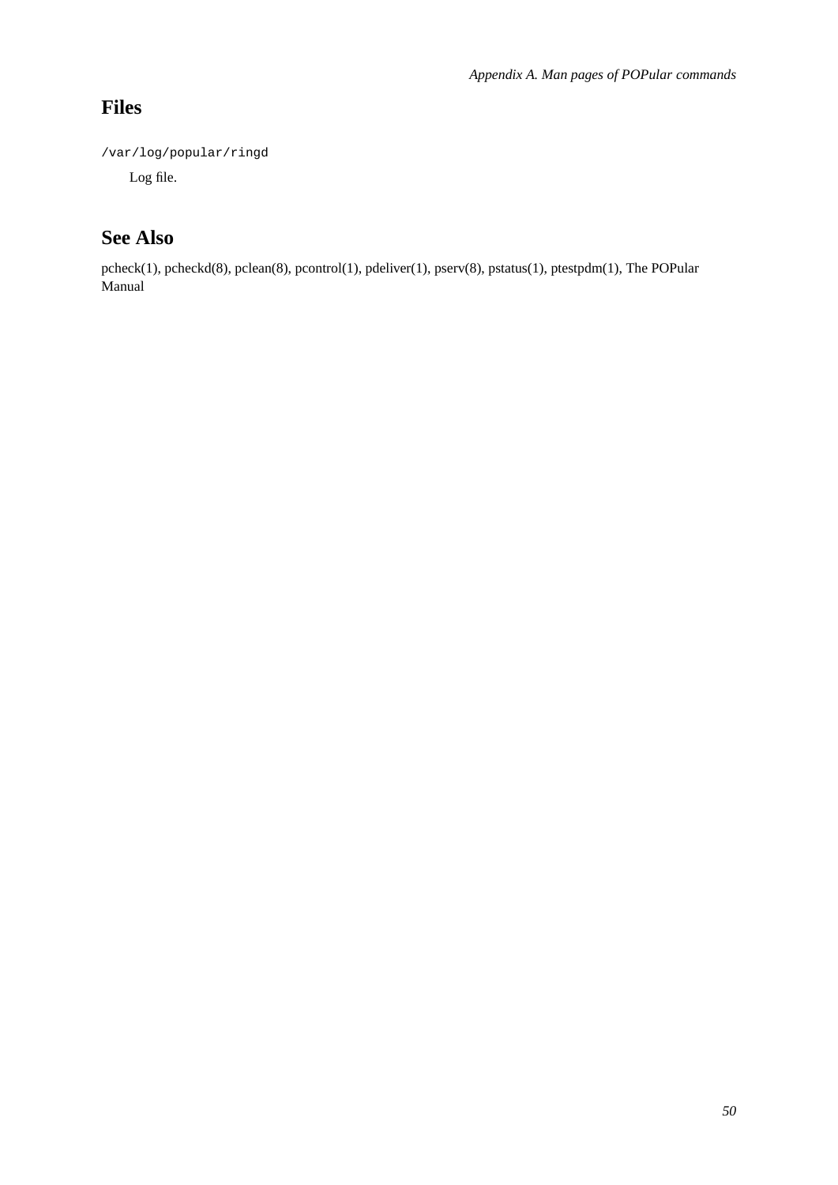## Files

`/var/log/popular/ringd`

Log file.

## See Also

pcheck(1), pcheckd(8), pclean(8), pcontrol(1), pdeliver(1), pserv(8), pstatus(1), ptestpdm(1), The POPular Manual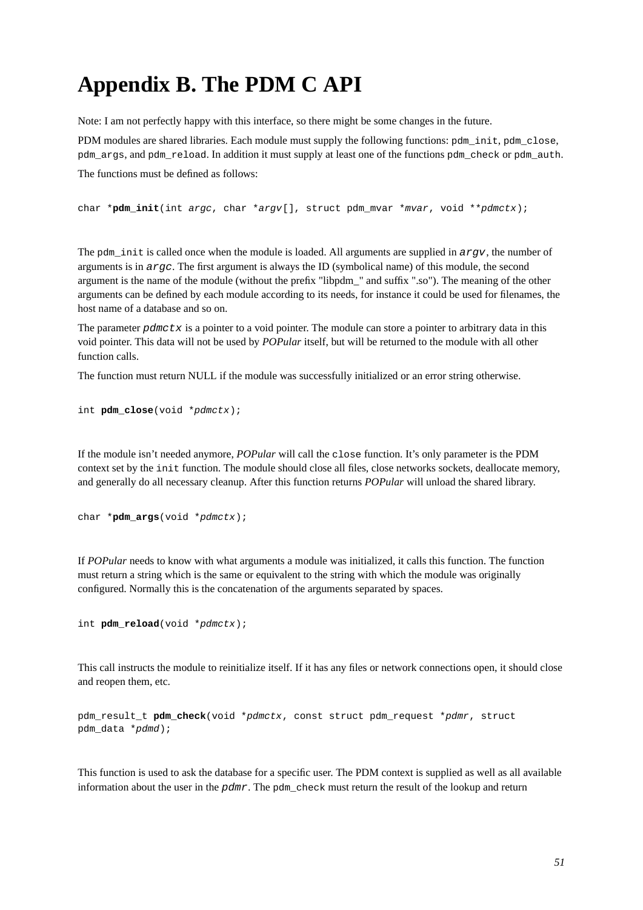# Appendix B. The PDM C API

Note: I am not perfectly happy with this interface, so there might be some changes in the future.

PDM modules are shared libraries. Each module must supply the following functions: `pdm_init`, `pdm_close`, `pdm_args`, and `pdm_reload`. In addition it must supply at least one of the functions `pdm_check` or `pdm_auth`.

The functions must be defined as follows:

```
char *pdm_init(int argc, char *argv[], struct pdm_mvar *mvar, void **pdmctx);
```

The `pdm_init` is called once when the module is loaded. All arguments are supplied in *argv*, the number of arguments is in *argc*. The first argument is always the ID (symbolical name) of this module, the second argument is the name of the module (without the prefix "libpdm_" and suffix ".so"). The meaning of the other arguments can be defined by each module according to its needs, for instance it could be used for filenames, the host name of a database and so on.

The parameter *pdmctx* is a pointer to a void pointer. The module can store a pointer to arbitrary data in this void pointer. This data will not be used by *POPular* itself, but will be returned to the module with all other function calls.

The function must return NULL if the module was successfully initialized or an error string otherwise.

```
int pdm_close(void *pdmctx);
```

If the module isn't needed anymore, *POPular* will call the `close` function. It's only parameter is the PDM context set by the `init` function. The module should close all files, close networks sockets, deallocate memory, and generally do all necessary cleanup. After this function returns *POPular* will unload the shared library.

```
char *pdm_args(void *pdmctx);
```

If *POPular* needs to know with what arguments a module was initialized, it calls this function. The function must return a string which is the same or equivalent to the string with which the module was originally configured. Normally this is the concatenation of the arguments separated by spaces.

```
int pdm_reload(void *pdmctx);
```

This call instructs the module to reinitialize itself. If it has any files or network connections open, it should close and reopen them, etc.

```
pdm_result_t pdm_check(void *pdmctx, const struct pdm_request *pdmr, struct
pdm_data *pdmd);
```

This function is used to ask the database for a specific user. The PDM context is supplied as well as all available information about the user in the *pdmr*. The `pdm_check` must return the result of the lookup and return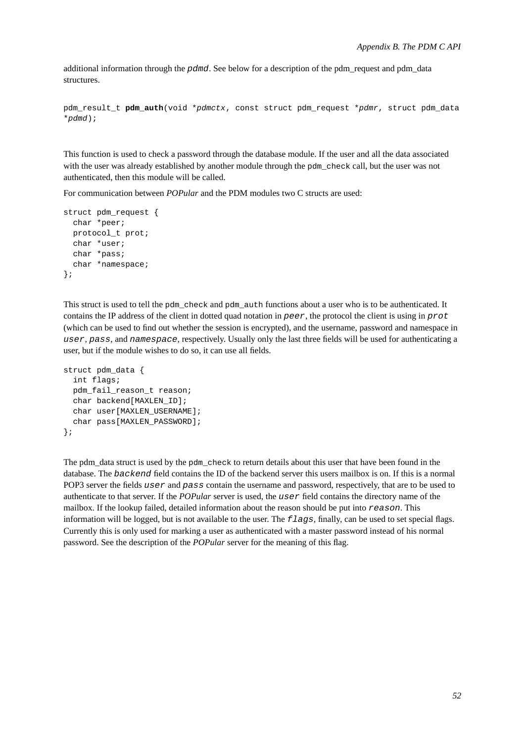additional information through the *pdmd*. See below for a description of the pdm_request and pdm_data structures.

```
pdm_result_t pdm_auth(void *pdmctx, const struct pdm_request *pdmr, struct pdm_data *pdmd);
```

This function is used to check a password through the database module. If the user and all the data associated with the user was already established by another module through the `pdm_check` call, but the user was not authenticated, then this module will be called.

For communication between *POPular* and the PDM modules two C structs are used:

```
struct pdm_request {
  char *peer;
  protocol_t prot;
  char *user;
  char *pass;
  char *namespace;
};
```

This struct is used to tell the `pdm_check` and `pdm_auth` functions about a user who is to be authenticated. It contains the IP address of the client in dotted quad notation in *peer*, the protocol the client is using in *prot* (which can be used to find out whether the session is encrypted), and the username, password and namespace in *user*, *pass*, and *namespace*, respectively. Usually only the last three fields will be used for authenticating a user, but if the module wishes to do so, it can use all fields.

```
struct pdm_data {
  int flags;
  pdm_fail_reason_t reason;
  char backend[MAXLEN_ID];
  char user[MAXLEN_USERNAME];
  char pass[MAXLEN_PASSWORD];
};
```

The pdm_data struct is used by the `pdm_check` to return details about this user that have been found in the database. The *backend* field contains the ID of the backend server this users mailbox is on. If this is a normal POP3 server the fields *user* and *pass* contain the username and password, respectively, that are to be used to authenticate to that server. If the *POPular* server is used, the *user* field contains the directory name of the mailbox. If the lookup failed, detailed information about the reason should be put into *reason*. This information will be logged, but is not available to the user. The *flags*, finally, can be used to set special flags. Currently this is only used for marking a user as authenticated with a master password instead of his normal password. See the description of the *POPular* server for the meaning of this flag.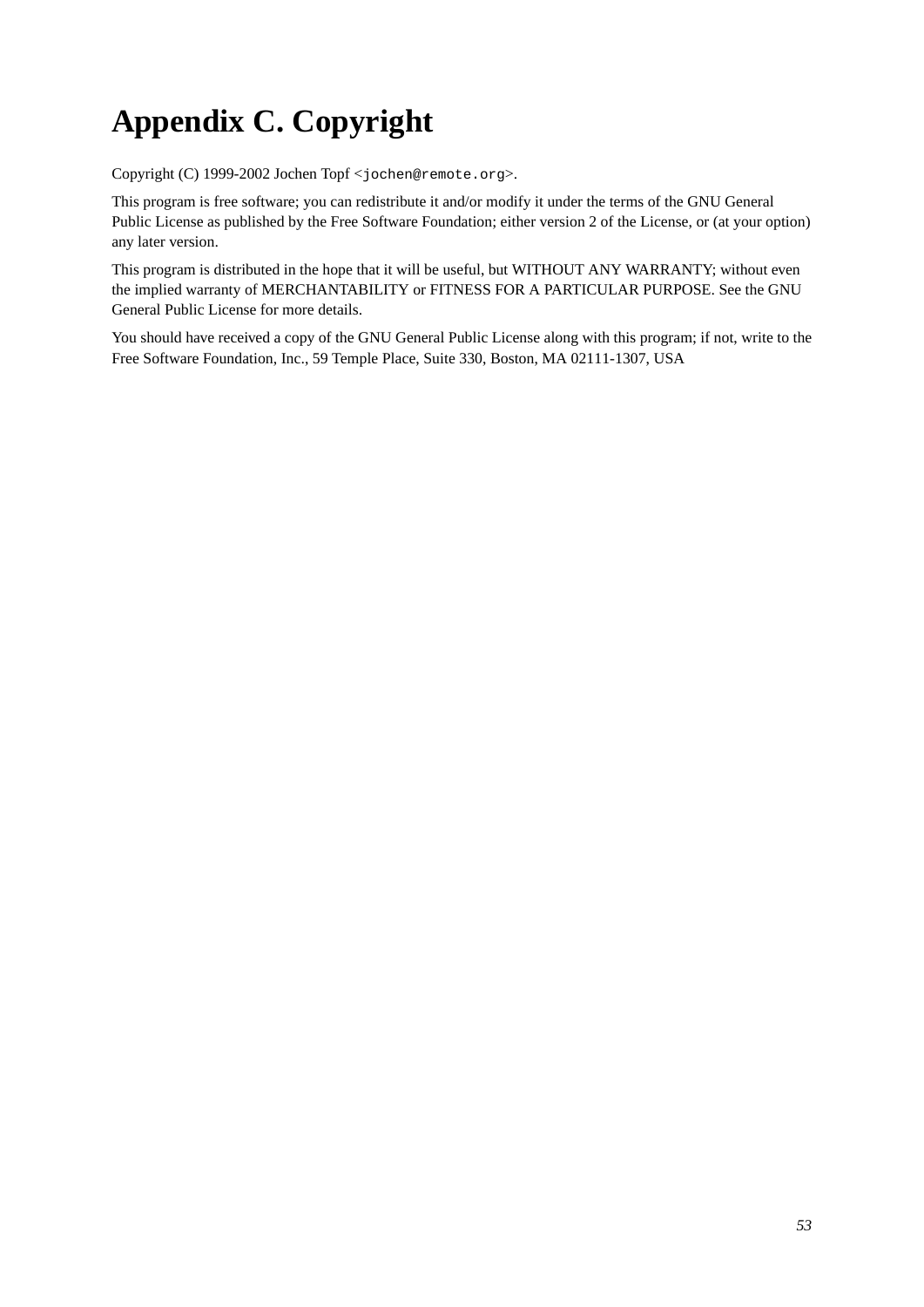# Appendix C. Copyright

Copyright (C) 1999-2002 Jochen Topf <`jochen@remote.org`>.

This program is free software; you can redistribute it and/or modify it under the terms of the GNU General Public License as published by the Free Software Foundation; either version 2 of the License, or (at your option) any later version.

This program is distributed in the hope that it will be useful, but WITHOUT ANY WARRANTY; without even the implied warranty of MERCHANTABILITY or FITNESS FOR A PARTICULAR PURPOSE. See the GNU General Public License for more details.

You should have received a copy of the GNU General Public License along with this program; if not, write to the Free Software Foundation, Inc., 59 Temple Place, Suite 330, Boston, MA 02111-1307, USA